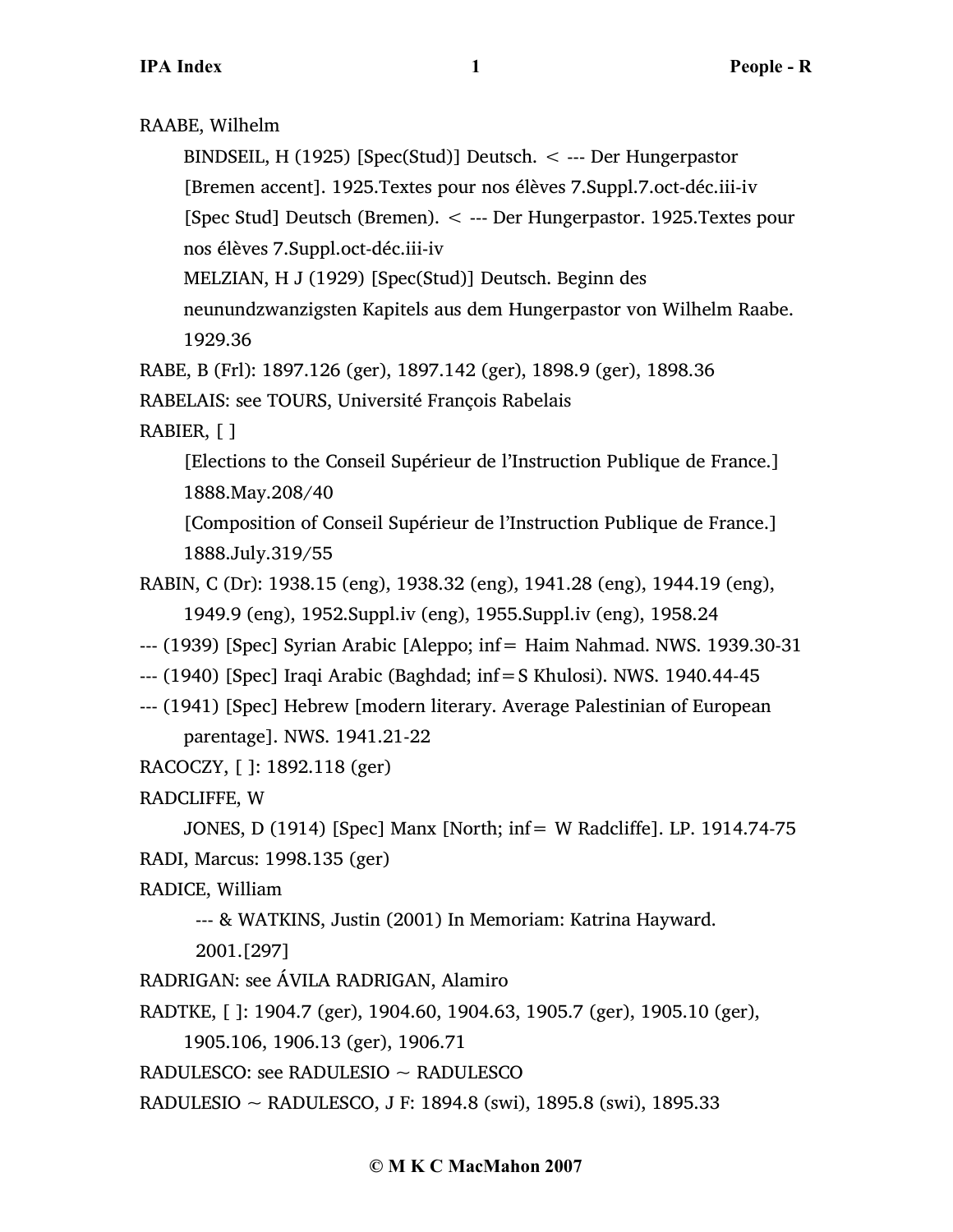RAABE, Wilhelm

BINDSEIL, H (1925) [Spec(Stud)] Deutsch. < --- Der Hungerpastor [Bremen accent]. 1925.Textes pour nos élèves 7.Suppl.7.oct-déc.iii-iv [Spec Stud] Deutsch (Bremen). < --- Der Hungerpastor. 1925.Textes pour nos élèves 7.Suppl.oct-déc.iii-iv

MELZIAN, H J (1929) [Spec(Stud)] Deutsch. Beginn des neunundzwanzigsten Kapitels aus dem Hungerpastor von Wilhelm Raabe. 1929.36

RABE, B (Frl): 1897.126 (ger), 1897.142 (ger), 1898.9 (ger), 1898.36

RABELAIS: see TOURS, Université François Rabelais

RABIER, [ ]

[Elections to the Conseil Supérieur de l'Instruction Publique de France.] 1888.May.208/40

[Composition of Conseil Supérieur de l'Instruction Publique de France.] 1888.July.319/55

RABIN, C (Dr): 1938.15 (eng), 1938.32 (eng), 1941.28 (eng), 1944.19 (eng), 1949.9 (eng), 1952.Suppl.iv (eng), 1955.Suppl.iv (eng), 1958.24

--- (1939) [Spec] Syrian Arabic [Aleppo; inf= Haim Nahmad. NWS. 1939.30-31

--- (1940) [Spec] Iraqi Arabic (Baghdad; inf=S Khulosi). NWS. 1940.44-45

--- (1941) [Spec] Hebrew [modern literary. Average Palestinian of European parentage]. NWS. 1941.21-22

RACOCZY, [ ]: 1892.118 (ger)

RADCLIFFE, W

JONES, D (1914) [Spec] Manx [North; inf= W Radcliffe]. LP. 1914.74-75

RADI, Marcus: 1998.135 (ger)

RADICE, William

--- & WATKINS, Justin (2001) In Memoriam: Katrina Hayward. 2001.[297]

RADRIGAN: see ÁVILA RADRIGAN, Alamiro

RADTKE, [ ]: 1904.7 (ger), 1904.60, 1904.63, 1905.7 (ger), 1905.10 (ger), 1905.106, 1906.13 (ger), 1906.71

RADULESCO: see RADULESIO ~ RADULESCO

RADULESIO ~ RADULESCO, J F: 1894.8 (swi), 1895.8 (swi), 1895.33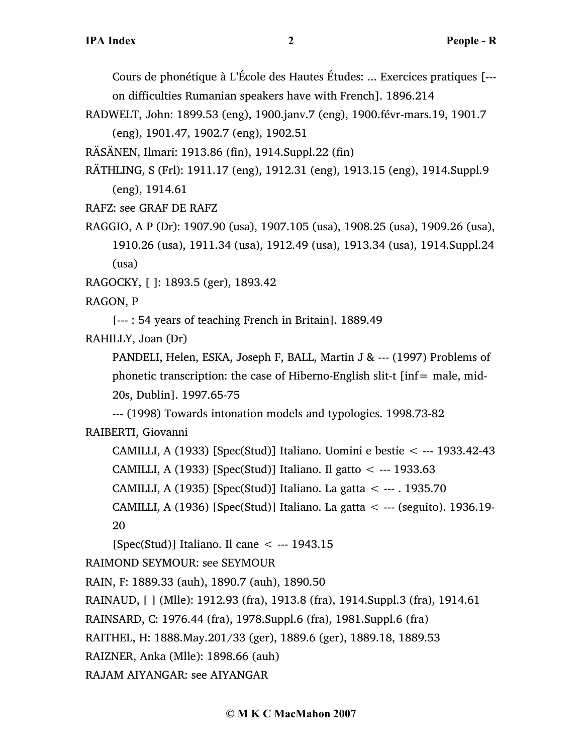Cours de phonétique à L'École des Hautes Études: ... Exercices pratiques [--- on difficulties Rumanian speakers have with French]. 1896.214

RADWELT, John: 1899.53 (eng), 1900.janv.7 (eng), 1900.févr-mars.19, 1901.7 (eng), 1901.47, 1902.7 (eng), 1902.51

RÄSÄNEN, Ilmari: 1913.86 (fin), 1914.Suppl.22 (fin)

RÄTHLING, S (Frl): 1911.17 (eng), 1912.31 (eng), 1913.15 (eng), 1914.Suppl.9 (eng), 1914.61

RAFZ: see GRAF DE RAFZ

RAGGIO, A P (Dr): 1907.90 (usa), 1907.105 (usa), 1908.25 (usa), 1909.26 (usa), 1910.26 (usa), 1911.34 (usa), 1912.49 (usa), 1913.34 (usa), 1914.Suppl.24 (usa)

RAGOCKY, [ ]: 1893.5 (ger), 1893.42

RAGON, P

[--- : 54 years of teaching French in Britain]. 1889.49

RAHILLY, Joan (Dr)

PANDELI, Helen, ESKA, Joseph F, BALL, Martin J & --- (1997) Problems of phonetic transcription: the case of Hiberno-English slit-t [inf= male, mid-20s, Dublin]. 1997.65-75

--- (1998) Towards intonation models and typologies. 1998.73-82

RAIBERTI, Giovanni

CAMILLI, A (1933) [Spec(Stud)] Italiano. Uomini e bestie < --- 1933.42-43

CAMILLI, A (1933) [Spec(Stud)] Italiano. Il gatto < --- 1933.63

CAMILLI, A (1935) [Spec(Stud)] Italiano. La gatta < --- . 1935.70

CAMILLI, A (1936) [Spec(Stud)] Italiano. La gatta < --- (seguito). 1936.19-20

[Spec(Stud)] Italiano. Il cane < --- 1943.15

RAIMOND SEYMOUR: see SEYMOUR

RAIN, F: 1889.33 (auh), 1890.7 (auh), 1890.50

RAINAUD, [ ] (Mlle): 1912.93 (fra), 1913.8 (fra), 1914.Suppl.3 (fra), 1914.61

RAINSARD, C: 1976.44 (fra), 1978.Suppl.6 (fra), 1981.Suppl.6 (fra)

RAITHEL, H: 1888.May.201/33 (ger), 1889.6 (ger), 1889.18, 1889.53

RAIZNER, Anka (Mlle): 1898.66 (auh)

RAJAM AIYANGAR: see AIYANGAR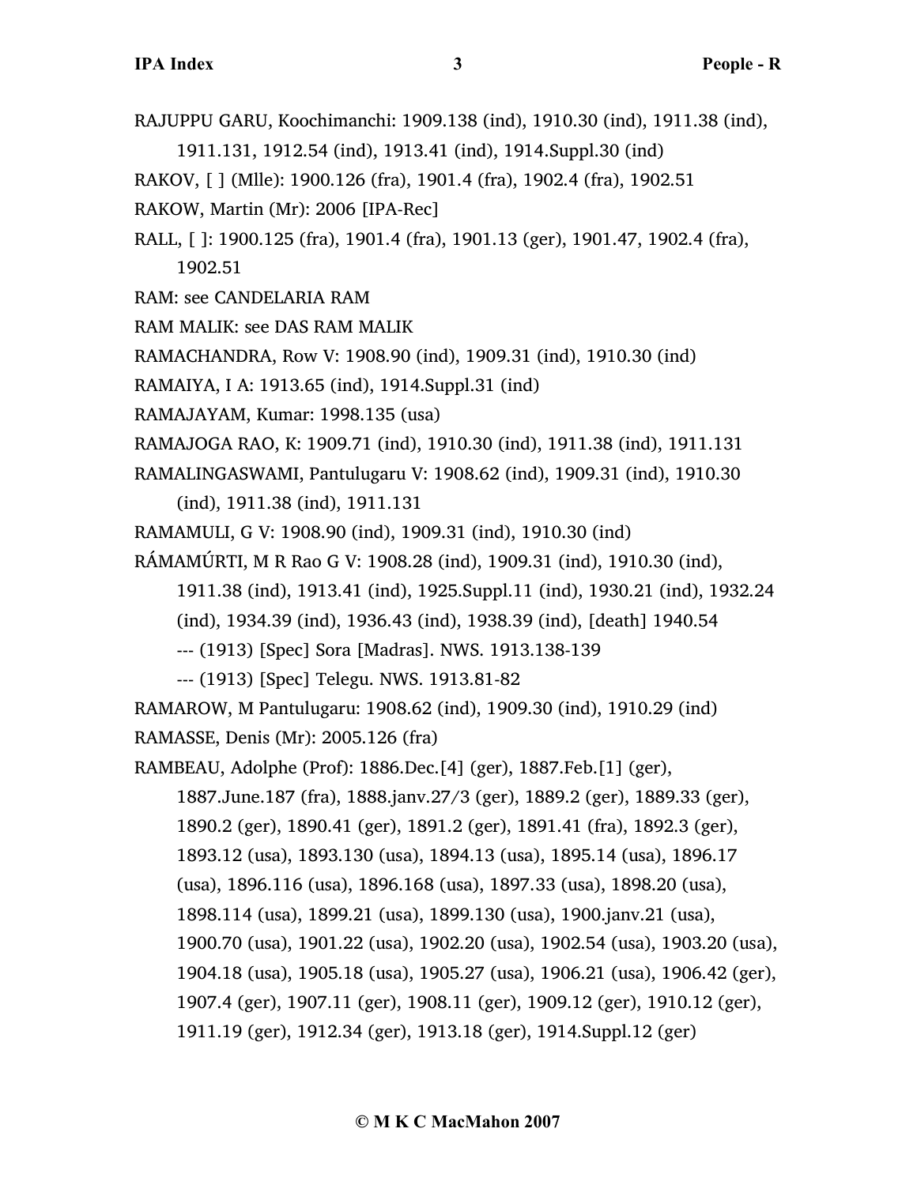RAJUPPU GARU, Koochimanchi: 1909.138 (ind), 1910.30 (ind), 1911.38 (ind), 1911.131, 1912.54 (ind), 1913.41 (ind), 1914.Suppl.30 (ind)

RAKOV, [ ] (Mlle): 1900.126 (fra), 1901.4 (fra), 1902.4 (fra), 1902.51

RAKOW, Martin (Mr): 2006 [IPA-Rec]

RALL, [ ]: 1900.125 (fra), 1901.4 (fra), 1901.13 (ger), 1901.47, 1902.4 (fra), 1902.51

RAM: see CANDELARIA RAM

RAM MALIK: see DAS RAM MALIK

RAMACHANDRA, Row V: 1908.90 (ind), 1909.31 (ind), 1910.30 (ind)

RAMAIYA, I A: 1913.65 (ind), 1914.Suppl.31 (ind)

RAMAJAYAM, Kumar: 1998.135 (usa)

RAMAJOGA RAO, K: 1909.71 (ind), 1910.30 (ind), 1911.38 (ind), 1911.131

RAMALINGASWAMI, Pantulugaru V: 1908.62 (ind), 1909.31 (ind), 1910.30 (ind), 1911.38 (ind), 1911.131

RAMAMULI, G V: 1908.90 (ind), 1909.31 (ind), 1910.30 (ind)

RÁMAMÚRTI, M R Rao G V: 1908.28 (ind), 1909.31 (ind), 1910.30 (ind), 1911.38 (ind), 1913.41 (ind), 1925.Suppl.11 (ind), 1930.21 (ind), 1932.24 (ind), 1934.39 (ind), 1936.43 (ind), 1938.39 (ind), [death] 1940.54

--- (1913) [Spec] Sora [Madras]. NWS. 1913.138-139

--- (1913) [Spec] Telegu. NWS. 1913.81-82

RAMAROW, M Pantulugaru: 1908.62 (ind), 1909.30 (ind), 1910.29 (ind)

RAMASSE, Denis (Mr): 2005.126 (fra)

RAMBEAU, Adolphe (Prof): 1886.Dec.[4] (ger), 1887.Feb.[1] (ger), 1887.June.187 (fra), 1888.janv.27/3 (ger), 1889.2 (ger), 1889.33 (ger), 1890.2 (ger), 1890.41 (ger), 1891.2 (ger), 1891.41 (fra), 1892.3 (ger), 1893.12 (usa), 1893.130 (usa), 1894.13 (usa), 1895.14 (usa), 1896.17 (usa), 1896.116 (usa), 1896.168 (usa), 1897.33 (usa), 1898.20 (usa), 1898.114 (usa), 1899.21 (usa), 1899.130 (usa), 1900.janv.21 (usa), 1900.70 (usa), 1901.22 (usa), 1902.20 (usa), 1902.54 (usa), 1903.20 (usa), 1904.18 (usa), 1905.18 (usa), 1905.27 (usa), 1906.21 (usa), 1906.42 (ger), 1907.4 (ger), 1907.11 (ger), 1908.11 (ger), 1909.12 (ger), 1910.12 (ger), 1911.19 (ger), 1912.34 (ger), 1913.18 (ger), 1914.Suppl.12 (ger)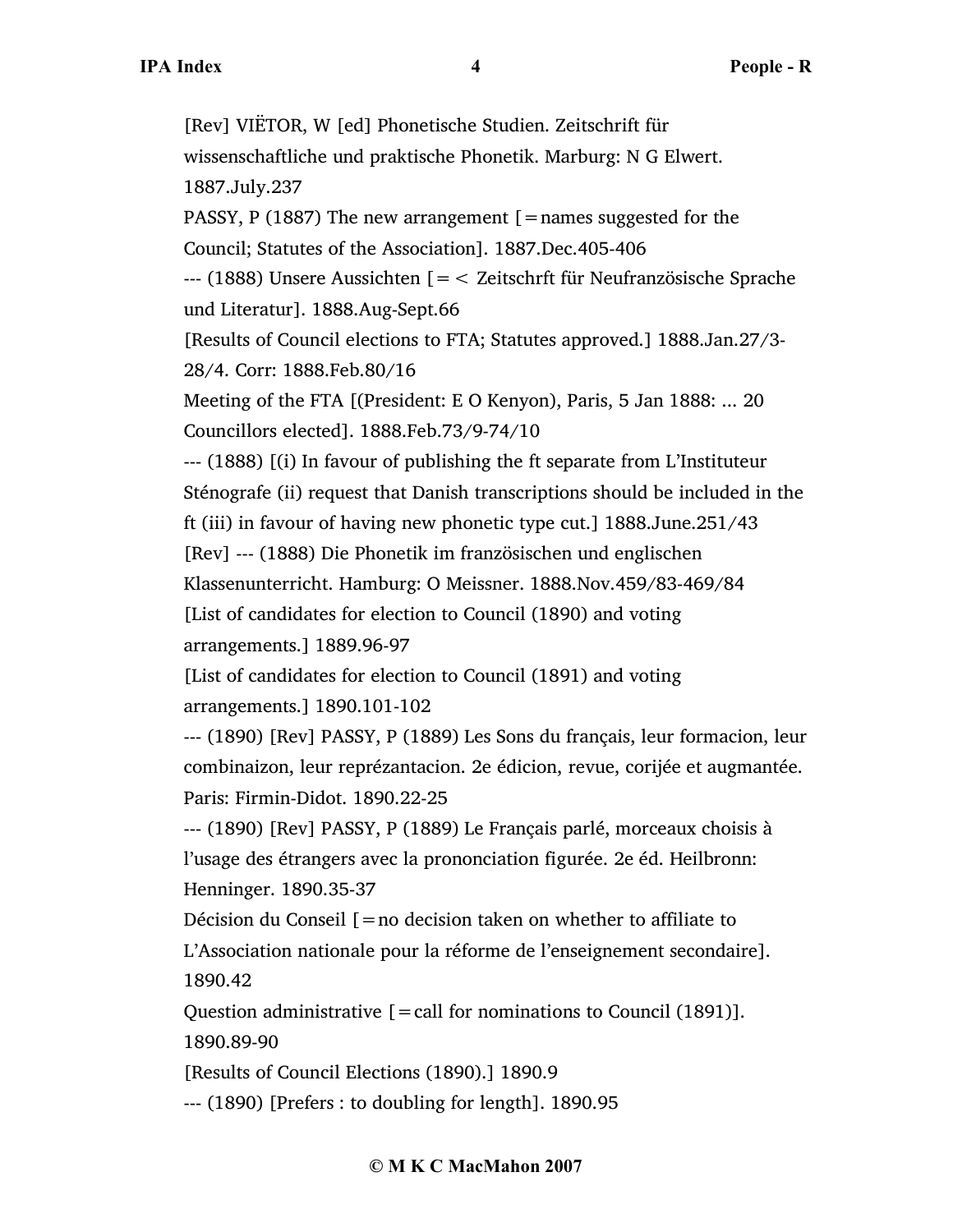[Rev] VIËTOR, W [ed] Phonetische Studien. Zeitschrift für wissenschaftliche und praktische Phonetik. Marburg: N G Elwert. 1887.July.237

PASSY, P (1887) The new arrangement [=names suggested for the Council; Statutes of the Association]. 1887.Dec.405-406

--- (1888) Unsere Aussichten [=< Zeitschrft für Neufranzösische Sprache und Literatur]. 1888.Aug-Sept.66

[Results of Council elections to FTA; Statutes approved.] 1888.Jan.27/3-28/4. Corr: 1888.Feb.80/16

Meeting of the FTA [(President: E O Kenyon), Paris, 5 Jan 1888: ... 20 Councillors elected]. 1888.Feb.73/9-74/10

--- (1888) [(i) In favour of publishing the ft separate from L'Instituteur Sténografe (ii) request that Danish transcriptions should be included in the ft (iii) in favour of having new phonetic type cut.] 1888.June.251/43

[Rev] --- (1888) Die Phonetik im französischen und englischen Klassenunterricht. Hamburg: O Meissner. 1888.Nov.459/83-469/84

[List of candidates for election to Council (1890) and voting arrangements.] 1889.96-97

[List of candidates for election to Council (1891) and voting arrangements.] 1890.101-102

--- (1890) [Rev] PASSY, P (1889) Les Sons du français, leur formacion, leur combinaizon, leur reprézantacion. 2e édicion, revue, corijée et augmantée. Paris: Firmin-Didot. 1890.22-25

--- (1890) [Rev] PASSY, P (1889) Le Français parlé, morceaux choisis à l'usage des étrangers avec la prononciation figurée. 2e éd. Heilbronn: Henninger. 1890.35-37

Décision du Conseil [=no decision taken on whether to affiliate to L'Association nationale pour la réforme de l'enseignement secondaire]. 1890.42

Question administrative [=call for nominations to Council (1891)]. 1890.89-90

[Results of Council Elections (1890).] 1890.9

--- (1890) [Prefers : to doubling for length]. 1890.95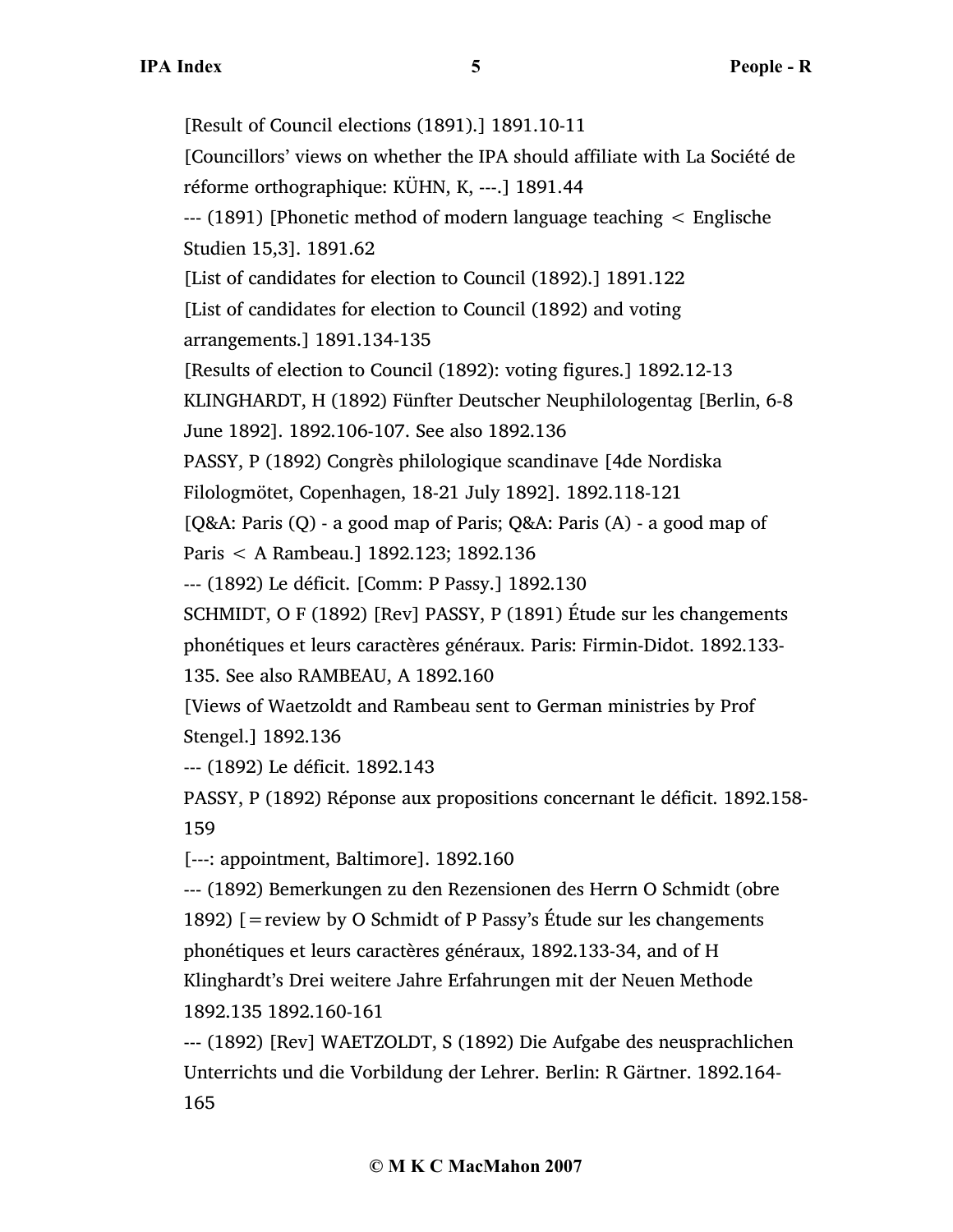[Result of Council elections (1891).] 1891.10-11

[Councillors' views on whether the IPA should affiliate with La Société de réforme orthographique: KÜHN, K, ---.] 1891.44

--- (1891) [Phonetic method of modern language teaching < Englische Studien 15,3]. 1891.62

[List of candidates for election to Council (1892).] 1891.122

[List of candidates for election to Council (1892) and voting arrangements.] 1891.134-135

[Results of election to Council (1892): voting figures.] 1892.12-13

KLINGHARDT, H (1892) Fünfter Deutscher Neuphilologentag [Berlin, 6-8 June 1892]. 1892.106-107. See also 1892.136

PASSY, P (1892) Congrès philologique scandinave [4de Nordiska Filologmötet, Copenhagen, 18-21 July 1892]. 1892.118-121

[Q&A: Paris (Q) - a good map of Paris; Q&A: Paris (A) - a good map of Paris < A Rambeau.] 1892.123; 1892.136

--- (1892) Le déficit. [Comm: P Passy.] 1892.130

SCHMIDT, O F (1892) [Rev] PASSY, P (1891) Étude sur les changements phonétiques et leurs caractères généraux. Paris: Firmin-Didot. 1892.133-135. See also RAMBEAU, A 1892.160

[Views of Waetzoldt and Rambeau sent to German ministries by Prof Stengel.] 1892.136

--- (1892) Le déficit. 1892.143

PASSY, P (1892) Réponse aux propositions concernant le déficit. 1892.158-159

[---: appointment, Baltimore]. 1892.160

--- (1892) Bemerkungen zu den Rezensionen des Herrn O Schmidt (obre 1892) [=review by O Schmidt of P Passy's Étude sur les changements phonétiques et leurs caractères généraux, 1892.133-34, and of H Klinghardt's Drei weitere Jahre Erfahrungen mit der Neuen Methode 1892.135 1892.160-161

--- (1892) [Rev] WAETZOLDT, S (1892) Die Aufgabe des neusprachlichen Unterrichts und die Vorbildung der Lehrer. Berlin: R Gärtner. 1892.164-165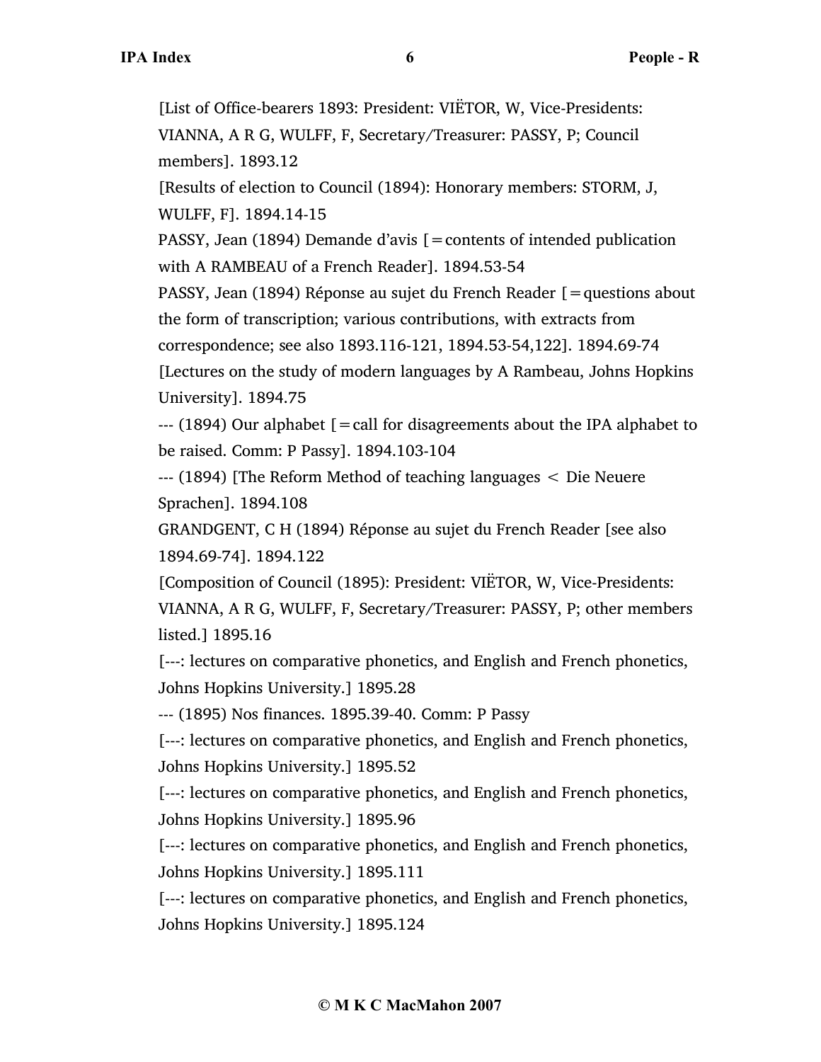[List of Office-bearers 1893: President: VIËTOR, W, Vice-Presidents: VIANNA, A R G, WULFF, F, Secretary/Treasurer: PASSY, P; Council members]. 1893.12

[Results of election to Council (1894): Honorary members: STORM, J, WULFF, F]. 1894.14-15

PASSY, Jean (1894) Demande d'avis [=contents of intended publication with A RAMBEAU of a French Reader]. 1894.53-54

PASSY, Jean (1894) Réponse au sujet du French Reader [=questions about the form of transcription; various contributions, with extracts from correspondence; see also 1893.116-121, 1894.53-54,122]. 1894.69-74

[Lectures on the study of modern languages by A Rambeau, Johns Hopkins University]. 1894.75

--- (1894) Our alphabet [=call for disagreements about the IPA alphabet to be raised. Comm: P Passy]. 1894.103-104

--- (1894) [The Reform Method of teaching languages < Die Neuere Sprachen]. 1894.108

GRANDGENT, C H (1894) Réponse au sujet du French Reader [see also 1894.69-74]. 1894.122

[Composition of Council (1895): President: VIËTOR, W, Vice-Presidents: VIANNA, A R G, WULFF, F, Secretary/Treasurer: PASSY, P; other members listed.] 1895.16

[---: lectures on comparative phonetics, and English and French phonetics, Johns Hopkins University.] 1895.28

--- (1895) Nos finances. 1895.39-40. Comm: P Passy

[---: lectures on comparative phonetics, and English and French phonetics, Johns Hopkins University.] 1895.52

[---: lectures on comparative phonetics, and English and French phonetics, Johns Hopkins University.] 1895.96

[---: lectures on comparative phonetics, and English and French phonetics, Johns Hopkins University.] 1895.111

[---: lectures on comparative phonetics, and English and French phonetics, Johns Hopkins University.] 1895.124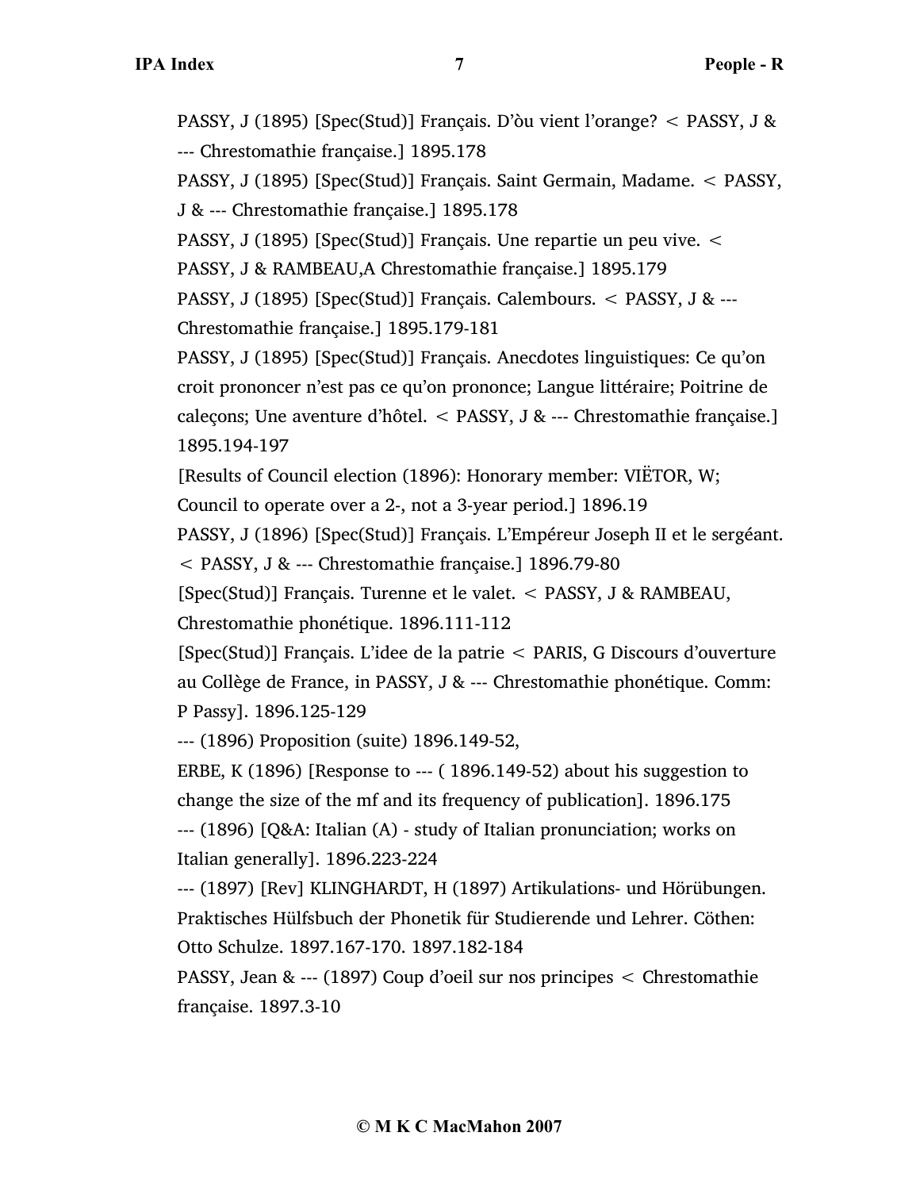PASSY, J (1895) [Spec(Stud)] Français. D'òu vient l'orange? < PASSY, J & --- Chrestomathie française.] 1895.178

PASSY, J (1895) [Spec(Stud)] Français. Saint Germain, Madame. < PASSY, J & --- Chrestomathie française.] 1895.178

PASSY, J (1895) [Spec(Stud)] Français. Une repartie un peu vive. < PASSY, J & RAMBEAU,A Chrestomathie française.] 1895.179

PASSY, J (1895) [Spec(Stud)] Français. Calembours. < PASSY, J & --- Chrestomathie française.] 1895.179-181

PASSY, J (1895) [Spec(Stud)] Français. Anecdotes linguistiques: Ce qu'on croit prononcer n'est pas ce qu'on prononce; Langue littéraire; Poitrine de caleçons; Une aventure d'hôtel. < PASSY, J & --- Chrestomathie française.] 1895.194-197

[Results of Council election (1896): Honorary member: VIËTOR, W; Council to operate over a 2-, not a 3-year period.] 1896.19

PASSY, J (1896) [Spec(Stud)] Français. L'Empéreur Joseph II et le sergéant. < PASSY, J & --- Chrestomathie française.] 1896.79-80

[Spec(Stud)] Français. Turenne et le valet. < PASSY, J & RAMBEAU, Chrestomathie phonétique. 1896.111-112

[Spec(Stud)] Français. L'idee de la patrie < PARIS, G Discours d'ouverture au Collège de France, in PASSY, J & --- Chrestomathie phonétique. Comm: P Passy]. 1896.125-129

--- (1896) Proposition (suite) 1896.149-52,

ERBE, K (1896) [Response to --- ( 1896.149-52) about his suggestion to change the size of the mf and its frequency of publication]. 1896.175

--- (1896) [Q&A: Italian (A) - study of Italian pronunciation; works on Italian generally]. 1896.223-224

--- (1897) [Rev] KLINGHARDT, H (1897) Artikulations- und Hörübungen. Praktisches Hülfsbuch der Phonetik für Studierende und Lehrer. Cöthen: Otto Schulze. 1897.167-170. 1897.182-184

PASSY, Jean & --- (1897) Coup d'oeil sur nos principes < Chrestomathie française. 1897.3-10

© M K C MacMahon 2007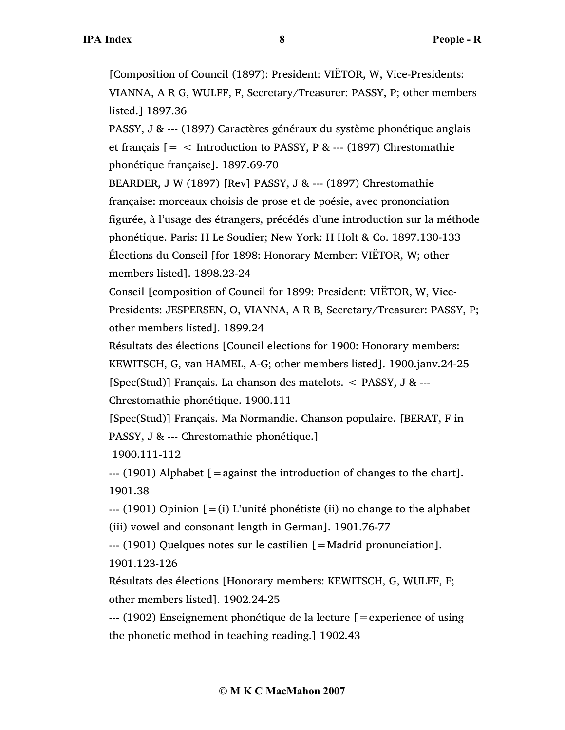[Composition of Council (1897): President: VIËTOR, W, Vice-Presidents: VIANNA, A R G, WULFF, F, Secretary/Treasurer: PASSY, P; other members listed.] 1897.36

PASSY, J & --- (1897) Caractères généraux du système phonétique anglais et français [= < Introduction to PASSY, P & --- (1897) Chrestomathie phonétique française]. 1897.69-70

BEARDER, J W (1897) [Rev] PASSY, J & --- (1897) Chrestomathie française: morceaux choisis de prose et de poésie, avec prononciation figurée, à l'usage des étrangers, précédés d'une introduction sur la méthode phonétique. Paris: H Le Soudier; New York: H Holt & Co. 1897.130-133

Élections du Conseil [for 1898: Honorary Member: VIËTOR, W; other members listed]. 1898.23-24

Conseil [composition of Council for 1899: President: VIËTOR, W, Vice-Presidents: JESPERSEN, O, VIANNA, A R B, Secretary/Treasurer: PASSY, P; other members listed]. 1899.24

Résultats des élections [Council elections for 1900: Honorary members: KEWITSCH, G, van HAMEL, A-G; other members listed]. 1900.janv.24-25

[Spec(Stud)] Français. La chanson des matelots. < PASSY, J & --- Chrestomathie phonétique. 1900.111

[Spec(Stud)] Français. Ma Normandie. Chanson populaire. [BERAT, F in PASSY, J & --- Chrestomathie phonétique.] 1900.111-112

--- (1901) Alphabet [=against the introduction of changes to the chart]. 1901.38

--- (1901) Opinion [=(i) L'unité phonétiste (ii) no change to the alphabet (iii) vowel and consonant length in German]. 1901.76-77

--- (1901) Quelques notes sur le castilien [=Madrid pronunciation]. 1901.123-126

Résultats des élections [Honorary members: KEWITSCH, G, WULFF, F; other members listed]. 1902.24-25

--- (1902) Enseignement phonétique de la lecture [=experience of using the phonetic method in teaching reading.] 1902.43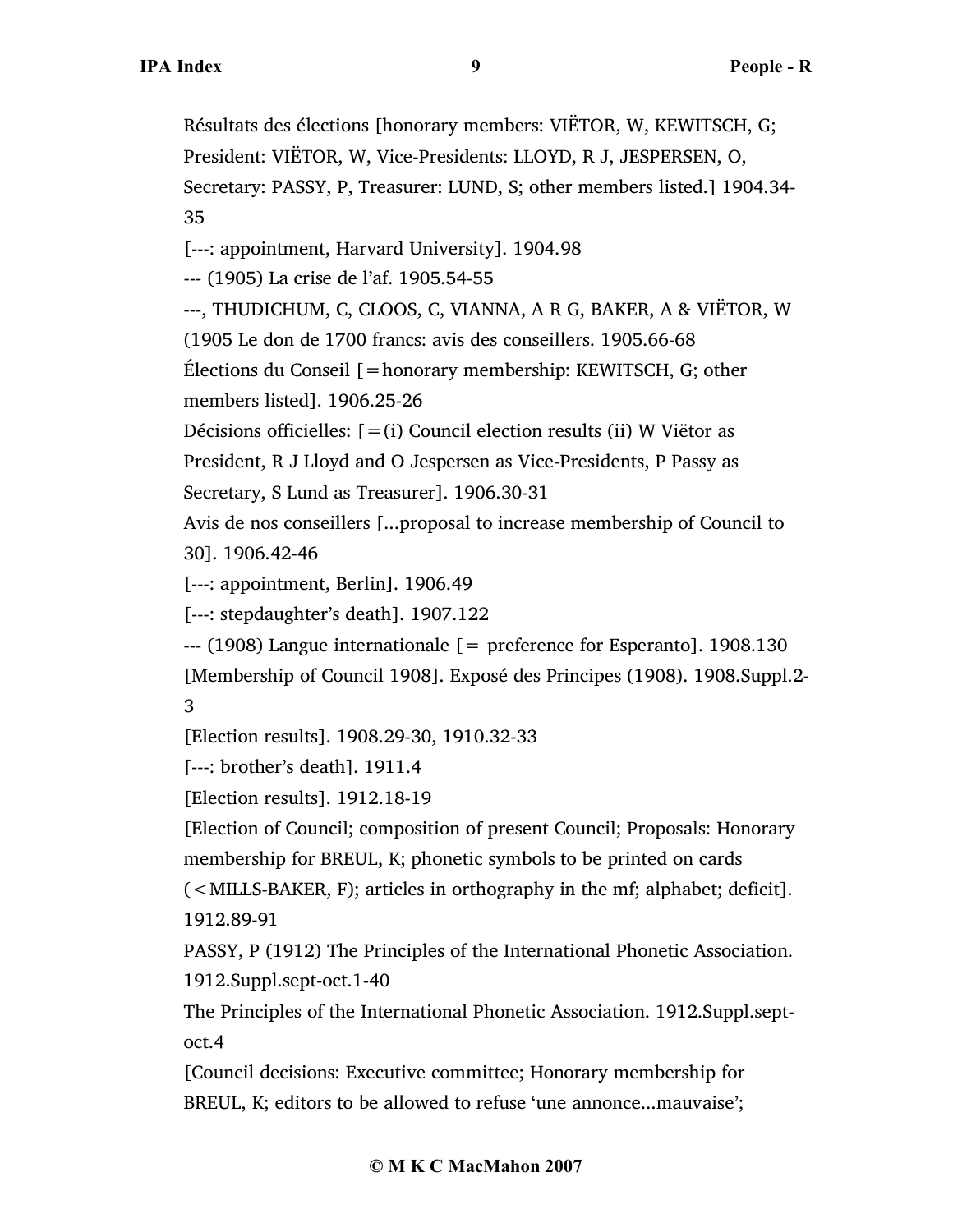Résultats des élections [honorary members: VIËTOR, W, KEWITSCH, G; President: VIËTOR, W, Vice-Presidents: LLOYD, R J, JESPERSEN, O, Secretary: PASSY, P, Treasurer: LUND, S; other members listed.] 1904.34-35

[---: appointment, Harvard University]. 1904.98

--- (1905) La crise de l'af. 1905.54-55

---, THUDICHUM, C, CLOOS, C, VIANNA, A R G, BAKER, A & VIËTOR, W (1905 Le don de 1700 francs: avis des conseillers. 1905.66-68

Élections du Conseil [=honorary membership: KEWITSCH, G; other members listed]. 1906.25-26

Décisions officielles: [=(i) Council election results (ii) W Viëtor as President, R J Lloyd and O Jespersen as Vice-Presidents, P Passy as Secretary, S Lund as Treasurer]. 1906.30-31

Avis de nos conseillers [...proposal to increase membership of Council to 30]. 1906.42-46

[---: appointment, Berlin]. 1906.49

[---: stepdaughter's death]. 1907.122

--- (1908) Langue internationale [= preference for Esperanto]. 1908.130

[Membership of Council 1908]. Exposé des Principes (1908). 1908.Suppl.2-3

[Election results]. 1908.29-30, 1910.32-33

[---: brother's death]. 1911.4

[Election results]. 1912.18-19

[Election of Council; composition of present Council; Proposals: Honorary membership for BREUL, K; phonetic symbols to be printed on cards (<MILLS-BAKER, F); articles in orthography in the mf; alphabet; deficit]. 1912.89-91

PASSY, P (1912) The Principles of the International Phonetic Association. 1912.Suppl.sept-oct.1-40

The Principles of the International Phonetic Association. 1912.Suppl.sept-oct.4

[Council decisions: Executive committee; Honorary membership for BREUL, K; editors to be allowed to refuse 'une annonce...mauvaise';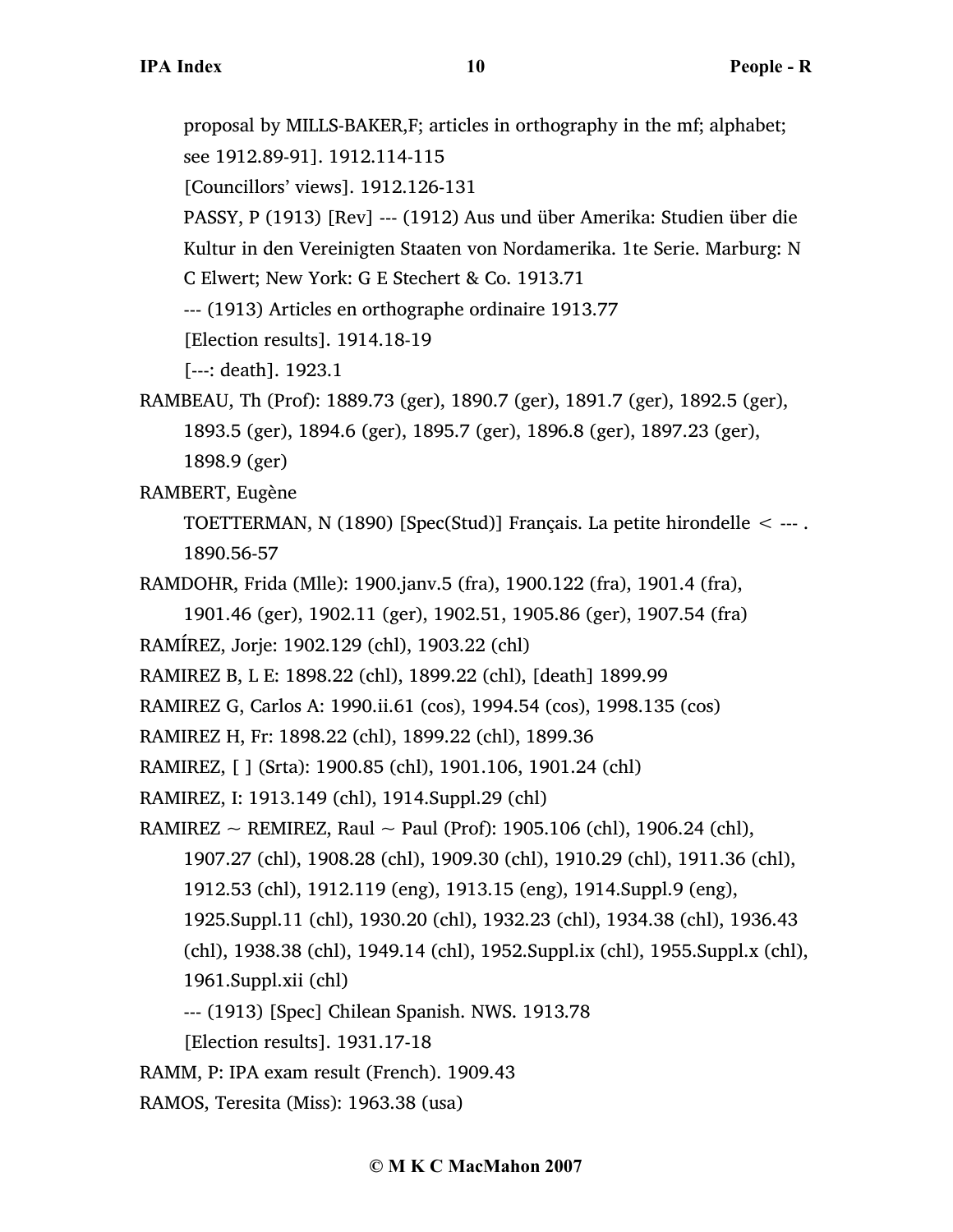proposal by MILLS-BAKER,F; articles in orthography in the mf; alphabet; see 1912.89-91]. 1912.114-115

[Councillors' views]. 1912.126-131

PASSY, P (1913) [Rev] --- (1912) Aus und über Amerika: Studien über die Kultur in den Vereinigten Staaten von Nordamerika. 1te Serie. Marburg: N C Elwert; New York: G E Stechert & Co. 1913.71

--- (1913) Articles en orthographe ordinaire 1913.77

[Election results]. 1914.18-19

[---: death]. 1923.1

RAMBEAU, Th (Prof): 1889.73 (ger), 1890.7 (ger), 1891.7 (ger), 1892.5 (ger), 1893.5 (ger), 1894.6 (ger), 1895.7 (ger), 1896.8 (ger), 1897.23 (ger), 1898.9 (ger)

RAMBERT, Eugène

TOETTERMAN, N (1890) [Spec(Stud)] Français. La petite hirondelle < --- . 1890.56-57

RAMDOHR, Frida (Mlle): 1900.janv.5 (fra), 1900.122 (fra), 1901.4 (fra), 1901.46 (ger), 1902.11 (ger), 1902.51, 1905.86 (ger), 1907.54 (fra)

RAMÍREZ, Jorje: 1902.129 (chl), 1903.22 (chl)

RAMIREZ B, L E: 1898.22 (chl), 1899.22 (chl), [death] 1899.99

RAMIREZ G, Carlos A: 1990.ii.61 (cos), 1994.54 (cos), 1998.135 (cos)

RAMIREZ H, Fr: 1898.22 (chl), 1899.22 (chl), 1899.36

RAMIREZ, [ ] (Srta): 1900.85 (chl), 1901.106, 1901.24 (chl)

RAMIREZ, I: 1913.149 (chl), 1914.Suppl.29 (chl)

RAMIREZ ~ REMIREZ, Raul ~ Paul (Prof): 1905.106 (chl), 1906.24 (chl), 1907.27 (chl), 1908.28 (chl), 1909.30 (chl), 1910.29 (chl), 1911.36 (chl), 1912.53 (chl), 1912.119 (eng), 1913.15 (eng), 1914.Suppl.9 (eng), 1925.Suppl.11 (chl), 1930.20 (chl), 1932.23 (chl), 1934.38 (chl), 1936.43 (chl), 1938.38 (chl), 1949.14 (chl), 1952.Suppl.ix (chl), 1955.Suppl.x (chl), 1961.Suppl.xii (chl)

--- (1913) [Spec] Chilean Spanish. NWS. 1913.78

[Election results]. 1931.17-18

RAMM, P: IPA exam result (French). 1909.43

RAMOS, Teresita (Miss): 1963.38 (usa)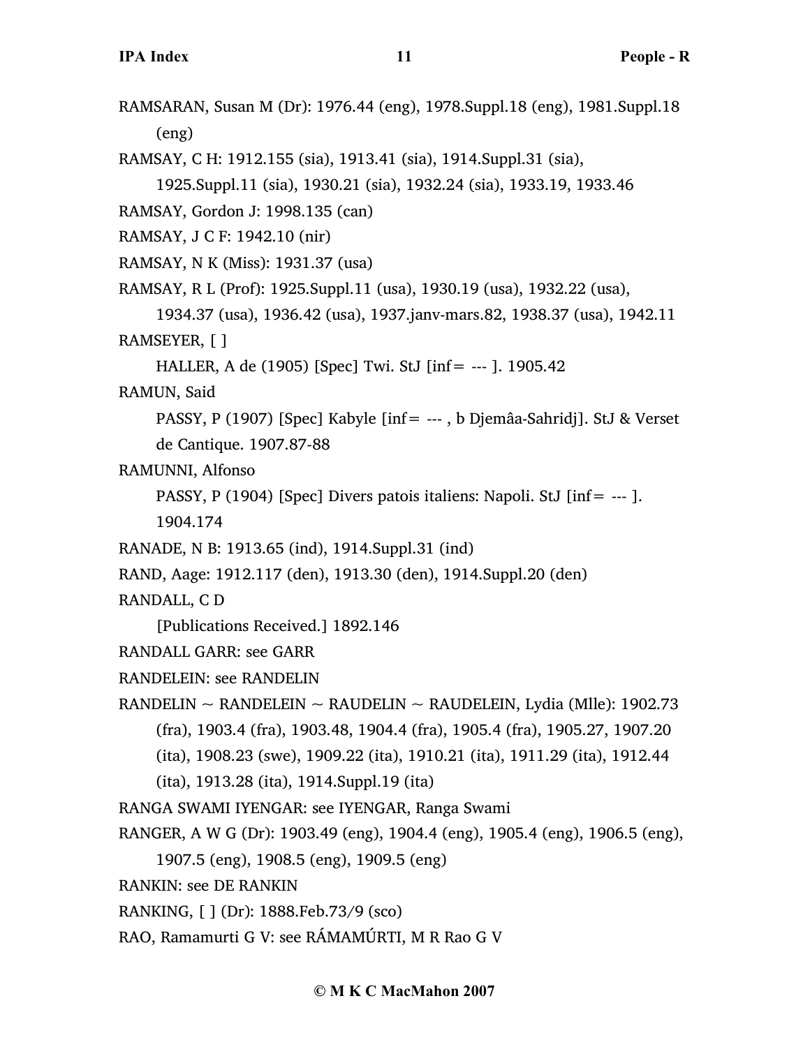RAMSARAN, Susan M (Dr): 1976.44 (eng), 1978.Suppl.18 (eng), 1981.Suppl.18 (eng)

RAMSAY, C H: 1912.155 (sia), 1913.41 (sia), 1914.Suppl.31 (sia), 1925.Suppl.11 (sia), 1930.21 (sia), 1932.24 (sia), 1933.19, 1933.46

RAMSAY, Gordon J: 1998.135 (can)

RAMSAY, J C F: 1942.10 (nir)

RAMSAY, N K (Miss): 1931.37 (usa)

RAMSAY, R L (Prof): 1925.Suppl.11 (usa), 1930.19 (usa), 1932.22 (usa), 1934.37 (usa), 1936.42 (usa), 1937.janv-mars.82, 1938.37 (usa), 1942.11

RAMSEYER, [ ]

HALLER, A de (1905) [Spec] Twi. StJ [inf= --- ]. 1905.42

RAMUN, Said

PASSY, P (1907) [Spec] Kabyle [inf= --- , b Djemâa-Sahridj]. StJ & Verset de Cantique. 1907.87-88

RAMUNNI, Alfonso

PASSY, P (1904) [Spec] Divers patois italiens: Napoli. StJ [inf= --- ]. 1904.174

RANADE, N B: 1913.65 (ind), 1914.Suppl.31 (ind)

RAND, Aage: 1912.117 (den), 1913.30 (den), 1914.Suppl.20 (den)

RANDALL, C D

[Publications Received.] 1892.146

RANDALL GARR: see GARR

RANDELEIN: see RANDELIN

RANDELIN ~ RANDELEIN ~ RAUDELIN ~ RAUDELEIN, Lydia (Mlle): 1902.73 (fra), 1903.4 (fra), 1903.48, 1904.4 (fra), 1905.4 (fra), 1905.27, 1907.20 (ita), 1908.23 (swe), 1909.22 (ita), 1910.21 (ita), 1911.29 (ita), 1912.44 (ita), 1913.28 (ita), 1914.Suppl.19 (ita)

RANGA SWAMI IYENGAR: see IYENGAR, Ranga Swami

RANGER, A W G (Dr): 1903.49 (eng), 1904.4 (eng), 1905.4 (eng), 1906.5 (eng), 1907.5 (eng), 1908.5 (eng), 1909.5 (eng)

RANKIN: see DE RANKIN

RANKING, [ ] (Dr): 1888.Feb.73/9 (sco)

RAO, Ramamurti G V: see RÁMAMÚRTI, M R Rao G V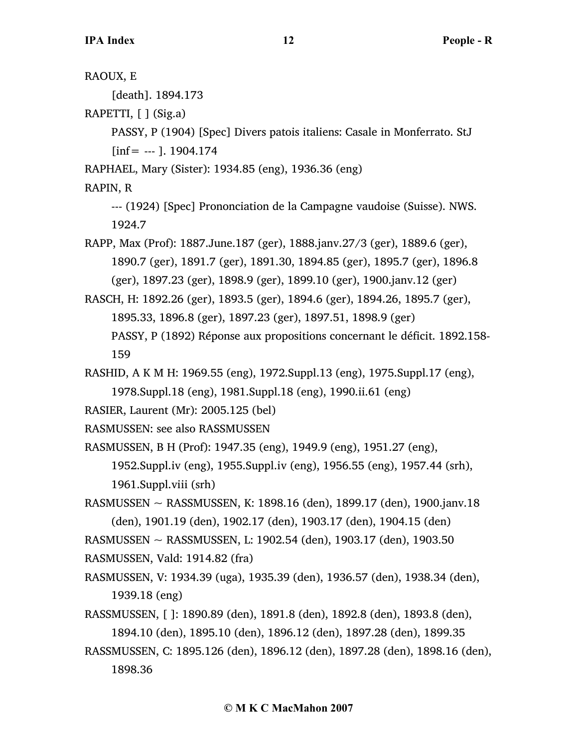RAOUX, E

[death]. 1894.173

RAPETTI, [ ] (Sig.a)

PASSY, P (1904) [Spec] Divers patois italiens: Casale in Monferrato. StJ [inf = --- ]. 1904.174

RAPHAEL, Mary (Sister): 1934.85 (eng), 1936.36 (eng)

RAPIN, R

--- (1924) [Spec] Prononciation de la Campagne vaudoise (Suisse). NWS. 1924.7

RAPP, Max (Prof): 1887.June.187 (ger), 1888.janv.27/3 (ger), 1889.6 (ger), 1890.7 (ger), 1891.7 (ger), 1891.30, 1894.85 (ger), 1895.7 (ger), 1896.8 (ger), 1897.23 (ger), 1898.9 (ger), 1899.10 (ger), 1900.janv.12 (ger)

RASCH, H: 1892.26 (ger), 1893.5 (ger), 1894.6 (ger), 1894.26, 1895.7 (ger), 1895.33, 1896.8 (ger), 1897.23 (ger), 1897.51, 1898.9 (ger)

PASSY, P (1892) Réponse aux propositions concernant le déficit. 1892.158-159

RASHID, A K M H: 1969.55 (eng), 1972.Suppl.13 (eng), 1975.Suppl.17 (eng), 1978.Suppl.18 (eng), 1981.Suppl.18 (eng), 1990.ii.61 (eng)

RASIER, Laurent (Mr): 2005.125 (bel)

RASMUSSEN: see also RASSMUSSEN

RASMUSSEN, B H (Prof): 1947.35 (eng), 1949.9 (eng), 1951.27 (eng), 1952.Suppl.iv (eng), 1955.Suppl.iv (eng), 1956.55 (eng), 1957.44 (srh), 1961.Suppl.viii (srh)

RASMUSSEN ~ RASSMUSSEN, K: 1898.16 (den), 1899.17 (den), 1900.janv.18 (den), 1901.19 (den), 1902.17 (den), 1903.17 (den), 1904.15 (den)

RASMUSSEN ~ RASSMUSSEN, L: 1902.54 (den), 1903.17 (den), 1903.50

RASMUSSEN, Vald: 1914.82 (fra)

RASMUSSEN, V: 1934.39 (uga), 1935.39 (den), 1936.57 (den), 1938.34 (den), 1939.18 (eng)

RASSMUSSEN, [ ]: 1890.89 (den), 1891.8 (den), 1892.8 (den), 1893.8 (den), 1894.10 (den), 1895.10 (den), 1896.12 (den), 1897.28 (den), 1899.35

RASSMUSSEN, C: 1895.126 (den), 1896.12 (den), 1897.28 (den), 1898.16 (den), 1898.36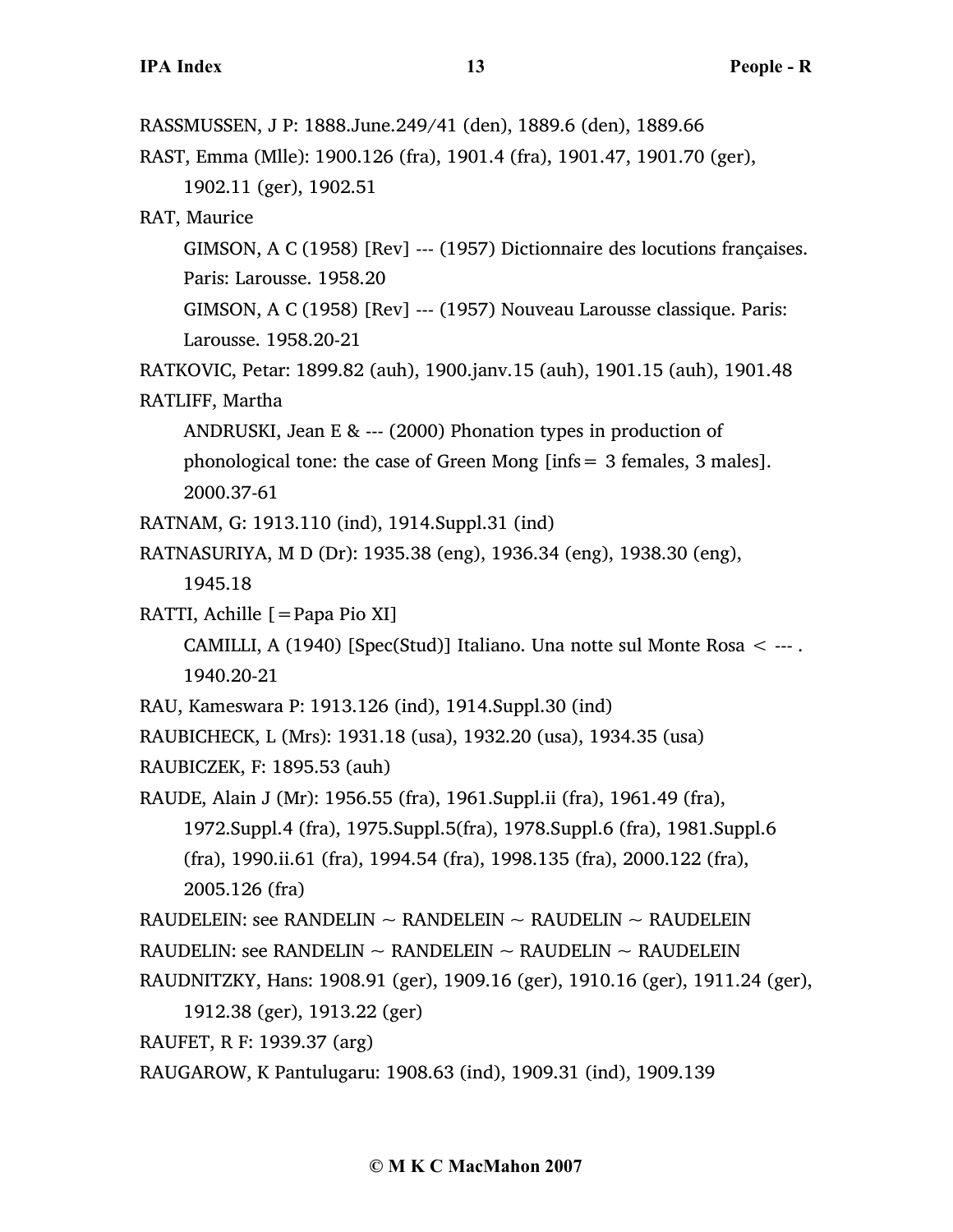RASSMUSSEN, J P: 1888.June.249/41 (den), 1889.6 (den), 1889.66

RAST, Emma (Mlle): 1900.126 (fra), 1901.4 (fra), 1901.47, 1901.70 (ger), 1902.11 (ger), 1902.51

RAT, Maurice

GIMSON, A C (1958) [Rev] --- (1957) Dictionnaire des locutions françaises. Paris: Larousse. 1958.20

GIMSON, A C (1958) [Rev] --- (1957) Nouveau Larousse classique. Paris: Larousse. 1958.20-21

RATKOVIC, Petar: 1899.82 (auh), 1900.janv.15 (auh), 1901.15 (auh), 1901.48

RATLIFF, Martha

ANDRUSKI, Jean E & --- (2000) Phonation types in production of phonological tone: the case of Green Mong [infs= 3 females, 3 males]. 2000.37-61

RATNAM, G: 1913.110 (ind), 1914.Suppl.31 (ind)

RATNASURIYA, M D (Dr): 1935.38 (eng), 1936.34 (eng), 1938.30 (eng), 1945.18

RATTI, Achille [=Papa Pio XI]

CAMILLI, A (1940) [Spec(Stud)] Italiano. Una notte sul Monte Rosa < --- . 1940.20-21

RAU, Kameswara P: 1913.126 (ind), 1914.Suppl.30 (ind)

RAUBICHECK, L (Mrs): 1931.18 (usa), 1932.20 (usa), 1934.35 (usa)

RAUBICZEK, F: 1895.53 (auh)

RAUDE, Alain J (Mr): 1956.55 (fra), 1961.Suppl.ii (fra), 1961.49 (fra), 1972.Suppl.4 (fra), 1975.Suppl.5(fra), 1978.Suppl.6 (fra), 1981.Suppl.6 (fra), 1990.ii.61 (fra), 1994.54 (fra), 1998.135 (fra), 2000.122 (fra), 2005.126 (fra)

RAUDELEIN: see RANDELIN ~ RANDELEIN ~ RAUDELIN ~ RAUDELEIN

RAUDELIN: see RANDELIN ~ RANDELEIN ~ RAUDELIN ~ RAUDELEIN

RAUDNITZKY, Hans: 1908.91 (ger), 1909.16 (ger), 1910.16 (ger), 1911.24 (ger), 1912.38 (ger), 1913.22 (ger)

RAUFET, R F: 1939.37 (arg)

RAUGAROW, K Pantulugaru: 1908.63 (ind), 1909.31 (ind), 1909.139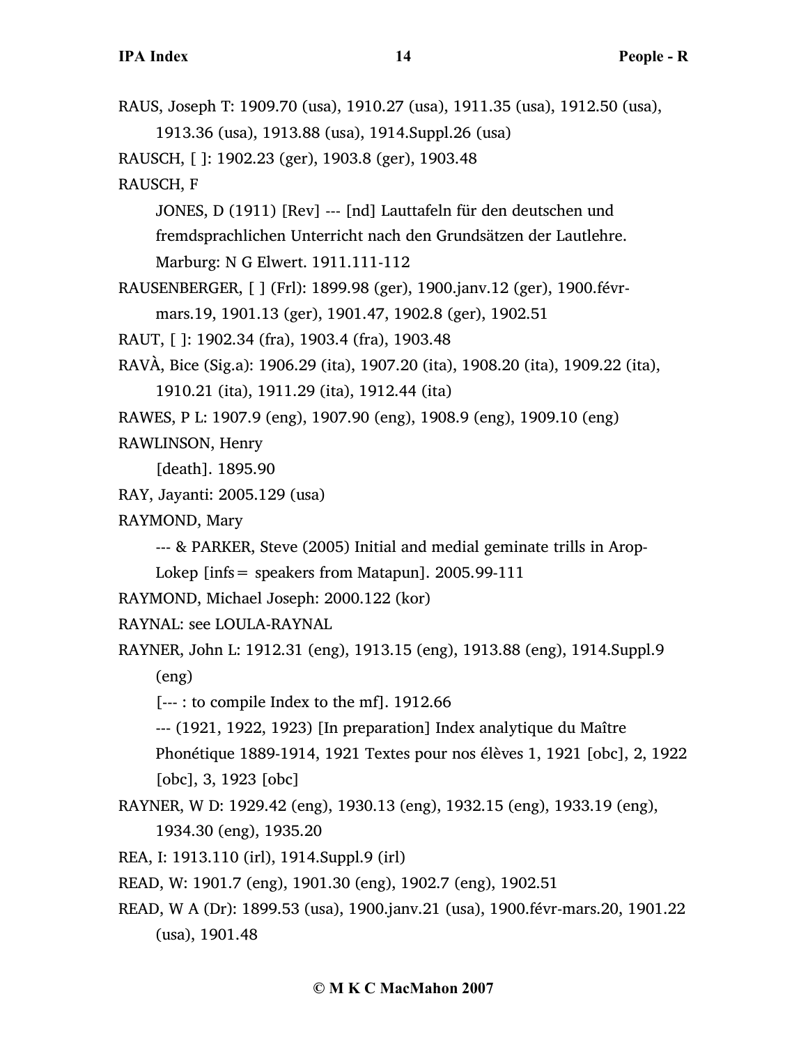RAUS, Joseph T: 1909.70 (usa), 1910.27 (usa), 1911.35 (usa), 1912.50 (usa), 1913.36 (usa), 1913.88 (usa), 1914.Suppl.26 (usa)

RAUSCH, [ ]: 1902.23 (ger), 1903.8 (ger), 1903.48

RAUSCH, F

JONES, D (1911) [Rev] --- [nd] Lauttafeln für den deutschen und fremdsprachlichen Unterricht nach den Grundsätzen der Lautlehre. Marburg: N G Elwert. 1911.111-112

RAUSENBERGER, [ ] (Frl): 1899.98 (ger), 1900.janv.12 (ger), 1900.févr-mars.19, 1901.13 (ger), 1901.47, 1902.8 (ger), 1902.51

RAUT, [ ]: 1902.34 (fra), 1903.4 (fra), 1903.48

RAVÀ, Bice (Sig.a): 1906.29 (ita), 1907.20 (ita), 1908.20 (ita), 1909.22 (ita), 1910.21 (ita), 1911.29 (ita), 1912.44 (ita)

RAWES, P L: 1907.9 (eng), 1907.90 (eng), 1908.9 (eng), 1909.10 (eng)

RAWLINSON, Henry

[death]. 1895.90

RAY, Jayanti: 2005.129 (usa)

RAYMOND, Mary

--- & PARKER, Steve (2005) Initial and medial geminate trills in Arop-Lokep [infs= speakers from Matapun]. 2005.99-111

RAYMOND, Michael Joseph: 2000.122 (kor)

RAYNAL: see LOULA-RAYNAL

RAYNER, John L: 1912.31 (eng), 1913.15 (eng), 1913.88 (eng), 1914.Suppl.9 (eng)

[--- : to compile Index to the mf]. 1912.66

--- (1921, 1922, 1923) [In preparation] Index analytique du Maître Phonétique 1889-1914, 1921 Textes pour nos élèves 1, 1921 [obc], 2, 1922 [obc], 3, 1923 [obc]

RAYNER, W D: 1929.42 (eng), 1930.13 (eng), 1932.15 (eng), 1933.19 (eng), 1934.30 (eng), 1935.20

REA, I: 1913.110 (irl), 1914.Suppl.9 (irl)

READ, W: 1901.7 (eng), 1901.30 (eng), 1902.7 (eng), 1902.51

READ, W A (Dr): 1899.53 (usa), 1900.janv.21 (usa), 1900.févr-mars.20, 1901.22 (usa), 1901.48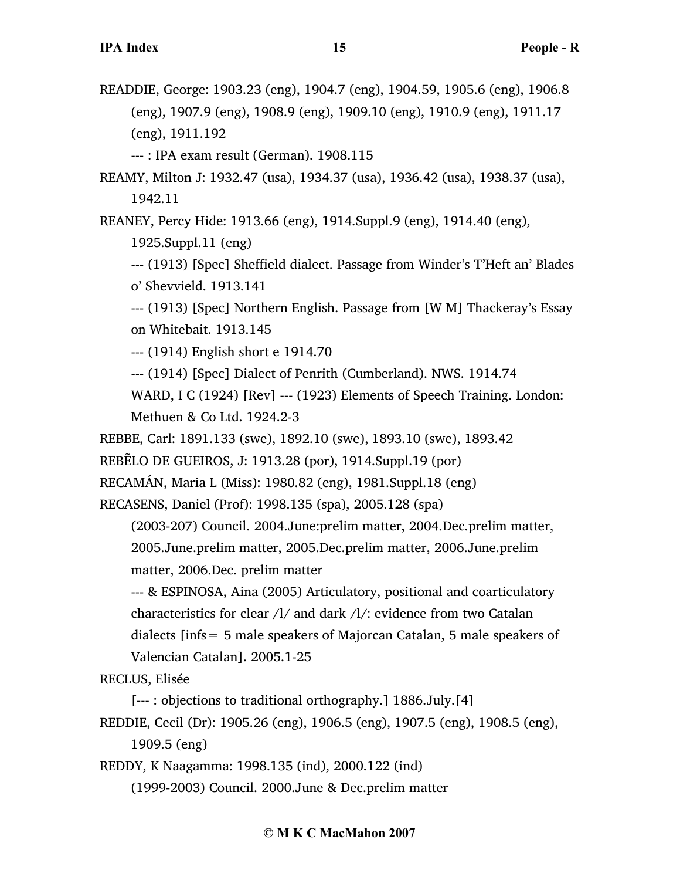READDIE, George: 1903.23 (eng), 1904.7 (eng), 1904.59, 1905.6 (eng), 1906.8 (eng), 1907.9 (eng), 1908.9 (eng), 1909.10 (eng), 1910.9 (eng), 1911.17 (eng), 1911.192

--- : IPA exam result (German). 1908.115

REAMY, Milton J: 1932.47 (usa), 1934.37 (usa), 1936.42 (usa), 1938.37 (usa), 1942.11

REANEY, Percy Hide: 1913.66 (eng), 1914.Suppl.9 (eng), 1914.40 (eng), 1925.Suppl.11 (eng)

--- (1913) [Spec] Sheffield dialect. Passage from Winder's T'Heft an' Blades o' Shevvield. 1913.141

--- (1913) [Spec] Northern English. Passage from [W M] Thackeray's Essay on Whitebait. 1913.145

--- (1914) English short e 1914.70

--- (1914) [Spec] Dialect of Penrith (Cumberland). NWS. 1914.74

WARD, I C (1924) [Rev] --- (1923) Elements of Speech Training. London: Methuen & Co Ltd. 1924.2-3

REBBE, Carl: 1891.133 (swe), 1892.10 (swe), 1893.10 (swe), 1893.42

REBẼLO DE GUEIROS, J: 1913.28 (por), 1914.Suppl.19 (por)

RECAMÁN, Maria L (Miss): 1980.82 (eng), 1981.Suppl.18 (eng)

RECASENS, Daniel (Prof): 1998.135 (spa), 2005.128 (spa)

(2003-207) Council. 2004.June:prelim matter, 2004.Dec.prelim matter, 2005.June.prelim matter, 2005.Dec.prelim matter, 2006.June.prelim matter, 2006.Dec. prelim matter

--- & ESPINOSA, Aina (2005) Articulatory, positional and coarticulatory characteristics for clear /l/ and dark /l/: evidence from two Catalan dialects [infs = 5 male speakers of Majorcan Catalan, 5 male speakers of Valencian Catalan]. 2005.1-25

RECLUS, Elisée

[--- : objections to traditional orthography.] 1886.July.[4]

REDDIE, Cecil (Dr): 1905.26 (eng), 1906.5 (eng), 1907.5 (eng), 1908.5 (eng), 1909.5 (eng)

REDDY, K Naagamma: 1998.135 (ind), 2000.122 (ind)

(1999-2003) Council. 2000.June & Dec.prelim matter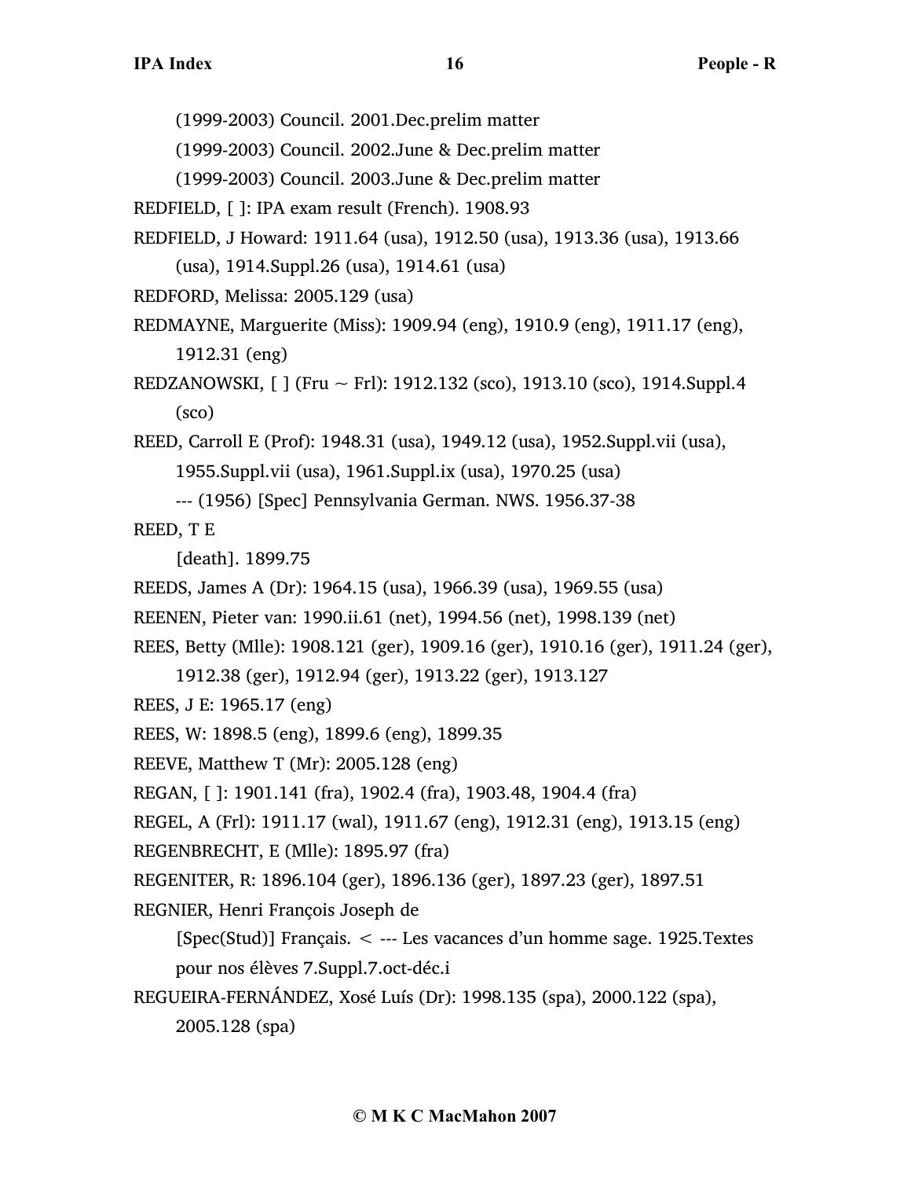(1999-2003) Council. 2001.Dec.prelim matter

(1999-2003) Council. 2002.June & Dec.prelim matter

(1999-2003) Council. 2003.June & Dec.prelim matter

REDFIELD, [ ]: IPA exam result (French). 1908.93

REDFIELD, J Howard: 1911.64 (usa), 1912.50 (usa), 1913.36 (usa), 1913.66 (usa), 1914.Suppl.26 (usa), 1914.61 (usa)

REDFORD, Melissa: 2005.129 (usa)

REDMAYNE, Marguerite (Miss): 1909.94 (eng), 1910.9 (eng), 1911.17 (eng), 1912.31 (eng)

REDZANOWSKI, [ ] (Fru ~ Frl): 1912.132 (sco), 1913.10 (sco), 1914.Suppl.4 (sco)

REED, Carroll E (Prof): 1948.31 (usa), 1949.12 (usa), 1952.Suppl.vii (usa), 1955.Suppl.vii (usa), 1961.Suppl.ix (usa), 1970.25 (usa)

--- (1956) [Spec] Pennsylvania German. NWS. 1956.37-38

REED, T E

[death]. 1899.75

REEDS, James A (Dr): 1964.15 (usa), 1966.39 (usa), 1969.55 (usa)

REENEN, Pieter van: 1990.ii.61 (net), 1994.56 (net), 1998.139 (net)

REES, Betty (Mlle): 1908.121 (ger), 1909.16 (ger), 1910.16 (ger), 1911.24 (ger), 1912.38 (ger), 1912.94 (ger), 1913.22 (ger), 1913.127

REES, J E: 1965.17 (eng)

REES, W: 1898.5 (eng), 1899.6 (eng), 1899.35

REEVE, Matthew T (Mr): 2005.128 (eng)

REGAN, [ ]: 1901.141 (fra), 1902.4 (fra), 1903.48, 1904.4 (fra)

REGEL, A (Frl): 1911.17 (wal), 1911.67 (eng), 1912.31 (eng), 1913.15 (eng)

REGENBRECHT, E (Mlle): 1895.97 (fra)

REGENITER, R: 1896.104 (ger), 1896.136 (ger), 1897.23 (ger), 1897.51

REGNIER, Henri François Joseph de

[Spec(Stud)] Français. < --- Les vacances d'un homme sage. 1925.Textes pour nos élèves 7.Suppl.7.oct-déc.i

REGUEIRA-FERNÁNDEZ, Xosé Luís (Dr): 1998.135 (spa), 2000.122 (spa), 2005.128 (spa)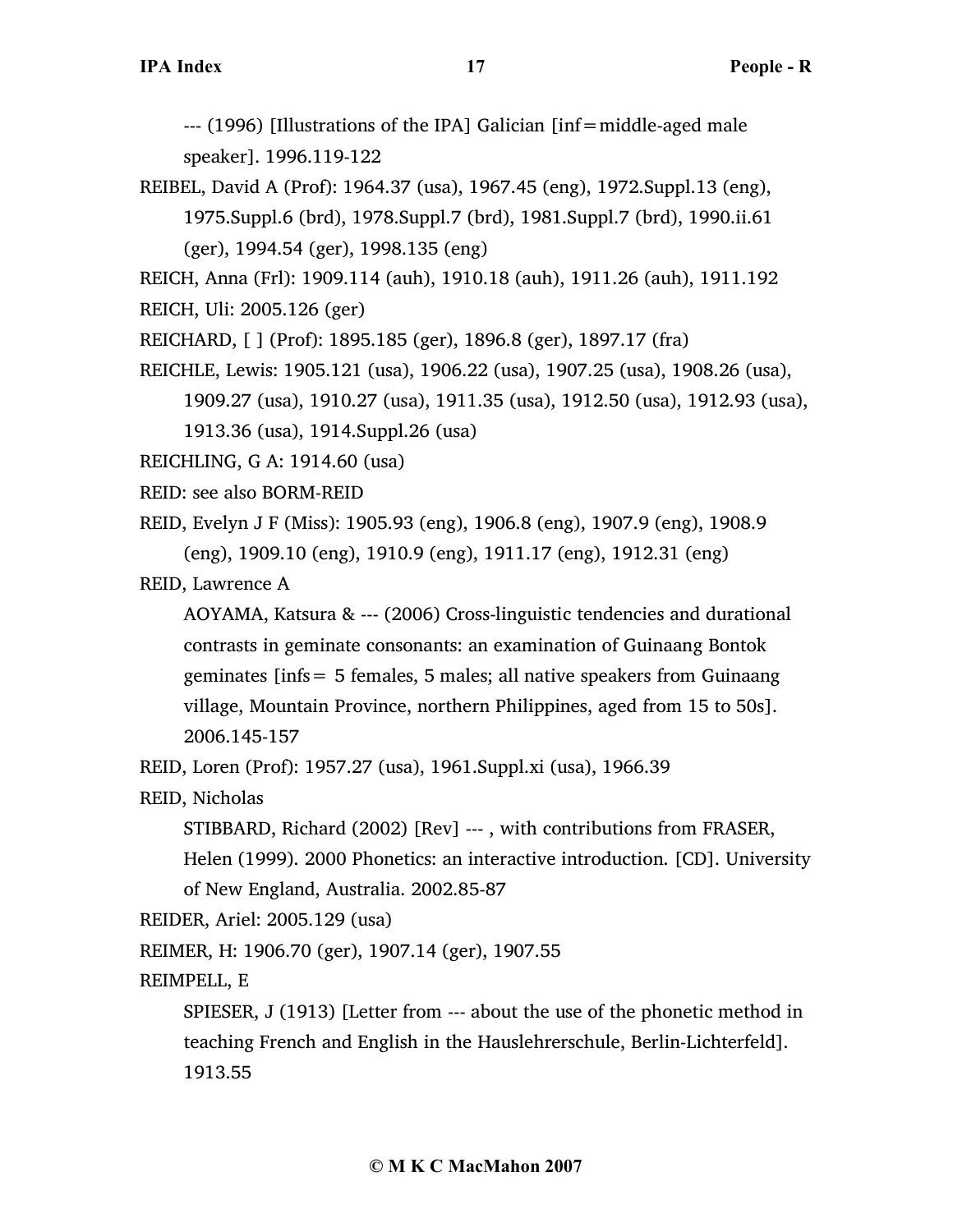--- (1996) [Illustrations of the IPA] Galician [inf=middle-aged male speaker]. 1996.119-122

REIBEL, David A (Prof): 1964.37 (usa), 1967.45 (eng), 1972.Suppl.13 (eng), 1975.Suppl.6 (brd), 1978.Suppl.7 (brd), 1981.Suppl.7 (brd), 1990.ii.61 (ger), 1994.54 (ger), 1998.135 (eng)

REICH, Anna (Frl): 1909.114 (auh), 1910.18 (auh), 1911.26 (auh), 1911.192

REICH, Uli: 2005.126 (ger)

REICHARD, [ ] (Prof): 1895.185 (ger), 1896.8 (ger), 1897.17 (fra)

REICHLE, Lewis: 1905.121 (usa), 1906.22 (usa), 1907.25 (usa), 1908.26 (usa), 1909.27 (usa), 1910.27 (usa), 1911.35 (usa), 1912.50 (usa), 1912.93 (usa), 1913.36 (usa), 1914.Suppl.26 (usa)

REICHLING, G A: 1914.60 (usa)

REID: see also BORM-REID

REID, Evelyn J F (Miss): 1905.93 (eng), 1906.8 (eng), 1907.9 (eng), 1908.9 (eng), 1909.10 (eng), 1910.9 (eng), 1911.17 (eng), 1912.31 (eng)

REID, Lawrence A

AOYAMA, Katsura & --- (2006) Cross-linguistic tendencies and durational contrasts in geminate consonants: an examination of Guinaang Bontok geminates [infs= 5 females, 5 males; all native speakers from Guinaang village, Mountain Province, northern Philippines, aged from 15 to 50s]. 2006.145-157

REID, Loren (Prof): 1957.27 (usa), 1961.Suppl.xi (usa), 1966.39

REID, Nicholas

STIBBARD, Richard (2002) [Rev] --- , with contributions from FRASER, Helen (1999). 2000 Phonetics: an interactive introduction. [CD]. University of New England, Australia. 2002.85-87

REIDER, Ariel: 2005.129 (usa)

REIMER, H: 1906.70 (ger), 1907.14 (ger), 1907.55

REIMPELL, E

SPIESER, J (1913) [Letter from --- about the use of the phonetic method in teaching French and English in the Hauslehrerschule, Berlin-Lichterfeld]. 1913.55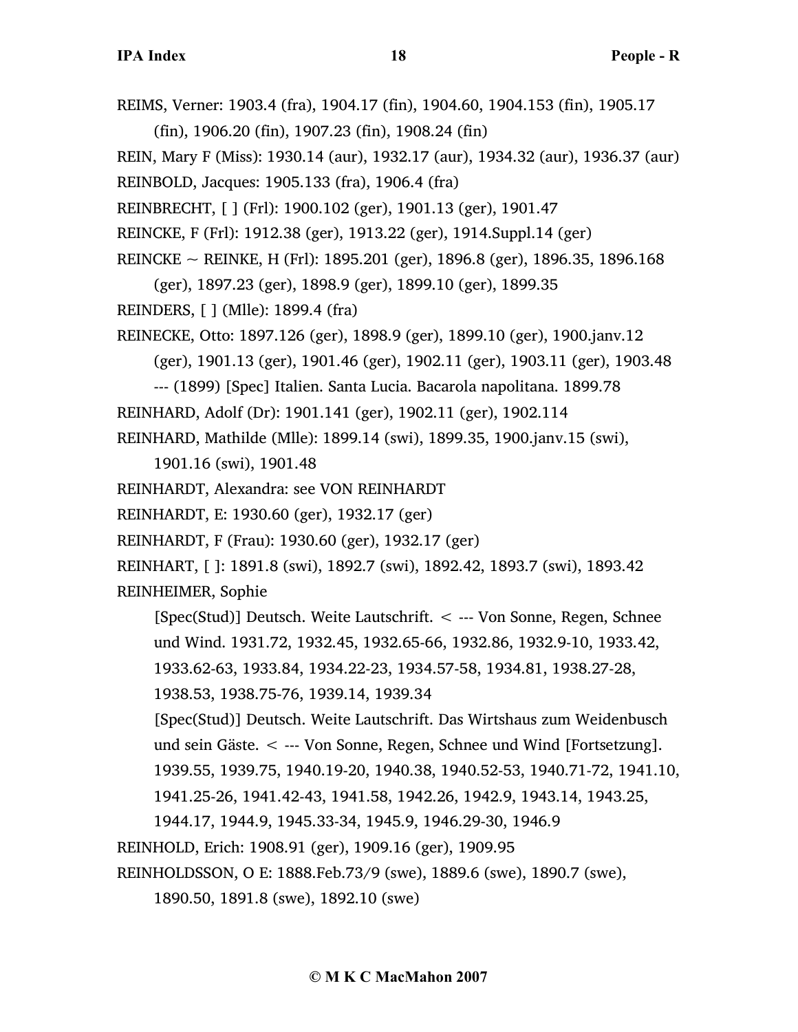REIMS, Verner: 1903.4 (fra), 1904.17 (fin), 1904.60, 1904.153 (fin), 1905.17 (fin), 1906.20 (fin), 1907.23 (fin), 1908.24 (fin)

REIN, Mary F (Miss): 1930.14 (aur), 1932.17 (aur), 1934.32 (aur), 1936.37 (aur)

REINBOLD, Jacques: 1905.133 (fra), 1906.4 (fra)

REINBRECHT, [ ] (Frl): 1900.102 (ger), 1901.13 (ger), 1901.47

REINCKE, F (Frl): 1912.38 (ger), 1913.22 (ger), 1914.Suppl.14 (ger)

REINCKE ~ REINKE, H (Frl): 1895.201 (ger), 1896.8 (ger), 1896.35, 1896.168 (ger), 1897.23 (ger), 1898.9 (ger), 1899.10 (ger), 1899.35

REINDERS, [ ] (Mlle): 1899.4 (fra)

REINECKE, Otto: 1897.126 (ger), 1898.9 (ger), 1899.10 (ger), 1900.janv.12 (ger), 1901.13 (ger), 1901.46 (ger), 1902.11 (ger), 1903.11 (ger), 1903.48

--- (1899) [Spec] Italien. Santa Lucia. Bacarola napolitana. 1899.78

REINHARD, Adolf (Dr): 1901.141 (ger), 1902.11 (ger), 1902.114

REINHARD, Mathilde (Mlle): 1899.14 (swi), 1899.35, 1900.janv.15 (swi), 1901.16 (swi), 1901.48

REINHARDT, Alexandra: see VON REINHARDT

REINHARDT, E: 1930.60 (ger), 1932.17 (ger)

REINHARDT, F (Frau): 1930.60 (ger), 1932.17 (ger)

REINHART, [ ]: 1891.8 (swi), 1892.7 (swi), 1892.42, 1893.7 (swi), 1893.42

REINHEIMER, Sophie

[Spec(Stud)] Deutsch. Weite Lautschrift. < --- Von Sonne, Regen, Schnee und Wind. 1931.72, 1932.45, 1932.65-66, 1932.86, 1932.9-10, 1933.42, 1933.62-63, 1933.84, 1934.22-23, 1934.57-58, 1934.81, 1938.27-28, 1938.53, 1938.75-76, 1939.14, 1939.34

[Spec(Stud)] Deutsch. Weite Lautschrift. Das Wirtshaus zum Weidenbusch und sein Gäste. < --- Von Sonne, Regen, Schnee und Wind [Fortsetzung]. 1939.55, 1939.75, 1940.19-20, 1940.38, 1940.52-53, 1940.71-72, 1941.10, 1941.25-26, 1941.42-43, 1941.58, 1942.26, 1942.9, 1943.14, 1943.25, 1944.17, 1944.9, 1945.33-34, 1945.9, 1946.29-30, 1946.9

REINHOLD, Erich: 1908.91 (ger), 1909.16 (ger), 1909.95

REINHOLDSSON, O E: 1888.Feb.73/9 (swe), 1889.6 (swe), 1890.7 (swe), 1890.50, 1891.8 (swe), 1892.10 (swe)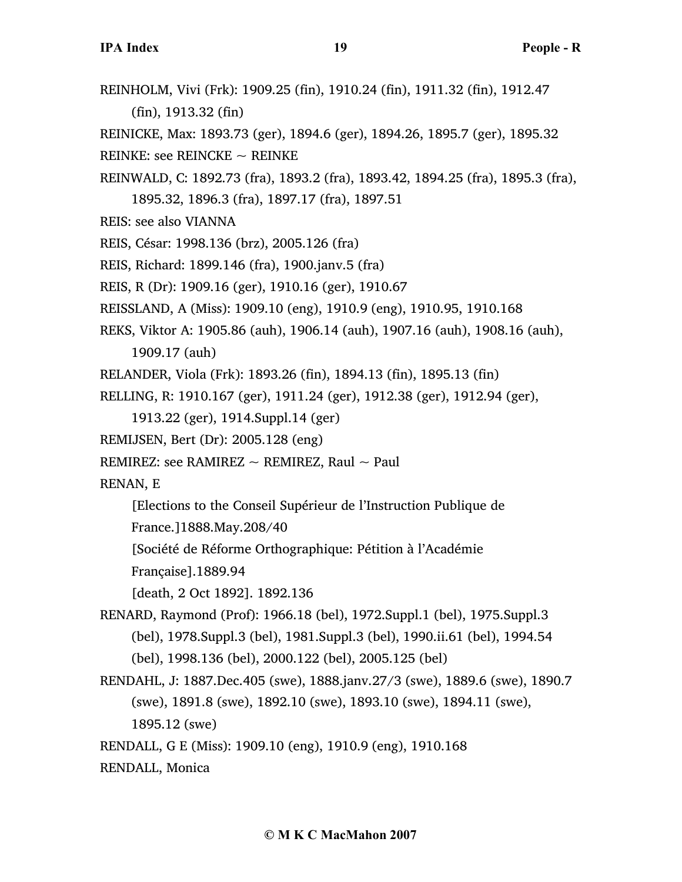REINHOLM, Vivi (Frk): 1909.25 (fin), 1910.24 (fin), 1911.32 (fin), 1912.47 (fin), 1913.32 (fin)

REINICKE, Max: 1893.73 (ger), 1894.6 (ger), 1894.26, 1895.7 (ger), 1895.32

REINKE: see REINCKE ~ REINKE

REINWALD, C: 1892.73 (fra), 1893.2 (fra), 1893.42, 1894.25 (fra), 1895.3 (fra), 1895.32, 1896.3 (fra), 1897.17 (fra), 1897.51

REIS: see also VIANNA

REIS, César: 1998.136 (brz), 2005.126 (fra)

REIS, Richard: 1899.146 (fra), 1900.janv.5 (fra)

REIS, R (Dr): 1909.16 (ger), 1910.16 (ger), 1910.67

REISSLAND, A (Miss): 1909.10 (eng), 1910.9 (eng), 1910.95, 1910.168

REKS, Viktor A: 1905.86 (auh), 1906.14 (auh), 1907.16 (auh), 1908.16 (auh), 1909.17 (auh)

RELANDER, Viola (Frk): 1893.26 (fin), 1894.13 (fin), 1895.13 (fin)

RELLING, R: 1910.167 (ger), 1911.24 (ger), 1912.38 (ger), 1912.94 (ger), 1913.22 (ger), 1914.Suppl.14 (ger)

REMIJSEN, Bert (Dr): 2005.128 (eng)

REMIREZ: see RAMIREZ ~ REMIREZ, Raul ~ Paul

RENAN, E

[Elections to the Conseil Supérieur de l'Instruction Publique de France.]1888.May.208/40

[Société de Réforme Orthographique: Pétition à l'Académie Française].1889.94

[death, 2 Oct 1892]. 1892.136

RENARD, Raymond (Prof): 1966.18 (bel), 1972.Suppl.1 (bel), 1975.Suppl.3 (bel), 1978.Suppl.3 (bel), 1981.Suppl.3 (bel), 1990.ii.61 (bel), 1994.54 (bel), 1998.136 (bel), 2000.122 (bel), 2005.125 (bel)

RENDAHL, J: 1887.Dec.405 (swe), 1888.janv.27/3 (swe), 1889.6 (swe), 1890.7 (swe), 1891.8 (swe), 1892.10 (swe), 1893.10 (swe), 1894.11 (swe), 1895.12 (swe)

RENDALL, G E (Miss): 1909.10 (eng), 1910.9 (eng), 1910.168

RENDALL, Monica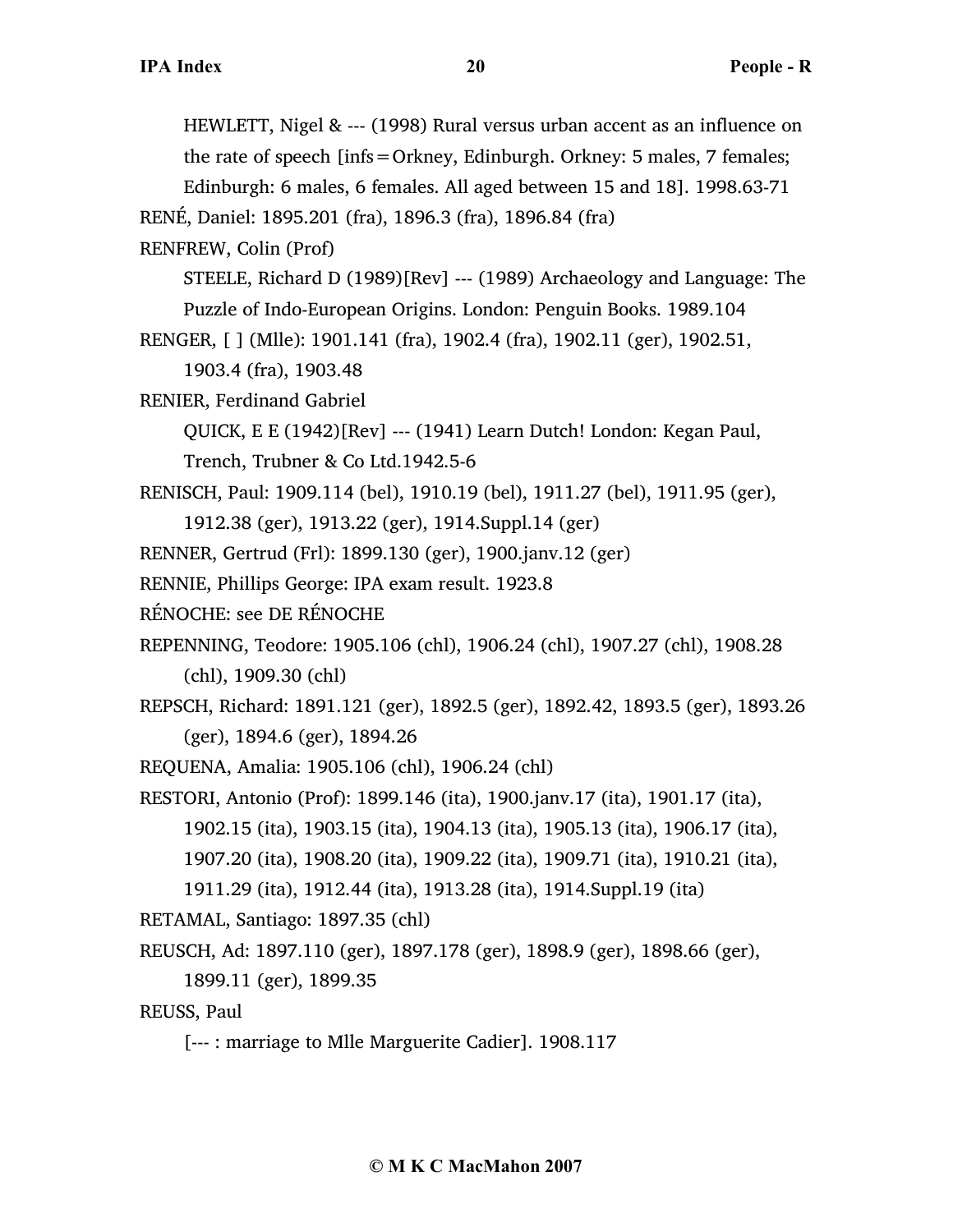HEWLETT, Nigel & --- (1998) Rural versus urban accent as an influence on the rate of speech [infs=Orkney, Edinburgh. Orkney: 5 males, 7 females; Edinburgh: 6 males, 6 females. All aged between 15 and 18]. 1998.63-71

RENÉ, Daniel: 1895.201 (fra), 1896.3 (fra), 1896.84 (fra)

RENFREW, Colin (Prof)

STEELE, Richard D (1989)[Rev] --- (1989) Archaeology and Language: The Puzzle of Indo-European Origins. London: Penguin Books. 1989.104

RENGER, [ ] (Mlle): 1901.141 (fra), 1902.4 (fra), 1902.11 (ger), 1902.51, 1903.4 (fra), 1903.48

RENIER, Ferdinand Gabriel

QUICK, E E (1942)[Rev] --- (1941) Learn Dutch! London: Kegan Paul, Trench, Trubner & Co Ltd.1942.5-6

RENISCH, Paul: 1909.114 (bel), 1910.19 (bel), 1911.27 (bel), 1911.95 (ger), 1912.38 (ger), 1913.22 (ger), 1914.Suppl.14 (ger)

RENNER, Gertrud (Frl): 1899.130 (ger), 1900.janv.12 (ger)

RENNIE, Phillips George: IPA exam result. 1923.8

RÉNOCHE: see DE RÉNOCHE

REPENNING, Teodore: 1905.106 (chl), 1906.24 (chl), 1907.27 (chl), 1908.28 (chl), 1909.30 (chl)

REPSCH, Richard: 1891.121 (ger), 1892.5 (ger), 1892.42, 1893.5 (ger), 1893.26 (ger), 1894.6 (ger), 1894.26

REQUENA, Amalia: 1905.106 (chl), 1906.24 (chl)

RESTORI, Antonio (Prof): 1899.146 (ita), 1900.janv.17 (ita), 1901.17 (ita), 1902.15 (ita), 1903.15 (ita), 1904.13 (ita), 1905.13 (ita), 1906.17 (ita), 1907.20 (ita), 1908.20 (ita), 1909.22 (ita), 1909.71 (ita), 1910.21 (ita), 1911.29 (ita), 1912.44 (ita), 1913.28 (ita), 1914.Suppl.19 (ita)

RETAMAL, Santiago: 1897.35 (chl)

REUSCH, Ad: 1897.110 (ger), 1897.178 (ger), 1898.9 (ger), 1898.66 (ger), 1899.11 (ger), 1899.35

REUSS, Paul

[--- : marriage to Mlle Marguerite Cadier]. 1908.117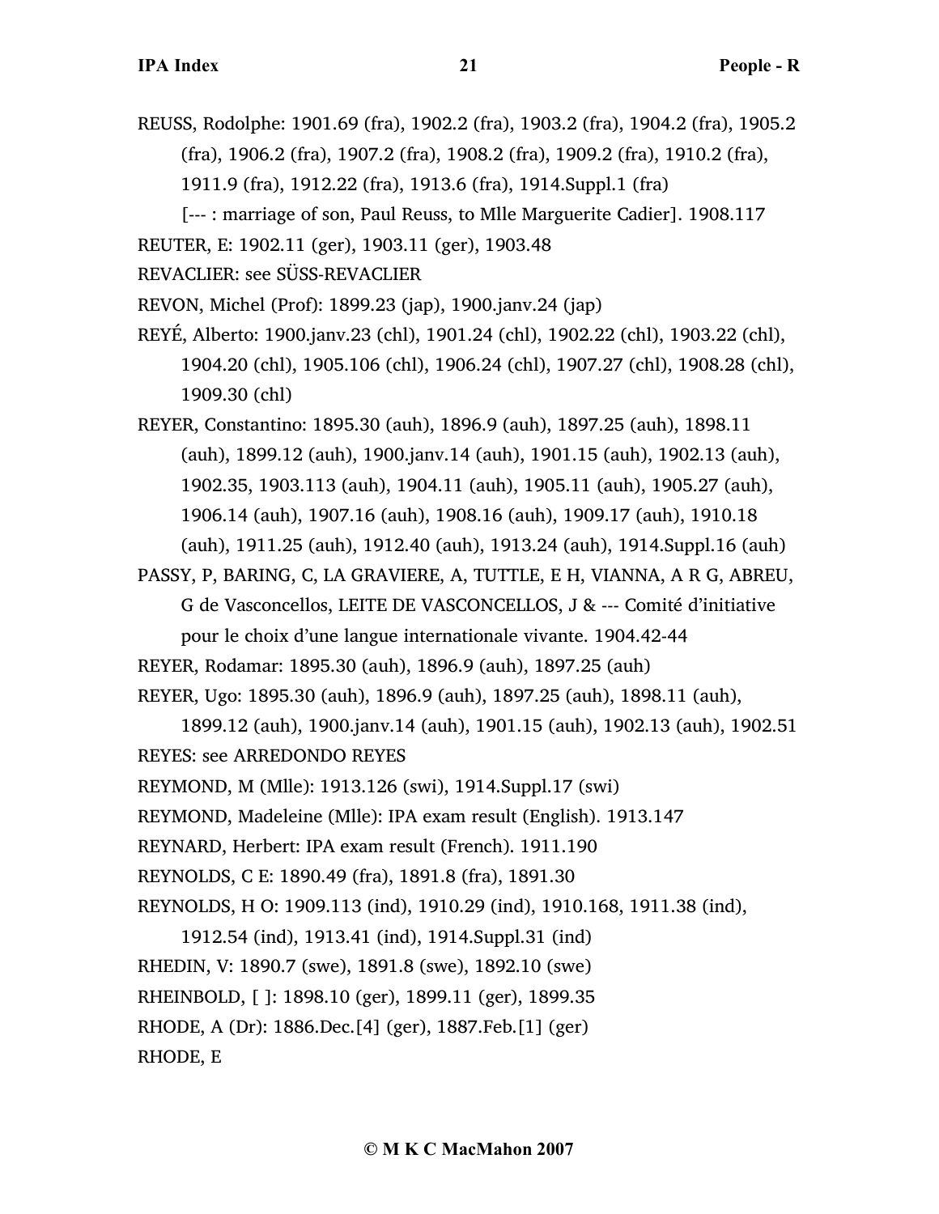REUSS, Rodolphe: 1901.69 (fra), 1902.2 (fra), 1903.2 (fra), 1904.2 (fra), 1905.2 (fra), 1906.2 (fra), 1907.2 (fra), 1908.2 (fra), 1909.2 (fra), 1910.2 (fra), 1911.9 (fra), 1912.22 (fra), 1913.6 (fra), 1914.Suppl.1 (fra)

[--- : marriage of son, Paul Reuss, to Mlle Marguerite Cadier]. 1908.117

REUTER, E: 1902.11 (ger), 1903.11 (ger), 1903.48

REVACLIER: see SÜSS-REVACLIER

REVON, Michel (Prof): 1899.23 (jap), 1900.janv.24 (jap)

REYÉ, Alberto: 1900.janv.23 (chl), 1901.24 (chl), 1902.22 (chl), 1903.22 (chl), 1904.20 (chl), 1905.106 (chl), 1906.24 (chl), 1907.27 (chl), 1908.28 (chl), 1909.30 (chl)

REYER, Constantino: 1895.30 (auh), 1896.9 (auh), 1897.25 (auh), 1898.11 (auh), 1899.12 (auh), 1900.janv.14 (auh), 1901.15 (auh), 1902.13 (auh), 1902.35, 1903.113 (auh), 1904.11 (auh), 1905.11 (auh), 1905.27 (auh), 1906.14 (auh), 1907.16 (auh), 1908.16 (auh), 1909.17 (auh), 1910.18 (auh), 1911.25 (auh), 1912.40 (auh), 1913.24 (auh), 1914.Suppl.16 (auh)

PASSY, P, BARING, C, LA GRAVIERE, A, TUTTLE, E H, VIANNA, A R G, ABREU, G de Vasconcellos, LEITE DE VASCONCELLOS, J & --- Comité d'initiative pour le choix d'une langue internationale vivante. 1904.42-44

REYER, Rodamar: 1895.30 (auh), 1896.9 (auh), 1897.25 (auh)

REYER, Ugo: 1895.30 (auh), 1896.9 (auh), 1897.25 (auh), 1898.11 (auh), 1899.12 (auh), 1900.janv.14 (auh), 1901.15 (auh), 1902.13 (auh), 1902.51

REYES: see ARREDONDO REYES

REYMOND, M (Mlle): 1913.126 (swi), 1914.Suppl.17 (swi)

REYMOND, Madeleine (Mlle): IPA exam result (English). 1913.147

REYNARD, Herbert: IPA exam result (French). 1911.190

REYNOLDS, C E: 1890.49 (fra), 1891.8 (fra), 1891.30

REYNOLDS, H O: 1909.113 (ind), 1910.29 (ind), 1910.168, 1911.38 (ind), 1912.54 (ind), 1913.41 (ind), 1914.Suppl.31 (ind)

RHEDIN, V: 1890.7 (swe), 1891.8 (swe), 1892.10 (swe)

RHEINBOLD, [ ]: 1898.10 (ger), 1899.11 (ger), 1899.35

RHODE, A (Dr): 1886.Dec.[4] (ger), 1887.Feb.[1] (ger)

RHODE, E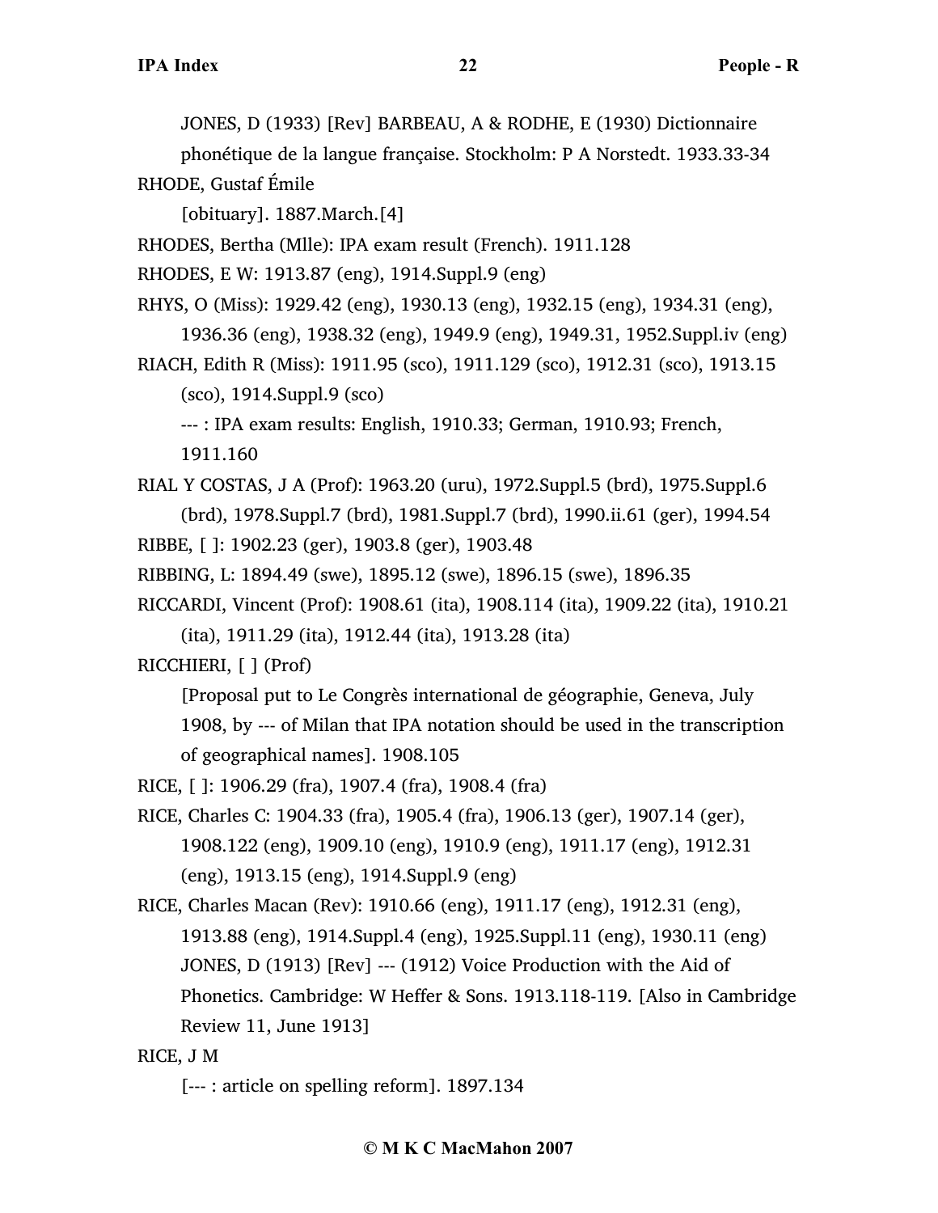JONES, D (1933) [Rev] BARBEAU, A & RODHE, E (1930) Dictionnaire phonétique de la langue française. Stockholm: P A Norstedt. 1933.33-34

RHODE, Gustaf Émile

[obituary]. 1887.March.[4]

RHODES, Bertha (Mlle): IPA exam result (French). 1911.128

RHODES, E W: 1913.87 (eng), 1914.Suppl.9 (eng)

RHYS, O (Miss): 1929.42 (eng), 1930.13 (eng), 1932.15 (eng), 1934.31 (eng), 1936.36 (eng), 1938.32 (eng), 1949.9 (eng), 1949.31, 1952.Suppl.iv (eng)

RIACH, Edith R (Miss): 1911.95 (sco), 1911.129 (sco), 1912.31 (sco), 1913.15 (sco), 1914.Suppl.9 (sco)

--- : IPA exam results: English, 1910.33; German, 1910.93; French, 1911.160

RIAL Y COSTAS, J A (Prof): 1963.20 (uru), 1972.Suppl.5 (brd), 1975.Suppl.6 (brd), 1978.Suppl.7 (brd), 1981.Suppl.7 (brd), 1990.ii.61 (ger), 1994.54

RIBBE, [ ]: 1902.23 (ger), 1903.8 (ger), 1903.48

RIBBING, L: 1894.49 (swe), 1895.12 (swe), 1896.15 (swe), 1896.35

RICCARDI, Vincent (Prof): 1908.61 (ita), 1908.114 (ita), 1909.22 (ita), 1910.21 (ita), 1911.29 (ita), 1912.44 (ita), 1913.28 (ita)

RICCHIERI, [ ] (Prof)

[Proposal put to Le Congrès international de géographie, Geneva, July 1908, by --- of Milan that IPA notation should be used in the transcription of geographical names]. 1908.105

RICE, [ ]: 1906.29 (fra), 1907.4 (fra), 1908.4 (fra)

RICE, Charles C: 1904.33 (fra), 1905.4 (fra), 1906.13 (ger), 1907.14 (ger), 1908.122 (eng), 1909.10 (eng), 1910.9 (eng), 1911.17 (eng), 1912.31 (eng), 1913.15 (eng), 1914.Suppl.9 (eng)

RICE, Charles Macan (Rev): 1910.66 (eng), 1911.17 (eng), 1912.31 (eng), 1913.88 (eng), 1914.Suppl.4 (eng), 1925.Suppl.11 (eng), 1930.11 (eng)

JONES, D (1913) [Rev] --- (1912) Voice Production with the Aid of Phonetics. Cambridge: W Heffer & Sons. 1913.118-119. [Also in Cambridge Review 11, June 1913]

RICE, J M

[--- : article on spelling reform]. 1897.134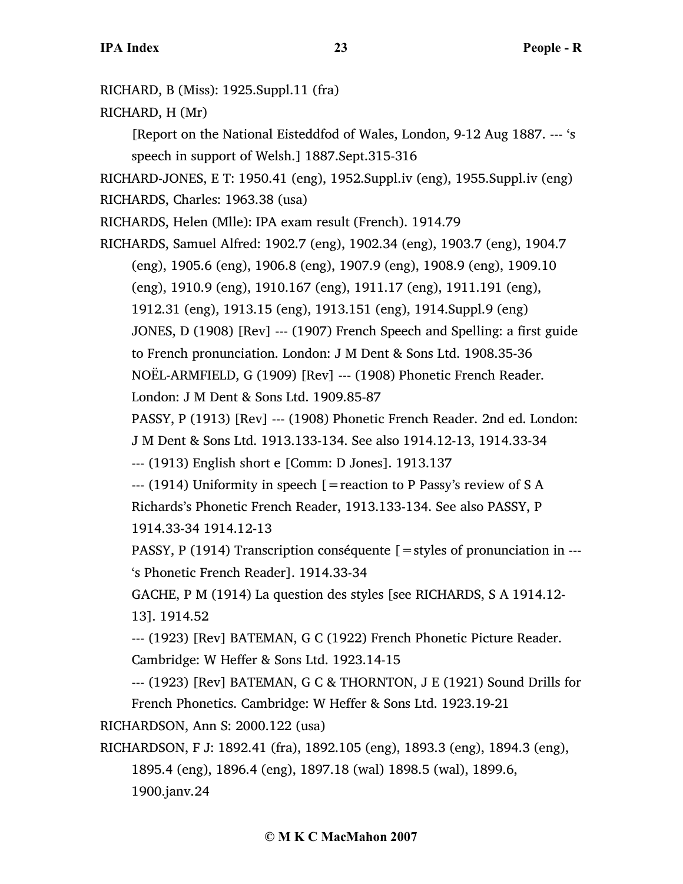RICHARD, B (Miss): 1925.Suppl.11 (fra)

RICHARD, H (Mr)

[Report on the National Eisteddfod of Wales, London, 9-12 Aug 1887. --- ‘s speech in support of Welsh.] 1887.Sept.315-316

RICHARD-JONES, E T: 1950.41 (eng), 1952.Suppl.iv (eng), 1955.Suppl.iv (eng)

RICHARDS, Charles: 1963.38 (usa)

RICHARDS, Helen (Mlle): IPA exam result (French). 1914.79

RICHARDS, Samuel Alfred: 1902.7 (eng), 1902.34 (eng), 1903.7 (eng), 1904.7 (eng), 1905.6 (eng), 1906.8 (eng), 1907.9 (eng), 1908.9 (eng), 1909.10 (eng), 1910.9 (eng), 1910.167 (eng), 1911.17 (eng), 1911.191 (eng), 1912.31 (eng), 1913.15 (eng), 1913.151 (eng), 1914.Suppl.9 (eng)

JONES, D (1908) [Rev] --- (1907) French Speech and Spelling: a first guide to French pronunciation. London: J M Dent & Sons Ltd. 1908.35-36

NOËL-ARMFIELD, G (1909) [Rev] --- (1908) Phonetic French Reader. London: J M Dent & Sons Ltd. 1909.85-87

PASSY, P (1913) [Rev] --- (1908) Phonetic French Reader. 2nd ed. London: J M Dent & Sons Ltd. 1913.133-134. See also 1914.12-13, 1914.33-34

--- (1913) English short e [Comm: D Jones]. 1913.137

--- (1914) Uniformity in speech [=reaction to P Passy’s review of S A Richards’s Phonetic French Reader, 1913.133-134. See also PASSY, P 1914.33-34 1914.12-13

PASSY, P (1914) Transcription conséquente [=styles of pronunciation in --- ‘s Phonetic French Reader]. 1914.33-34

GACHE, P M (1914) La question des styles [see RICHARDS, S A 1914.12-13]. 1914.52

--- (1923) [Rev] BATEMAN, G C (1922) French Phonetic Picture Reader. Cambridge: W Heffer & Sons Ltd. 1923.14-15

--- (1923) [Rev] BATEMAN, G C & THORNTON, J E (1921) Sound Drills for French Phonetics. Cambridge: W Heffer & Sons Ltd. 1923.19-21

RICHARDSON, Ann S: 2000.122 (usa)

RICHARDSON, F J: 1892.41 (fra), 1892.105 (eng), 1893.3 (eng), 1894.3 (eng), 1895.4 (eng), 1896.4 (eng), 1897.18 (wal) 1898.5 (wal), 1899.6, 1900.janv.24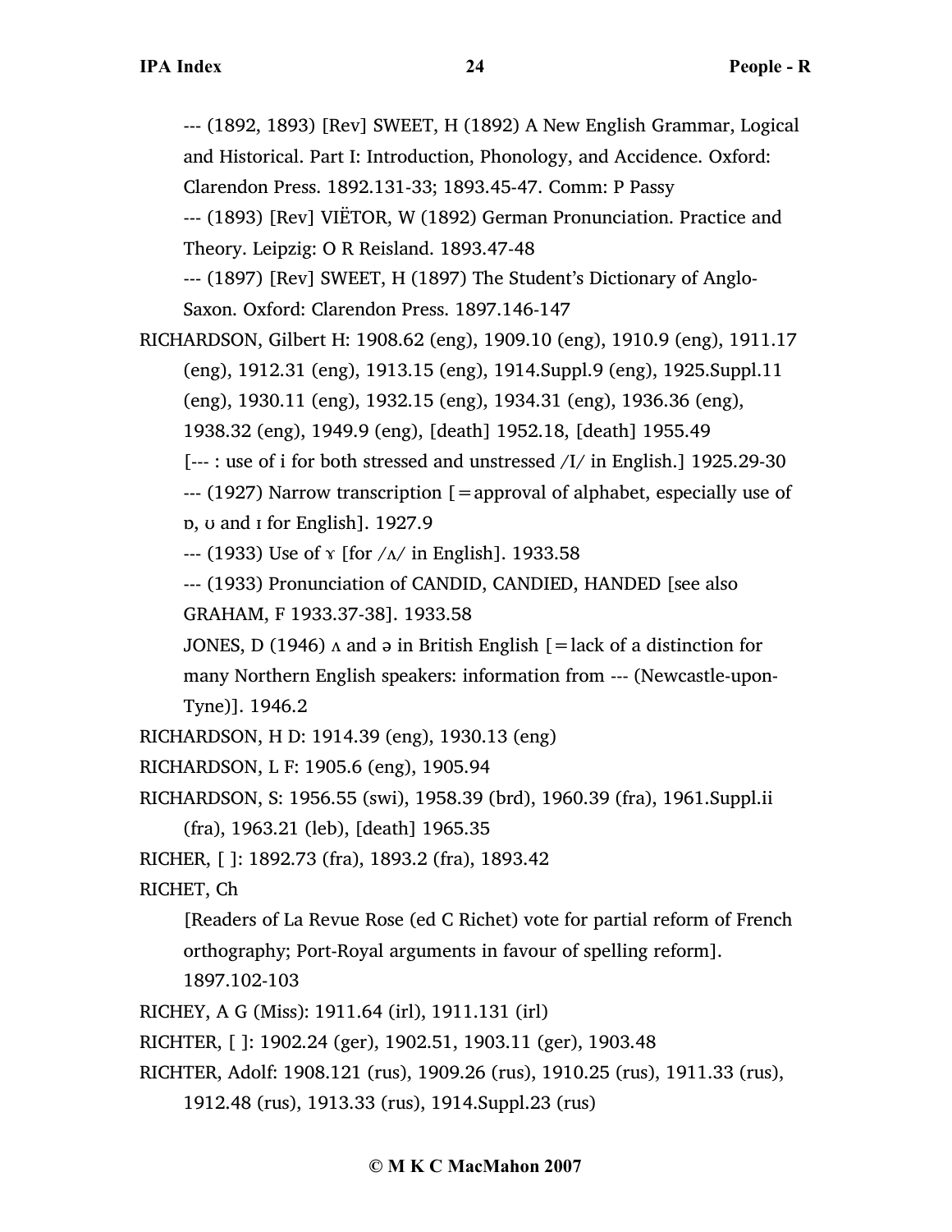--- (1892, 1893) [Rev] SWEET, H (1892) A New English Grammar, Logical and Historical. Part I: Introduction, Phonology, and Accidence. Oxford: Clarendon Press. 1892.131-33; 1893.45-47. Comm: P Passy

--- (1893) [Rev] VIËTOR, W (1892) German Pronunciation. Practice and Theory. Leipzig: O R Reisland. 1893.47-48

--- (1897) [Rev] SWEET, H (1897) The Student's Dictionary of Anglo-Saxon. Oxford: Clarendon Press. 1897.146-147

RICHARDSON, Gilbert H: 1908.62 (eng), 1909.10 (eng), 1910.9 (eng), 1911.17 (eng), 1912.31 (eng), 1913.15 (eng), 1914.Suppl.9 (eng), 1925.Suppl.11 (eng), 1930.11 (eng), 1932.15 (eng), 1934.31 (eng), 1936.36 (eng), 1938.32 (eng), 1949.9 (eng), [death] 1952.18, [death] 1955.49

[--- : use of i for both stressed and unstressed /I/ in English.] 1925.29-30

--- (1927) Narrow transcription [=approval of alphabet, especially use of ɒ, ʊ and ɪ for English]. 1927.9

--- (1933) Use of ɤ [for /ʌ/ in English]. 1933.58

--- (1933) Pronunciation of CANDID, CANDIED, HANDED [see also GRAHAM, F 1933.37-38]. 1933.58

JONES, D (1946) ʌ and ə in British English [=lack of a distinction for many Northern English speakers: information from --- (Newcastle-upon-Tyne)]. 1946.2

RICHARDSON, H D: 1914.39 (eng), 1930.13 (eng)

RICHARDSON, L F: 1905.6 (eng), 1905.94

RICHARDSON, S: 1956.55 (swi), 1958.39 (brd), 1960.39 (fra), 1961.Suppl.ii (fra), 1963.21 (leb), [death] 1965.35

RICHER, [ ]: 1892.73 (fra), 1893.2 (fra), 1893.42

RICHET, Ch

[Readers of La Revue Rose (ed C Richet) vote for partial reform of French orthography; Port-Royal arguments in favour of spelling reform]. 1897.102-103

RICHEY, A G (Miss): 1911.64 (irl), 1911.131 (irl)

RICHTER, [ ]: 1902.24 (ger), 1902.51, 1903.11 (ger), 1903.48

RICHTER, Adolf: 1908.121 (rus), 1909.26 (rus), 1910.25 (rus), 1911.33 (rus), 1912.48 (rus), 1913.33 (rus), 1914.Suppl.23 (rus)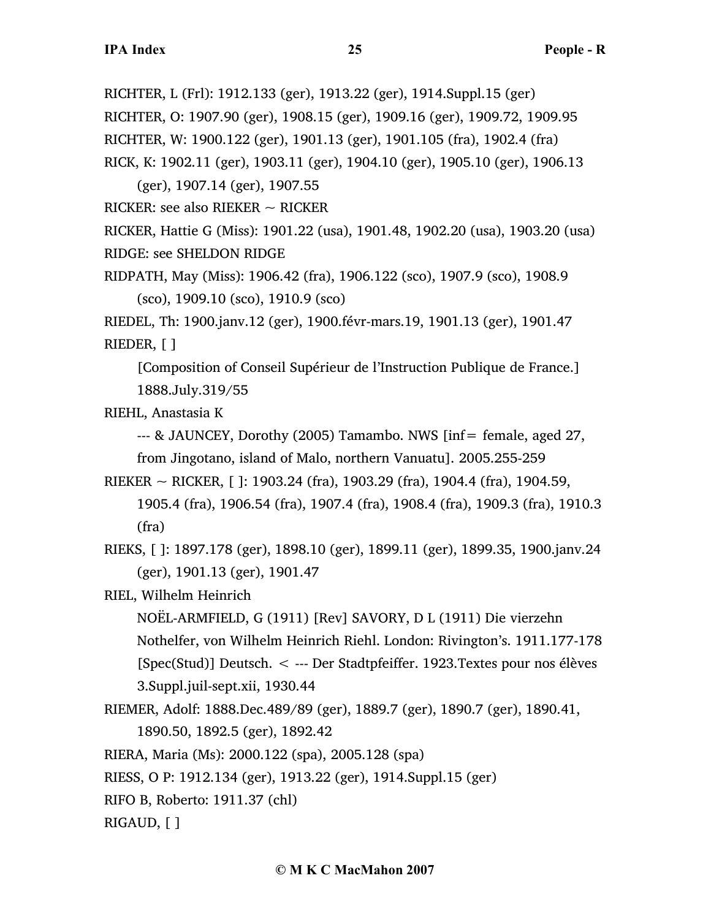RICHTER, L (Frl): 1912.133 (ger), 1913.22 (ger), 1914.Suppl.15 (ger)

RICHTER, O: 1907.90 (ger), 1908.15 (ger), 1909.16 (ger), 1909.72, 1909.95

RICHTER, W: 1900.122 (ger), 1901.13 (ger), 1901.105 (fra), 1902.4 (fra)

RICK, K: 1902.11 (ger), 1903.11 (ger), 1904.10 (ger), 1905.10 (ger), 1906.13 (ger), 1907.14 (ger), 1907.55

RICKER: see also RIEKER ~ RICKER

RICKER, Hattie G (Miss): 1901.22 (usa), 1901.48, 1902.20 (usa), 1903.20 (usa)

RIDGE: see SHELDON RIDGE

RIDPATH, May (Miss): 1906.42 (fra), 1906.122 (sco), 1907.9 (sco), 1908.9 (sco), 1909.10 (sco), 1910.9 (sco)

RIEDEL, Th: 1900.janv.12 (ger), 1900.févr-mars.19, 1901.13 (ger), 1901.47

RIEDER, [ ]

[Composition of Conseil Supérieur de l'Instruction Publique de France.] 1888.July.319/55

RIEHL, Anastasia K

--- & JAUNCEY, Dorothy (2005) Tamambo. NWS [inf= female, aged 27, from Jingotano, island of Malo, northern Vanuatu]. 2005.255-259

RIEKER ~ RICKER, [ ]: 1903.24 (fra), 1903.29 (fra), 1904.4 (fra), 1904.59, 1905.4 (fra), 1906.54 (fra), 1907.4 (fra), 1908.4 (fra), 1909.3 (fra), 1910.3 (fra)

RIEKS, [ ]: 1897.178 (ger), 1898.10 (ger), 1899.11 (ger), 1899.35, 1900.janv.24 (ger), 1901.13 (ger), 1901.47

RIEL, Wilhelm Heinrich

NOËL-ARMFIELD, G (1911) [Rev] SAVORY, D L (1911) Die vierzehn Nothelfer, von Wilhelm Heinrich Riehl. London: Rivington's. 1911.177-178

[Spec(Stud)] Deutsch. < --- Der Stadtpfeiffer. 1923.Textes pour nos élèves 3.Suppl.juil-sept.xii, 1930.44

RIEMER, Adolf: 1888.Dec.489/89 (ger), 1889.7 (ger), 1890.7 (ger), 1890.41, 1890.50, 1892.5 (ger), 1892.42

RIERA, Maria (Ms): 2000.122 (spa), 2005.128 (spa)

RIESS, O P: 1912.134 (ger), 1913.22 (ger), 1914.Suppl.15 (ger)

RIFO B, Roberto: 1911.37 (chl)

RIGAUD, [ ]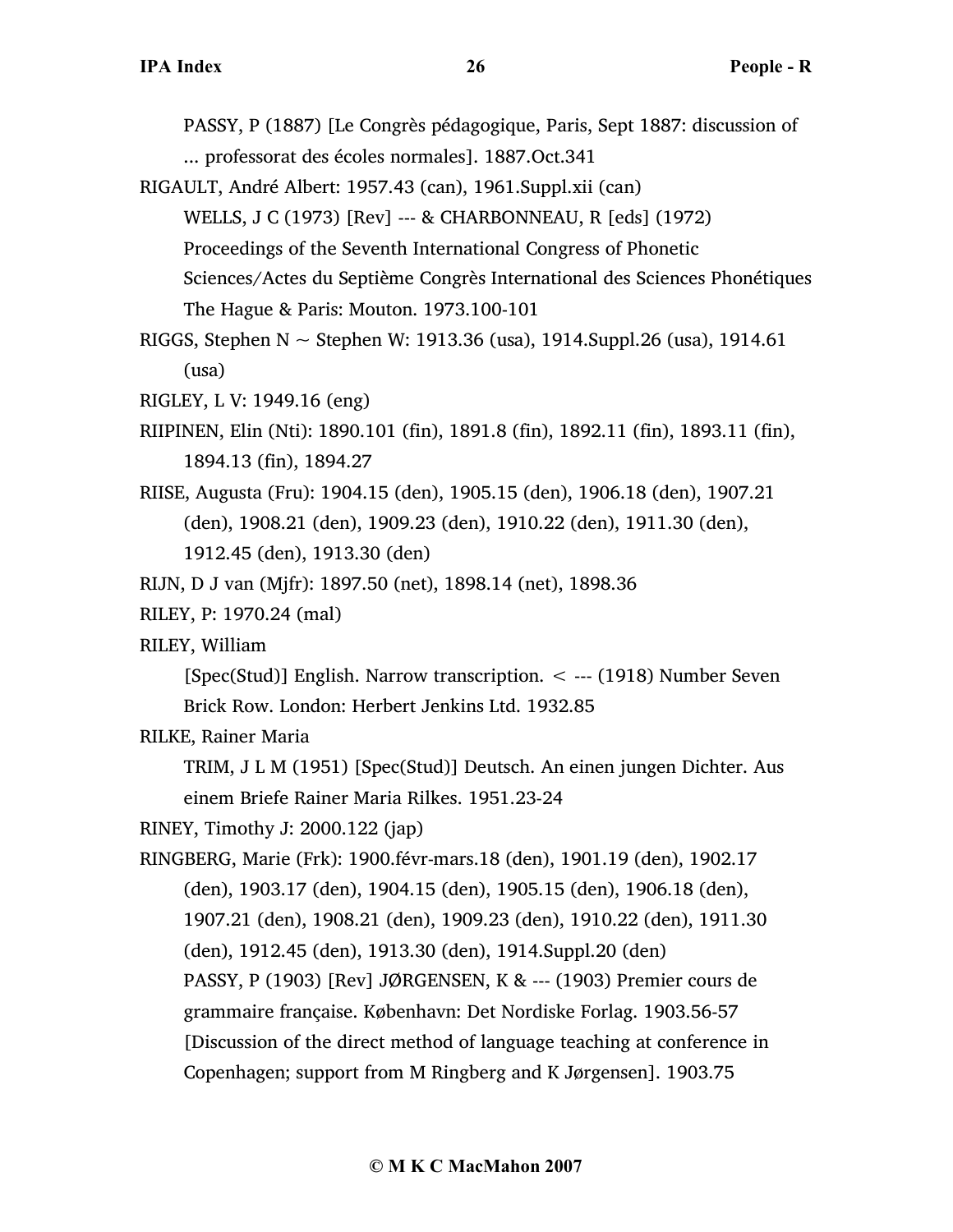PASSY, P (1887) [Le Congrès pédagogique, Paris, Sept 1887: discussion of ... professorat des écoles normales]. 1887.Oct.341

RIGAULT, André Albert: 1957.43 (can), 1961.Suppl.xii (can)

WELLS, J C (1973) [Rev] --- & CHARBONNEAU, R [eds] (1972) Proceedings of the Seventh International Congress of Phonetic Sciences/Actes du Septième Congrès International des Sciences Phonétiques The Hague & Paris: Mouton. 1973.100-101

RIGGS, Stephen N ~ Stephen W: 1913.36 (usa), 1914.Suppl.26 (usa), 1914.61 (usa)

RIGLEY, L V: 1949.16 (eng)

RIIPINEN, Elin (Nti): 1890.101 (fin), 1891.8 (fin), 1892.11 (fin), 1893.11 (fin), 1894.13 (fin), 1894.27

RIISE, Augusta (Fru): 1904.15 (den), 1905.15 (den), 1906.18 (den), 1907.21 (den), 1908.21 (den), 1909.23 (den), 1910.22 (den), 1911.30 (den), 1912.45 (den), 1913.30 (den)

RIJN, D J van (Mjfr): 1897.50 (net), 1898.14 (net), 1898.36

RILEY, P: 1970.24 (mal)

RILEY, William

[Spec(Stud)] English. Narrow transcription. < --- (1918) Number Seven Brick Row. London: Herbert Jenkins Ltd. 1932.85

RILKE, Rainer Maria

TRIM, J L M (1951) [Spec(Stud)] Deutsch. An einen jungen Dichter. Aus einem Briefe Rainer Maria Rilkes. 1951.23-24

RINEY, Timothy J: 2000.122 (jap)

RINGBERG, Marie (Frk): 1900.févr-mars.18 (den), 1901.19 (den), 1902.17 (den), 1903.17 (den), 1904.15 (den), 1905.15 (den), 1906.18 (den), 1907.21 (den), 1908.21 (den), 1909.23 (den), 1910.22 (den), 1911.30 (den), 1912.45 (den), 1913.30 (den), 1914.Suppl.20 (den)

PASSY, P (1903) [Rev] JØRGENSEN, K & --- (1903) Premier cours de grammaire française. København: Det Nordiske Forlag. 1903.56-57

[Discussion of the direct method of language teaching at conference in Copenhagen; support from M Ringberg and K Jørgensen]. 1903.75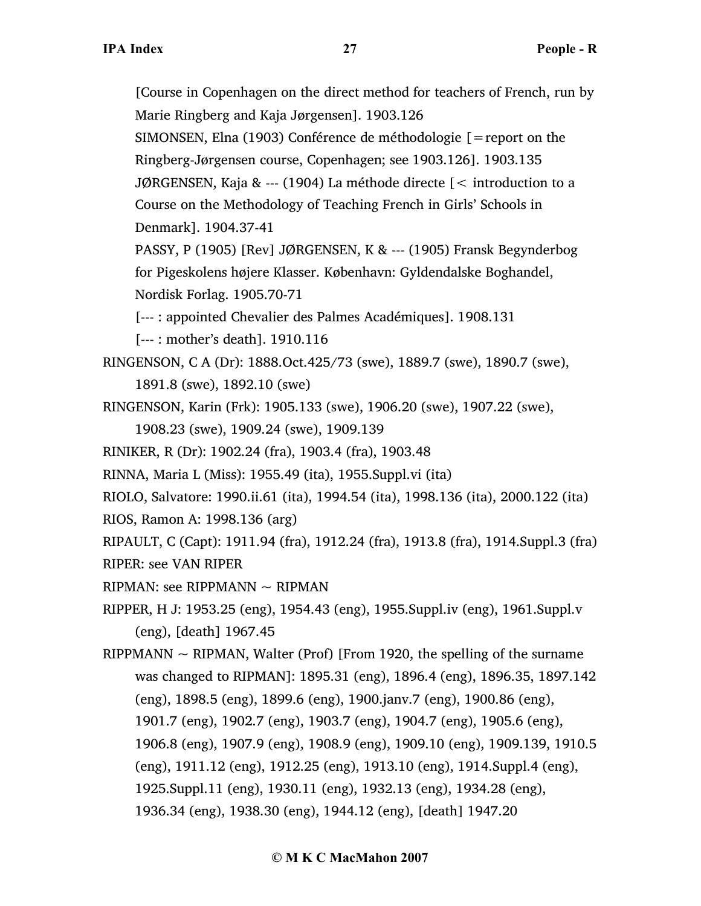[Course in Copenhagen on the direct method for teachers of French, run by Marie Ringberg and Kaja Jørgensen]. 1903.126

SIMONSEN, Elna (1903) Conférence de méthodologie [=report on the Ringberg-Jørgensen course, Copenhagen; see 1903.126]. 1903.135

JØRGENSEN, Kaja & --- (1904) La méthode directe [< introduction to a Course on the Methodology of Teaching French in Girls' Schools in Denmark]. 1904.37-41

PASSY, P (1905) [Rev] JØRGENSEN, K & --- (1905) Fransk Begynderbog for Pigeskolens højere Klasser. København: Gyldendalske Boghandel, Nordisk Forlag. 1905.70-71

[--- : appointed Chevalier des Palmes Académiques]. 1908.131

[--- : mother's death]. 1910.116

RINGENSON, C A (Dr): 1888.Oct.425/73 (swe), 1889.7 (swe), 1890.7 (swe), 1891.8 (swe), 1892.10 (swe)

RINGENSON, Karin (Frk): 1905.133 (swe), 1906.20 (swe), 1907.22 (swe), 1908.23 (swe), 1909.24 (swe), 1909.139

RINIKER, R (Dr): 1902.24 (fra), 1903.4 (fra), 1903.48

RINNA, Maria L (Miss): 1955.49 (ita), 1955.Suppl.vi (ita)

RIOLO, Salvatore: 1990.ii.61 (ita), 1994.54 (ita), 1998.136 (ita), 2000.122 (ita)

RIOS, Ramon A: 1998.136 (arg)

RIPAULT, C (Capt): 1911.94 (fra), 1912.24 (fra), 1913.8 (fra), 1914.Suppl.3 (fra)

RIPER: see VAN RIPER

RIPMAN: see RIPPMANN ~ RIPMAN

RIPPER, H J: 1953.25 (eng), 1954.43 (eng), 1955.Suppl.iv (eng), 1961.Suppl.v (eng), [death] 1967.45

RIPPMANN ~ RIPMAN, Walter (Prof) [From 1920, the spelling of the surname was changed to RIPMAN]: 1895.31 (eng), 1896.4 (eng), 1896.35, 1897.142 (eng), 1898.5 (eng), 1899.6 (eng), 1900.janv.7 (eng), 1900.86 (eng), 1901.7 (eng), 1902.7 (eng), 1903.7 (eng), 1904.7 (eng), 1905.6 (eng), 1906.8 (eng), 1907.9 (eng), 1908.9 (eng), 1909.10 (eng), 1909.139, 1910.5 (eng), 1911.12 (eng), 1912.25 (eng), 1913.10 (eng), 1914.Suppl.4 (eng), 1925.Suppl.11 (eng), 1930.11 (eng), 1932.13 (eng), 1934.28 (eng), 1936.34 (eng), 1938.30 (eng), 1944.12 (eng), [death] 1947.20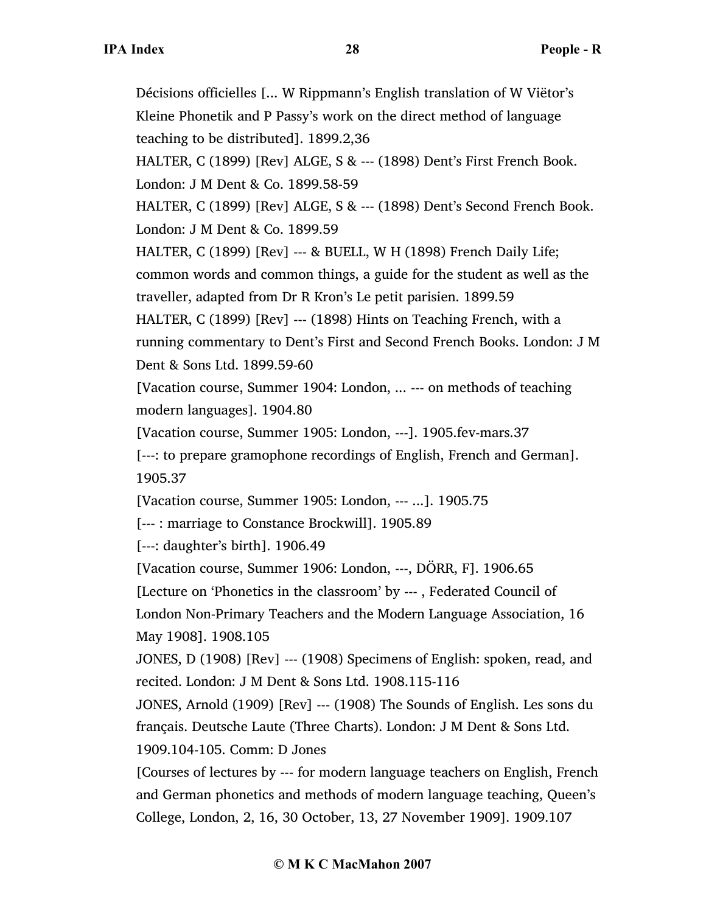Décisions officielles [... W Rippmann's English translation of W Viëtor's Kleine Phonetik and P Passy's work on the direct method of language teaching to be distributed]. 1899.2,36

HALTER, C (1899) [Rev] ALGE, S & --- (1898) Dent's First French Book. London: J M Dent & Co. 1899.58-59

HALTER, C (1899) [Rev] ALGE, S & --- (1898) Dent's Second French Book. London: J M Dent & Co. 1899.59

HALTER, C (1899) [Rev] --- & BUELL, W H (1898) French Daily Life; common words and common things, a guide for the student as well as the traveller, adapted from Dr R Kron's Le petit parisien. 1899.59

HALTER, C (1899) [Rev] --- (1898) Hints on Teaching French, with a running commentary to Dent's First and Second French Books. London: J M Dent & Sons Ltd. 1899.59-60

[Vacation course, Summer 1904: London, ... --- on methods of teaching modern languages]. 1904.80

[Vacation course, Summer 1905: London, ---]. 1905.fev-mars.37

[---: to prepare gramophone recordings of English, French and German]. 1905.37

[Vacation course, Summer 1905: London, --- ...]. 1905.75

[--- : marriage to Constance Brockwill]. 1905.89

[---: daughter's birth]. 1906.49

[Vacation course, Summer 1906: London, ---, DÖRR, F]. 1906.65

[Lecture on 'Phonetics in the classroom' by --- , Federated Council of London Non-Primary Teachers and the Modern Language Association, 16 May 1908]. 1908.105

JONES, D (1908) [Rev] --- (1908) Specimens of English: spoken, read, and recited. London: J M Dent & Sons Ltd. 1908.115-116

JONES, Arnold (1909) [Rev] --- (1908) The Sounds of English. Les sons du français. Deutsche Laute (Three Charts). London: J M Dent & Sons Ltd. 1909.104-105. Comm: D Jones

[Courses of lectures by --- for modern language teachers on English, French and German phonetics and methods of modern language teaching, Queen's College, London, 2, 16, 30 October, 13, 27 November 1909]. 1909.107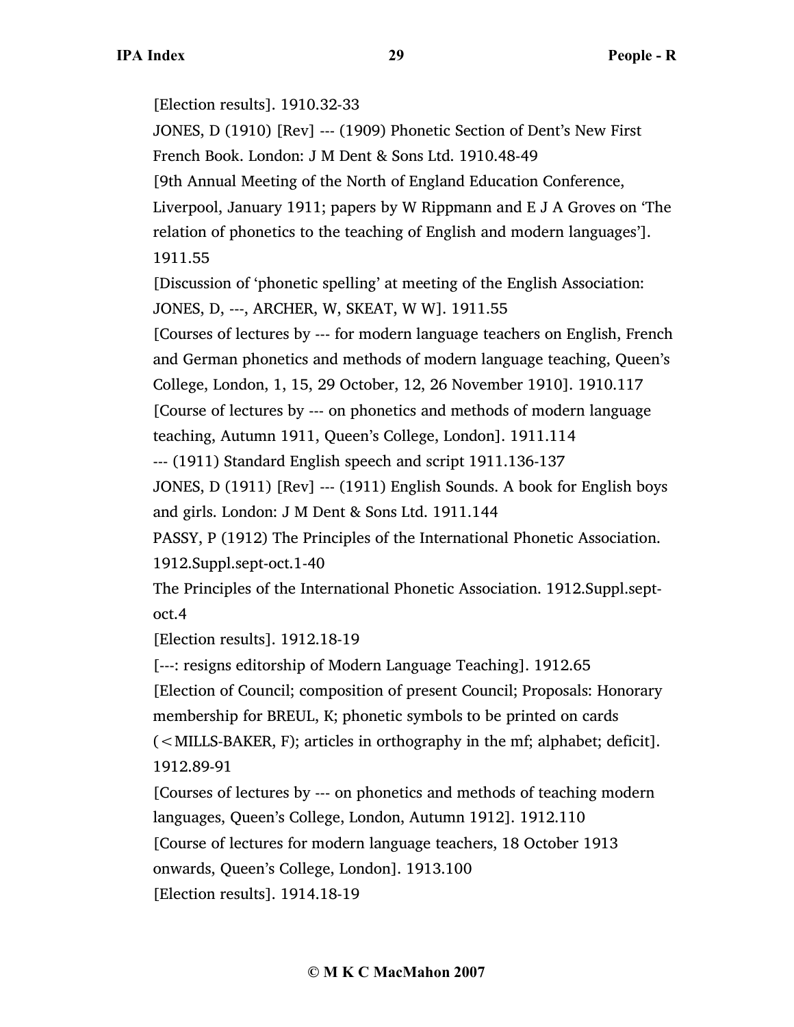[Election results]. 1910.32-33

JONES, D (1910) [Rev] --- (1909) Phonetic Section of Dent's New First French Book. London: J M Dent & Sons Ltd. 1910.48-49

[9th Annual Meeting of the North of England Education Conference, Liverpool, January 1911; papers by W Rippmann and E J A Groves on 'The relation of phonetics to the teaching of English and modern languages']. 1911.55

[Discussion of 'phonetic spelling' at meeting of the English Association: JONES, D, ---, ARCHER, W, SKEAT, W W]. 1911.55

[Courses of lectures by --- for modern language teachers on English, French and German phonetics and methods of modern language teaching, Queen's College, London, 1, 15, 29 October, 12, 26 November 1910]. 1910.117

[Course of lectures by --- on phonetics and methods of modern language teaching, Autumn 1911, Queen's College, London]. 1911.114

--- (1911) Standard English speech and script 1911.136-137

JONES, D (1911) [Rev] --- (1911) English Sounds. A book for English boys and girls. London: J M Dent & Sons Ltd. 1911.144

PASSY, P (1912) The Principles of the International Phonetic Association. 1912.Suppl.sept-oct.1-40

The Principles of the International Phonetic Association. 1912.Suppl.sept-oct.4

[Election results]. 1912.18-19

[---: resigns editorship of Modern Language Teaching]. 1912.65

[Election of Council; composition of present Council; Proposals: Honorary membership for BREUL, K; phonetic symbols to be printed on cards (<MILLS-BAKER, F); articles in orthography in the mf; alphabet; deficit]. 1912.89-91

[Courses of lectures by --- on phonetics and methods of teaching modern languages, Queen's College, London, Autumn 1912]. 1912.110

[Course of lectures for modern language teachers, 18 October 1913 onwards, Queen's College, London]. 1913.100

[Election results]. 1914.18-19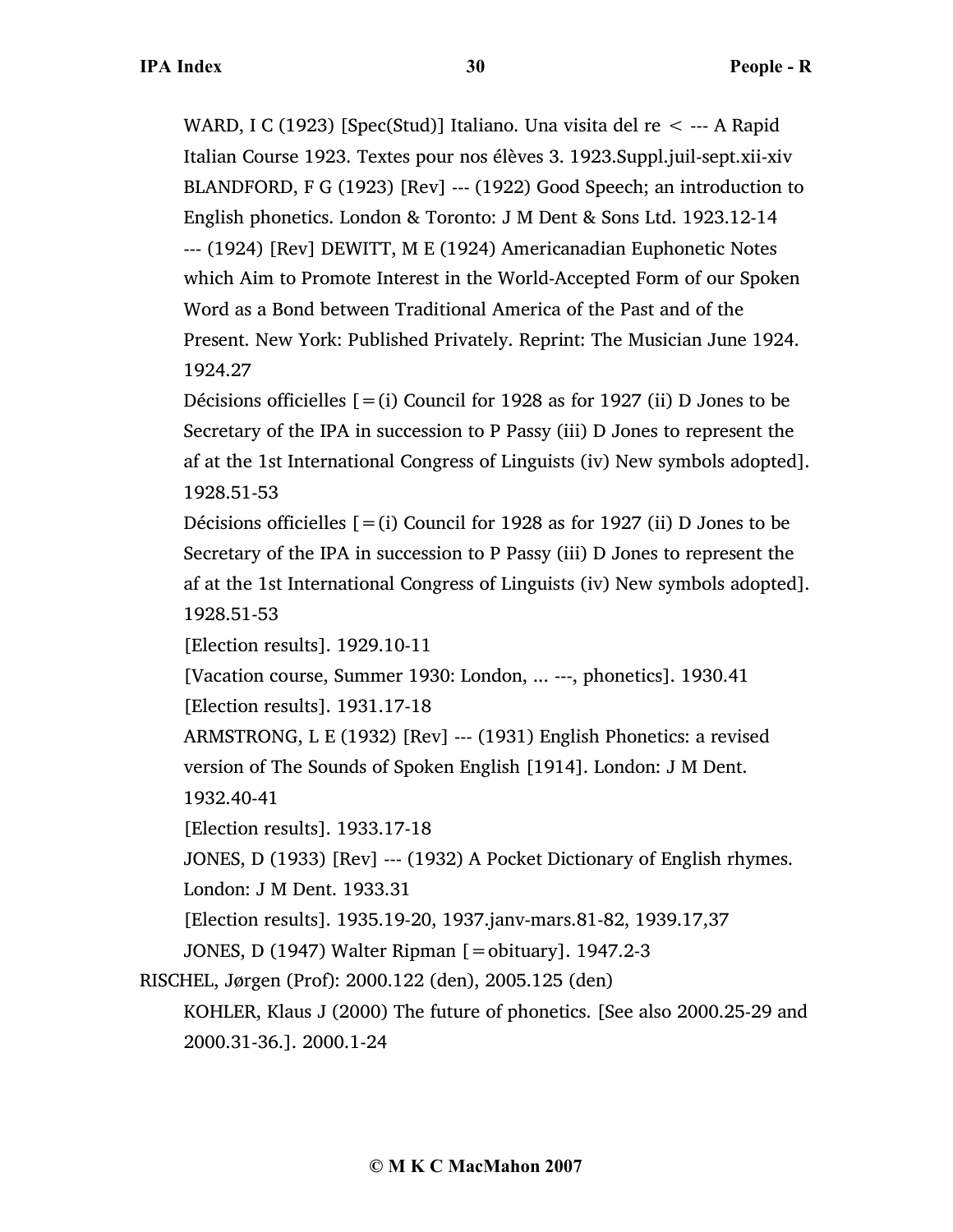WARD, I C (1923) [Spec(Stud)] Italiano. Una visita del re < --- A Rapid Italian Course 1923. Textes pour nos élèves 3. 1923.Suppl.juil-sept.xii-xiv

BLANDFORD, F G (1923) [Rev] --- (1922) Good Speech; an introduction to English phonetics. London & Toronto: J M Dent & Sons Ltd. 1923.12-14

--- (1924) [Rev] DEWITT, M E (1924) Americanadian Euphonetic Notes which Aim to Promote Interest in the World-Accepted Form of our Spoken Word as a Bond between Traditional America of the Past and of the Present. New York: Published Privately. Reprint: The Musician June 1924. 1924.27

Décisions officielles [=(i) Council for 1928 as for 1927 (ii) D Jones to be Secretary of the IPA in succession to P Passy (iii) D Jones to represent the af at the 1st International Congress of Linguists (iv) New symbols adopted]. 1928.51-53

Décisions officielles [=(i) Council for 1928 as for 1927 (ii) D Jones to be Secretary of the IPA in succession to P Passy (iii) D Jones to represent the af at the 1st International Congress of Linguists (iv) New symbols adopted]. 1928.51-53

[Election results]. 1929.10-11

[Vacation course, Summer 1930: London, ... ---, phonetics]. 1930.41

[Election results]. 1931.17-18

ARMSTRONG, L E (1932) [Rev] --- (1931) English Phonetics: a revised version of The Sounds of Spoken English [1914]. London: J M Dent. 1932.40-41

[Election results]. 1933.17-18

JONES, D (1933) [Rev] --- (1932) A Pocket Dictionary of English rhymes. London: J M Dent. 1933.31

[Election results]. 1935.19-20, 1937.janv-mars.81-82, 1939.17,37

JONES, D (1947) Walter Ripman [=obituary]. 1947.2-3

RISCHEL, Jørgen (Prof): 2000.122 (den), 2005.125 (den)

KOHLER, Klaus J (2000) The future of phonetics. [See also 2000.25-29 and 2000.31-36.]. 2000.1-24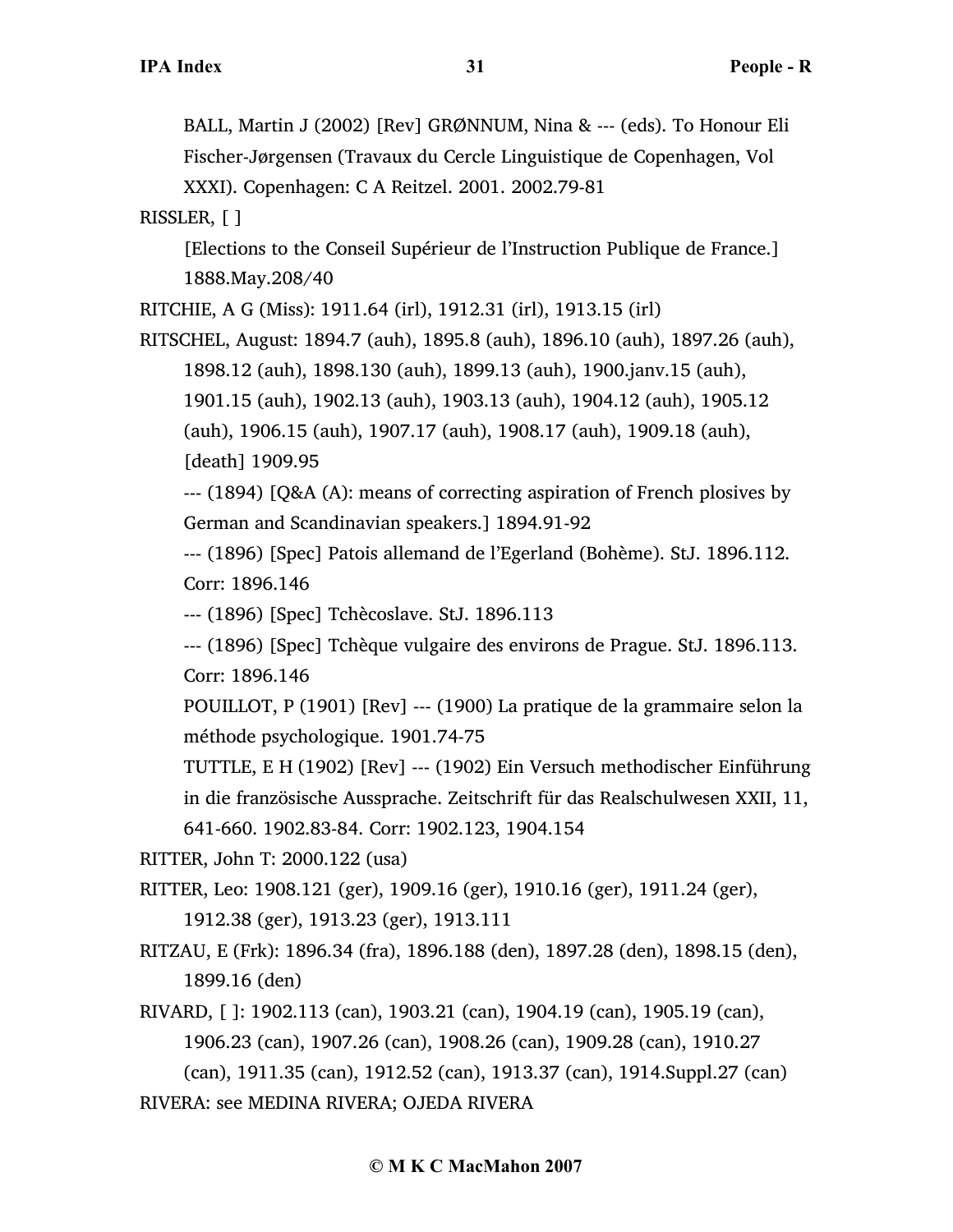BALL, Martin J (2002) [Rev] GRØNNUM, Nina & --- (eds). To Honour Eli Fischer-Jørgensen (Travaux du Cercle Linguistique de Copenhagen, Vol XXXI). Copenhagen: C A Reitzel. 2001. 2002.79-81

RISSLER, [ ]

[Elections to the Conseil Supérieur de l'Instruction Publique de France.] 1888.May.208/40

RITCHIE, A G (Miss): 1911.64 (irl), 1912.31 (irl), 1913.15 (irl)

RITSCHEL, August: 1894.7 (auh), 1895.8 (auh), 1896.10 (auh), 1897.26 (auh), 1898.12 (auh), 1898.130 (auh), 1899.13 (auh), 1900.janv.15 (auh), 1901.15 (auh), 1902.13 (auh), 1903.13 (auh), 1904.12 (auh), 1905.12 (auh), 1906.15 (auh), 1907.17 (auh), 1908.17 (auh), 1909.18 (auh), [death] 1909.95

--- (1894) [Q&A (A): means of correcting aspiration of French plosives by German and Scandinavian speakers.] 1894.91-92

--- (1896) [Spec] Patois allemand de l'Egerland (Bohème). StJ. 1896.112. Corr: 1896.146

--- (1896) [Spec] Tchècoslave. StJ. 1896.113

--- (1896) [Spec] Tchèque vulgaire des environs de Prague. StJ. 1896.113. Corr: 1896.146

POUILLOT, P (1901) [Rev] --- (1900) La pratique de la grammaire selon la méthode psychologique. 1901.74-75

TUTTLE, E H (1902) [Rev] --- (1902) Ein Versuch methodischer Einführung in die französische Aussprache. Zeitschrift für das Realschulwesen XXII, 11, 641-660. 1902.83-84. Corr: 1902.123, 1904.154

RITTER, John T: 2000.122 (usa)

RITTER, Leo: 1908.121 (ger), 1909.16 (ger), 1910.16 (ger), 1911.24 (ger), 1912.38 (ger), 1913.23 (ger), 1913.111

RITZAU, E (Frk): 1896.34 (fra), 1896.188 (den), 1897.28 (den), 1898.15 (den), 1899.16 (den)

RIVARD, [ ]: 1902.113 (can), 1903.21 (can), 1904.19 (can), 1905.19 (can), 1906.23 (can), 1907.26 (can), 1908.26 (can), 1909.28 (can), 1910.27 (can), 1911.35 (can), 1912.52 (can), 1913.37 (can), 1914.Suppl.27 (can)

RIVERA: see MEDINA RIVERA; OJEDA RIVERA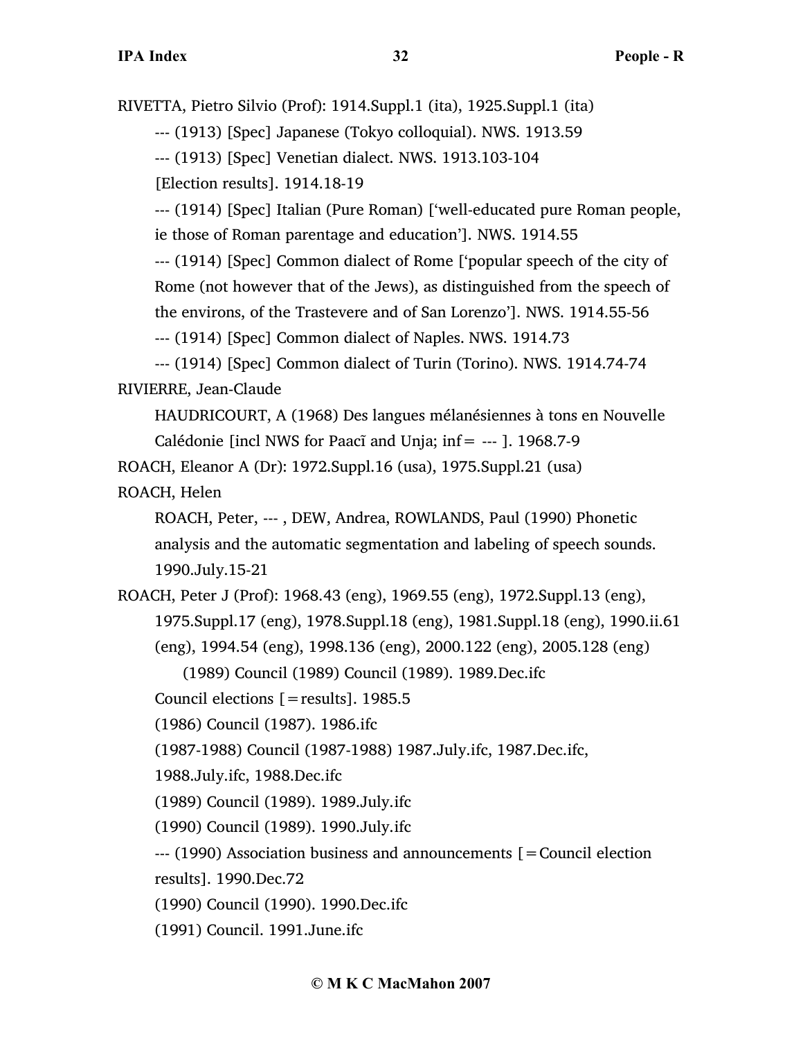RIVETTA, Pietro Silvio (Prof): 1914.Suppl.1 (ita), 1925.Suppl.1 (ita)

--- (1913) [Spec] Japanese (Tokyo colloquial). NWS. 1913.59

--- (1913) [Spec] Venetian dialect. NWS. 1913.103-104

[Election results]. 1914.18-19

--- (1914) [Spec] Italian (Pure Roman) ['well-educated pure Roman people, ie those of Roman parentage and education']. NWS. 1914.55

--- (1914) [Spec] Common dialect of Rome ['popular speech of the city of Rome (not however that of the Jews), as distinguished from the speech of the environs, of the Trastevere and of San Lorenzo']. NWS. 1914.55-56

--- (1914) [Spec] Common dialect of Naples. NWS. 1914.73

--- (1914) [Spec] Common dialect of Turin (Torino). NWS. 1914.74-74

RIVIERRE, Jean-Claude

HAUDRICOURT, A (1968) Des langues mélanésiennes à tons en Nouvelle Calédonie [incl NWS for Paacĩ and Unja; inf= --- ]. 1968.7-9

ROACH, Eleanor A (Dr): 1972.Suppl.16 (usa), 1975.Suppl.21 (usa)

ROACH, Helen

ROACH, Peter, --- , DEW, Andrea, ROWLANDS, Paul (1990) Phonetic analysis and the automatic segmentation and labeling of speech sounds. 1990.July.15-21

ROACH, Peter J (Prof): 1968.43 (eng), 1969.55 (eng), 1972.Suppl.13 (eng), 1975.Suppl.17 (eng), 1978.Suppl.18 (eng), 1981.Suppl.18 (eng), 1990.ii.61 (eng), 1994.54 (eng), 1998.136 (eng), 2000.122 (eng), 2005.128 (eng)

(1989) Council (1989) Council (1989). 1989.Dec.ifc

Council elections [=results]. 1985.5

(1986) Council (1987). 1986.ifc

(1987-1988) Council (1987-1988) 1987.July.ifc, 1987.Dec.ifc, 1988.July.ifc, 1988.Dec.ifc

(1989) Council (1989). 1989.July.ifc

(1990) Council (1989). 1990.July.ifc

--- (1990) Association business and announcements [=Council election results]. 1990.Dec.72

(1990) Council (1990). 1990.Dec.ifc

(1991) Council. 1991.June.ifc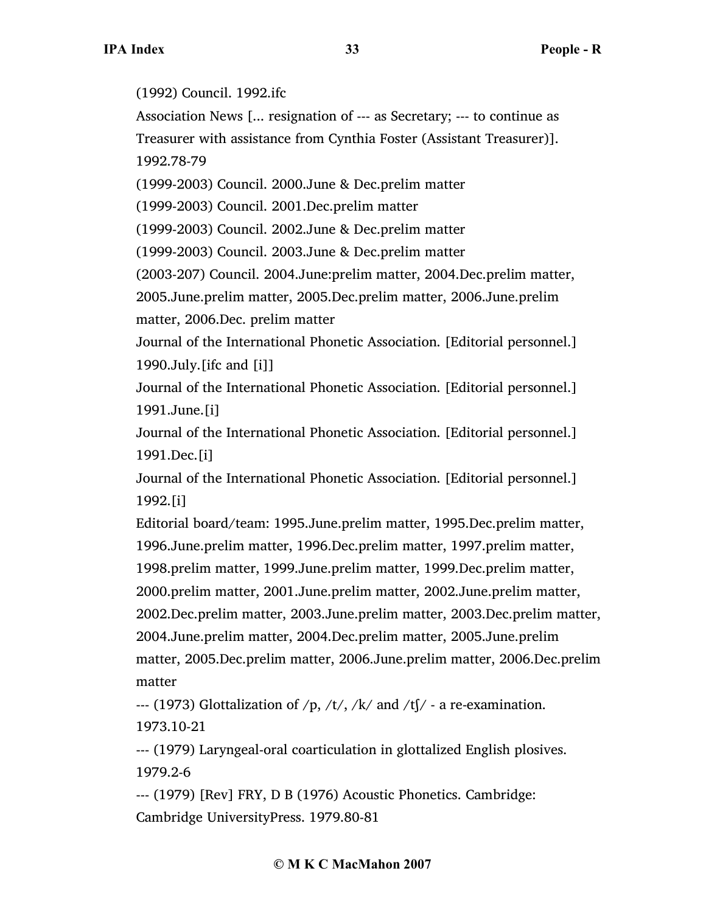(1992) Council. 1992.ifc

Association News [... resignation of --- as Secretary; --- to continue as Treasurer with assistance from Cynthia Foster (Assistant Treasurer)]. 1992.78-79

(1999-2003) Council. 2000.June & Dec.prelim matter

(1999-2003) Council. 2001.Dec.prelim matter

(1999-2003) Council. 2002.June & Dec.prelim matter

(1999-2003) Council. 2003.June & Dec.prelim matter

(2003-207) Council. 2004.June:prelim matter, 2004.Dec.prelim matter, 2005.June.prelim matter, 2005.Dec.prelim matter, 2006.June.prelim matter, 2006.Dec. prelim matter

Journal of the International Phonetic Association. [Editorial personnel.] 1990.July.[ifc and [i]]

Journal of the International Phonetic Association. [Editorial personnel.] 1991.June.[i]

Journal of the International Phonetic Association. [Editorial personnel.] 1991.Dec.[i]

Journal of the International Phonetic Association. [Editorial personnel.] 1992.[i]

Editorial board/team: 1995.June.prelim matter, 1995.Dec.prelim matter, 1996.June.prelim matter, 1996.Dec.prelim matter, 1997.prelim matter, 1998.prelim matter, 1999.June.prelim matter, 1999.Dec.prelim matter, 2000.prelim matter, 2001.June.prelim matter, 2002.June.prelim matter, 2002.Dec.prelim matter, 2003.June.prelim matter, 2003.Dec.prelim matter, 2004.June.prelim matter, 2004.Dec.prelim matter, 2005.June.prelim matter, 2005.Dec.prelim matter, 2006.June.prelim matter, 2006.Dec.prelim matter

--- (1973) Glottalization of /p, /t/, /k/ and /tʃ/ - a re-examination. 1973.10-21

--- (1979) Laryngeal-oral coarticulation in glottalized English plosives. 1979.2-6

--- (1979) [Rev] FRY, D B (1976) Acoustic Phonetics. Cambridge: Cambridge UniversityPress. 1979.80-81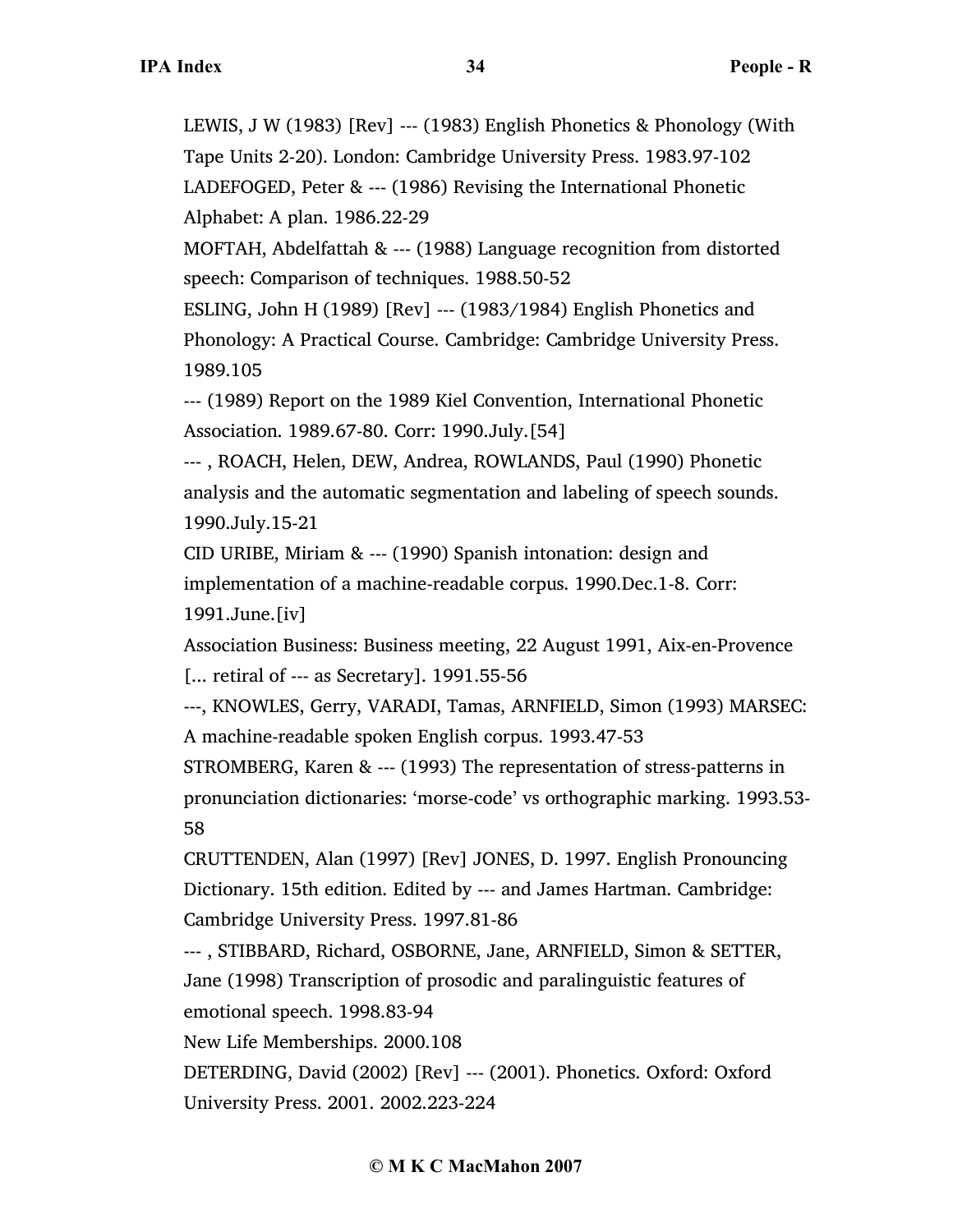LEWIS, J W (1983) [Rev] --- (1983) English Phonetics & Phonology (With Tape Units 2-20). London: Cambridge University Press. 1983.97-102

LADEFOGED, Peter & --- (1986) Revising the International Phonetic Alphabet: A plan. 1986.22-29

MOFTAH, Abdelfattah & --- (1988) Language recognition from distorted speech: Comparison of techniques. 1988.50-52

ESLING, John H (1989) [Rev] --- (1983/1984) English Phonetics and Phonology: A Practical Course. Cambridge: Cambridge University Press. 1989.105

--- (1989) Report on the 1989 Kiel Convention, International Phonetic Association. 1989.67-80. Corr: 1990.July.[54]

--- , ROACH, Helen, DEW, Andrea, ROWLANDS, Paul (1990) Phonetic analysis and the automatic segmentation and labeling of speech sounds. 1990.July.15-21

CID URIBE, Miriam & --- (1990) Spanish intonation: design and implementation of a machine-readable corpus. 1990.Dec.1-8. Corr: 1991.June.[iv]

Association Business: Business meeting, 22 August 1991, Aix-en-Provence [... retiral of --- as Secretary]. 1991.55-56

---, KNOWLES, Gerry, VARADI, Tamas, ARNFIELD, Simon (1993) MARSEC: A machine-readable spoken English corpus. 1993.47-53

STROMBERG, Karen & --- (1993) The representation of stress-patterns in pronunciation dictionaries: 'morse-code' vs orthographic marking. 1993.53-58

CRUTTENDEN, Alan (1997) [Rev] JONES, D. 1997. English Pronouncing Dictionary. 15th edition. Edited by --- and James Hartman. Cambridge: Cambridge University Press. 1997.81-86

--- , STIBBARD, Richard, OSBORNE, Jane, ARNFIELD, Simon & SETTER, Jane (1998) Transcription of prosodic and paralinguistic features of emotional speech. 1998.83-94

New Life Memberships. 2000.108

DETERDING, David (2002) [Rev] --- (2001). Phonetics. Oxford: Oxford University Press. 2001. 2002.223-224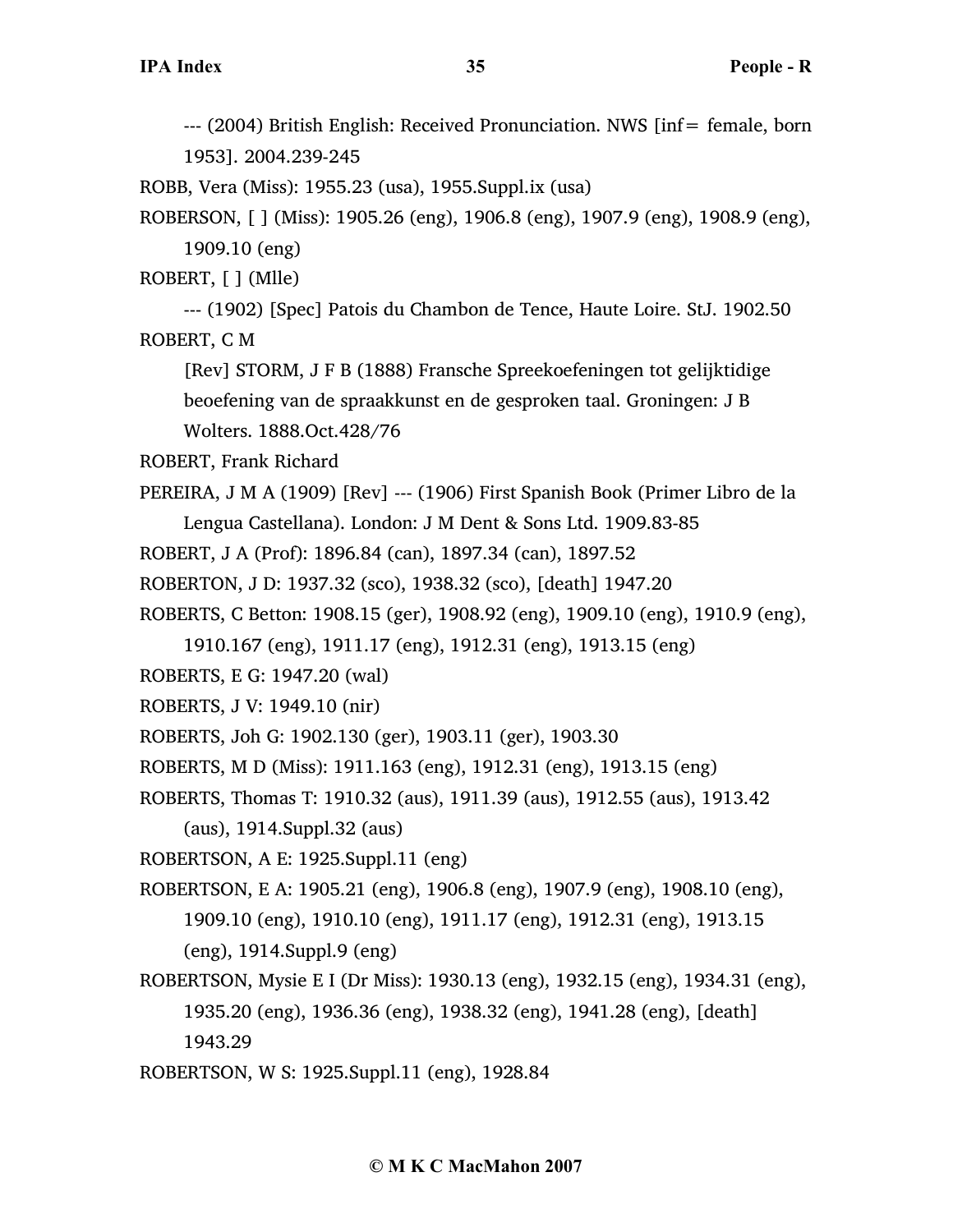--- (2004) British English: Received Pronunciation. NWS [inf= female, born 1953]. 2004.239-245

ROBB, Vera (Miss): 1955.23 (usa), 1955.Suppl.ix (usa)

ROBERSON, [ ] (Miss): 1905.26 (eng), 1906.8 (eng), 1907.9 (eng), 1908.9 (eng), 1909.10 (eng)

ROBERT, [ ] (Mlle)

--- (1902) [Spec] Patois du Chambon de Tence, Haute Loire. StJ. 1902.50

ROBERT, C M

[Rev] STORM, J F B (1888) Fransche Spreekoefeningen tot gelijktidige beoefening van de spraakkunst en de gesproken taal. Groningen: J B Wolters. 1888.Oct.428/76

ROBERT, Frank Richard

PEREIRA, J M A (1909) [Rev] --- (1906) First Spanish Book (Primer Libro de la Lengua Castellana). London: J M Dent & Sons Ltd. 1909.83-85

ROBERT, J A (Prof): 1896.84 (can), 1897.34 (can), 1897.52

ROBERTON, J D: 1937.32 (sco), 1938.32 (sco), [death] 1947.20

ROBERTS, C Betton: 1908.15 (ger), 1908.92 (eng), 1909.10 (eng), 1910.9 (eng), 1910.167 (eng), 1911.17 (eng), 1912.31 (eng), 1913.15 (eng)

ROBERTS, E G: 1947.20 (wal)

ROBERTS, J V: 1949.10 (nir)

ROBERTS, Joh G: 1902.130 (ger), 1903.11 (ger), 1903.30

ROBERTS, M D (Miss): 1911.163 (eng), 1912.31 (eng), 1913.15 (eng)

ROBERTS, Thomas T: 1910.32 (aus), 1911.39 (aus), 1912.55 (aus), 1913.42 (aus), 1914.Suppl.32 (aus)

ROBERTSON, A E: 1925.Suppl.11 (eng)

ROBERTSON, E A: 1905.21 (eng), 1906.8 (eng), 1907.9 (eng), 1908.10 (eng), 1909.10 (eng), 1910.10 (eng), 1911.17 (eng), 1912.31 (eng), 1913.15 (eng), 1914.Suppl.9 (eng)

ROBERTSON, Mysie E I (Dr Miss): 1930.13 (eng), 1932.15 (eng), 1934.31 (eng), 1935.20 (eng), 1936.36 (eng), 1938.32 (eng), 1941.28 (eng), [death] 1943.29

ROBERTSON, W S: 1925.Suppl.11 (eng), 1928.84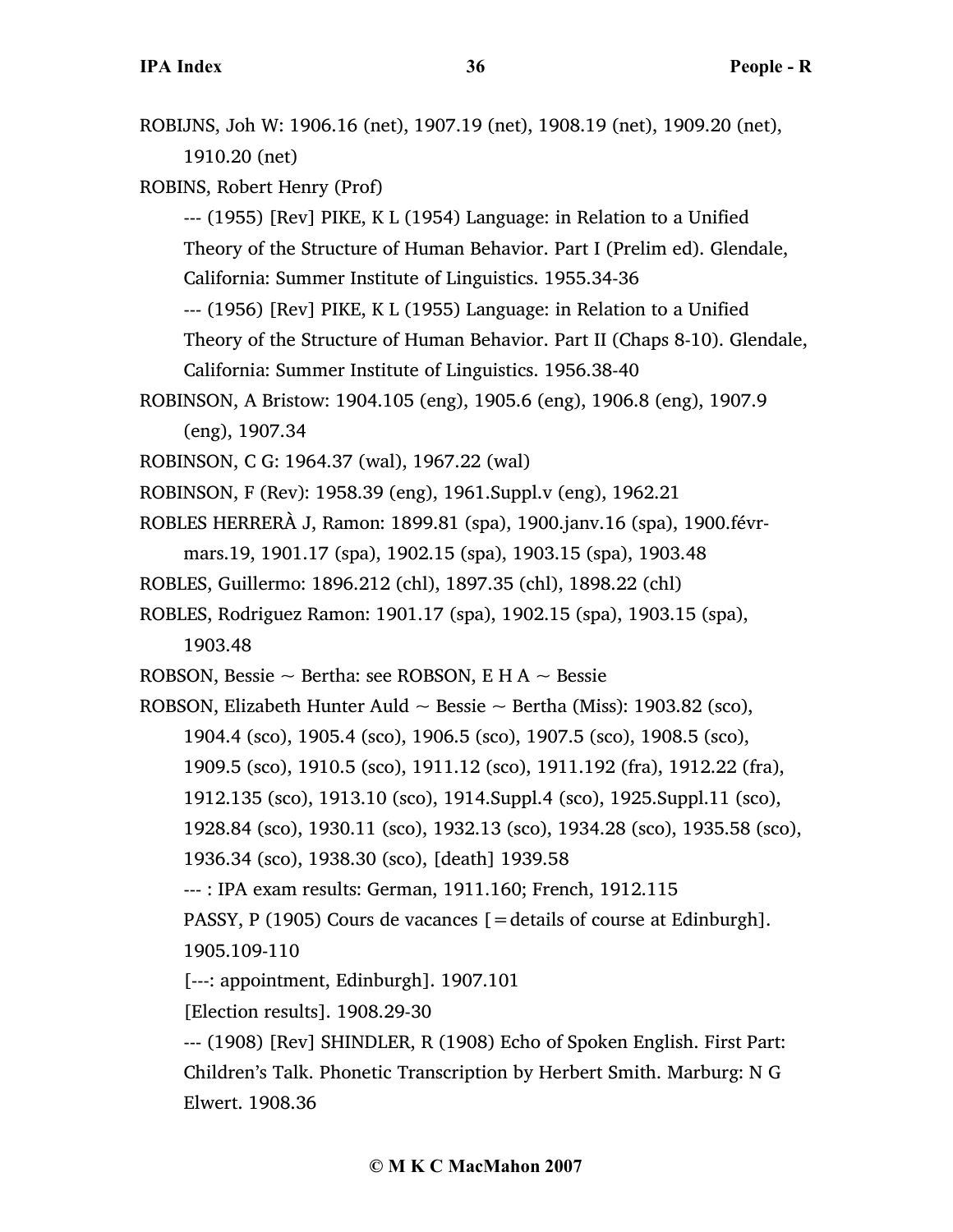ROBIJNS, Joh W: 1906.16 (net), 1907.19 (net), 1908.19 (net), 1909.20 (net), 1910.20 (net)

ROBINS, Robert Henry (Prof)

--- (1955) [Rev] PIKE, K L (1954) Language: in Relation to a Unified Theory of the Structure of Human Behavior. Part I (Prelim ed). Glendale, California: Summer Institute of Linguistics. 1955.34-36

--- (1956) [Rev] PIKE, K L (1955) Language: in Relation to a Unified Theory of the Structure of Human Behavior. Part II (Chaps 8-10). Glendale, California: Summer Institute of Linguistics. 1956.38-40

ROBINSON, A Bristow: 1904.105 (eng), 1905.6 (eng), 1906.8 (eng), 1907.9 (eng), 1907.34

ROBINSON, C G: 1964.37 (wal), 1967.22 (wal)

ROBINSON, F (Rev): 1958.39 (eng), 1961.Suppl.v (eng), 1962.21

ROBLES HERRERÀ J, Ramon: 1899.81 (spa), 1900.janv.16 (spa), 1900.févr-mars.19, 1901.17 (spa), 1902.15 (spa), 1903.15 (spa), 1903.48

ROBLES, Guillermo: 1896.212 (chl), 1897.35 (chl), 1898.22 (chl)

ROBLES, Rodriguez Ramon: 1901.17 (spa), 1902.15 (spa), 1903.15 (spa), 1903.48

ROBSON, Bessie ~ Bertha: see ROBSON, E H A ~ Bessie

ROBSON, Elizabeth Hunter Auld ~ Bessie ~ Bertha (Miss): 1903.82 (sco), 1904.4 (sco), 1905.4 (sco), 1906.5 (sco), 1907.5 (sco), 1908.5 (sco), 1909.5 (sco), 1910.5 (sco), 1911.12 (sco), 1911.192 (fra), 1912.22 (fra), 1912.135 (sco), 1913.10 (sco), 1914.Suppl.4 (sco), 1925.Suppl.11 (sco), 1928.84 (sco), 1930.11 (sco), 1932.13 (sco), 1934.28 (sco), 1935.58 (sco), 1936.34 (sco), 1938.30 (sco), [death] 1939.58

--- : IPA exam results: German, 1911.160; French, 1912.115

PASSY, P (1905) Cours de vacances [=details of course at Edinburgh]. 1905.109-110

[---: appointment, Edinburgh]. 1907.101

[Election results]. 1908.29-30

--- (1908) [Rev] SHINDLER, R (1908) Echo of Spoken English. First Part: Children's Talk. Phonetic Transcription by Herbert Smith. Marburg: N G Elwert. 1908.36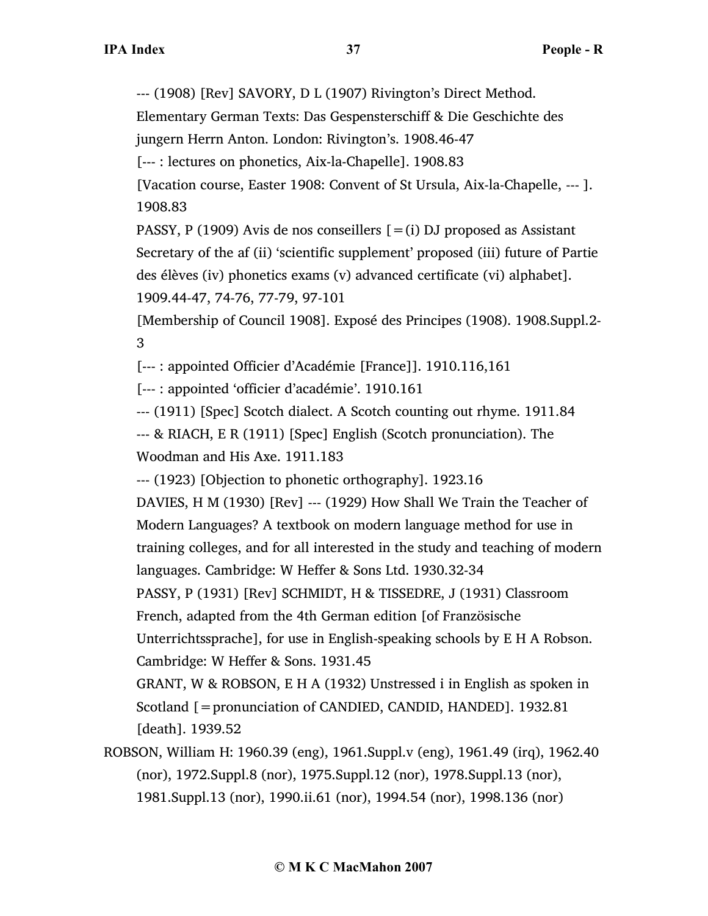--- (1908) [Rev] SAVORY, D L (1907) Rivington's Direct Method. Elementary German Texts: Das Gespensterschiff & Die Geschichte des jungern Herrn Anton. London: Rivington's. 1908.46-47

[--- : lectures on phonetics, Aix-la-Chapelle]. 1908.83

[Vacation course, Easter 1908: Convent of St Ursula, Aix-la-Chapelle, --- ]. 1908.83

PASSY, P (1909) Avis de nos conseillers [=(i) DJ proposed as Assistant Secretary of the af (ii) 'scientific supplement' proposed (iii) future of Partie des élèves (iv) phonetics exams (v) advanced certificate (vi) alphabet]. 1909.44-47, 74-76, 77-79, 97-101

[Membership of Council 1908]. Exposé des Principes (1908). 1908.Suppl.2-3

[--- : appointed Officier d'Académie [France]]. 1910.116,161

[--- : appointed 'officier d'académie'. 1910.161

--- (1911) [Spec] Scotch dialect. A Scotch counting out rhyme. 1911.84

--- & RIACH, E R (1911) [Spec] English (Scotch pronunciation). The Woodman and His Axe. 1911.183

--- (1923) [Objection to phonetic orthography]. 1923.16

DAVIES, H M (1930) [Rev] --- (1929) How Shall We Train the Teacher of Modern Languages? A textbook on modern language method for use in training colleges, and for all interested in the study and teaching of modern languages. Cambridge: W Heffer & Sons Ltd. 1930.32-34

PASSY, P (1931) [Rev] SCHMIDT, H & TISSEDRE, J (1931) Classroom French, adapted from the 4th German edition [of Französische Unterrichtssprache], for use in English-speaking schools by E H A Robson. Cambridge: W Heffer & Sons. 1931.45

GRANT, W & ROBSON, E H A (1932) Unstressed i in English as spoken in Scotland [=pronunciation of CANDIED, CANDID, HANDED]. 1932.81

[death]. 1939.52

ROBSON, William H: 1960.39 (eng), 1961.Suppl.v (eng), 1961.49 (irq), 1962.40 (nor), 1972.Suppl.8 (nor), 1975.Suppl.12 (nor), 1978.Suppl.13 (nor), 1981.Suppl.13 (nor), 1990.ii.61 (nor), 1994.54 (nor), 1998.136 (nor)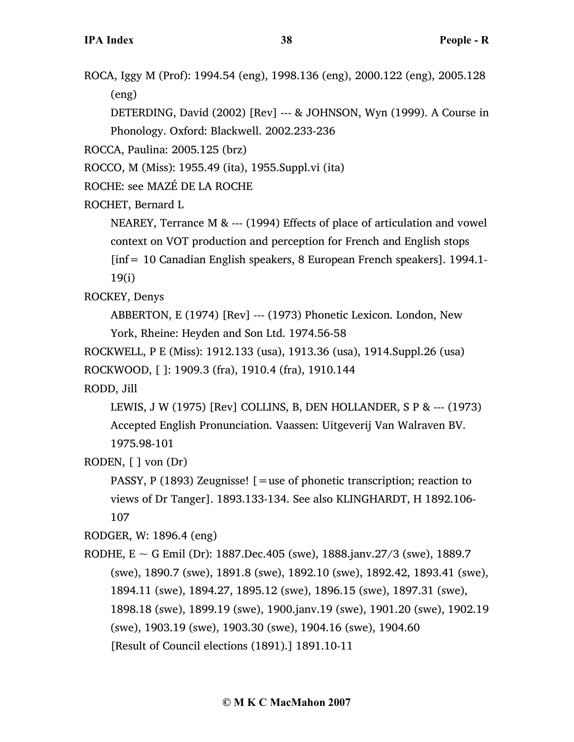ROCA, Iggy M (Prof): 1994.54 (eng), 1998.136 (eng), 2000.122 (eng), 2005.128 (eng)

DETERDING, David (2002) [Rev] --- & JOHNSON, Wyn (1999). A Course in Phonology. Oxford: Blackwell. 2002.233-236

ROCCA, Paulina: 2005.125 (brz)

ROCCO, M (Miss): 1955.49 (ita), 1955.Suppl.vi (ita)

ROCHE: see MAZÉ DE LA ROCHE

ROCHET, Bernard L

NEAREY, Terrance M & --- (1994) Effects of place of articulation and vowel context on VOT production and perception for French and English stops [inf= 10 Canadian English speakers, 8 European French speakers]. 1994.1-19(i)

ROCKEY, Denys

ABBERTON, E (1974) [Rev] --- (1973) Phonetic Lexicon. London, New York, Rheine: Heyden and Son Ltd. 1974.56-58

ROCKWELL, P E (Miss): 1912.133 (usa), 1913.36 (usa), 1914.Suppl.26 (usa)

ROCKWOOD, [ ]: 1909.3 (fra), 1910.4 (fra), 1910.144

RODD, Jill

LEWIS, J W (1975) [Rev] COLLINS, B, DEN HOLLANDER, S P & --- (1973) Accepted English Pronunciation. Vaassen: Uitgeverij Van Walraven BV. 1975.98-101

RODEN, [ ] von (Dr)

PASSY, P (1893) Zeugnisse! [=use of phonetic transcription; reaction to views of Dr Tanger]. 1893.133-134. See also KLINGHARDT, H 1892.106-107

RODGER, W: 1896.4 (eng)

RODHE, E ~ G Emil (Dr): 1887.Dec.405 (swe), 1888.janv.27/3 (swe), 1889.7 (swe), 1890.7 (swe), 1891.8 (swe), 1892.10 (swe), 1892.42, 1893.41 (swe), 1894.11 (swe), 1894.27, 1895.12 (swe), 1896.15 (swe), 1897.31 (swe), 1898.18 (swe), 1899.19 (swe), 1900.janv.19 (swe), 1901.20 (swe), 1902.19 (swe), 1903.19 (swe), 1903.30 (swe), 1904.16 (swe), 1904.60

[Result of Council elections (1891).] 1891.10-11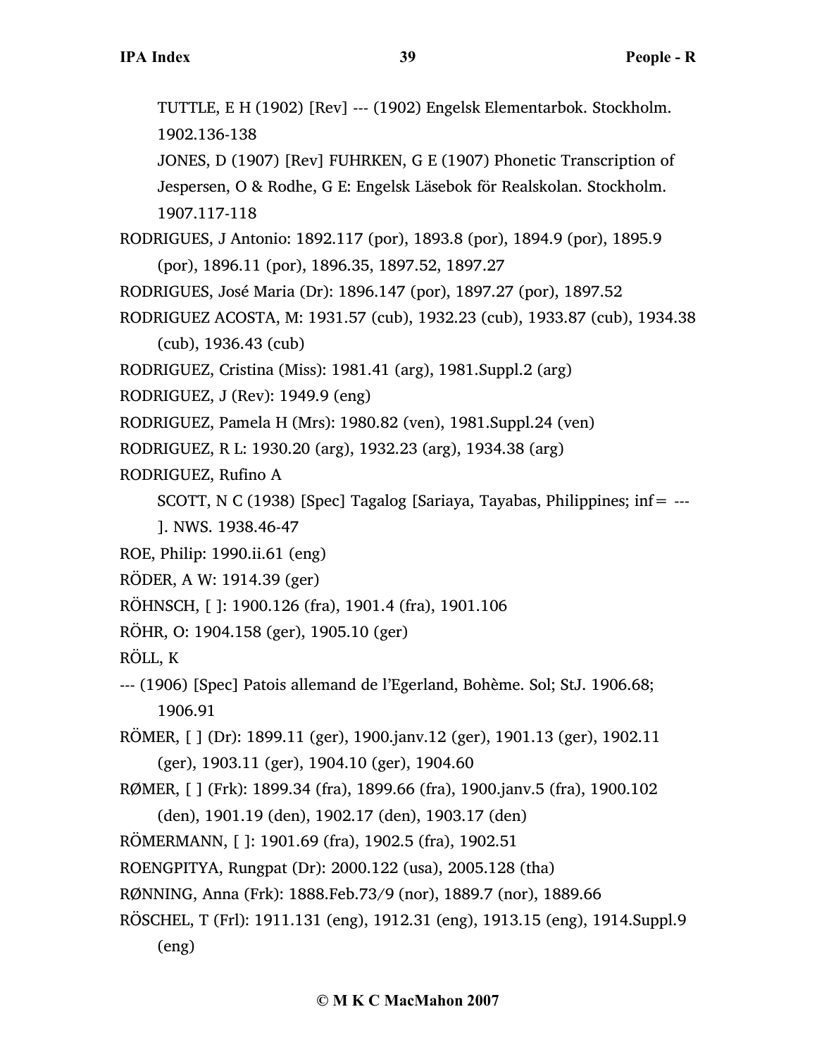TUTTLE, E H (1902) [Rev] --- (1902) Engelsk Elementarbok. Stockholm. 1902.136-138

JONES, D (1907) [Rev] FUHRKEN, G E (1907) Phonetic Transcription of Jespersen, O & Rodhe, G E: Engelsk Läsebok för Realskolan. Stockholm. 1907.117-118

RODRIGUES, J Antonio: 1892.117 (por), 1893.8 (por), 1894.9 (por), 1895.9 (por), 1896.11 (por), 1896.35, 1897.52, 1897.27

RODRIGUES, José Maria (Dr): 1896.147 (por), 1897.27 (por), 1897.52

RODRIGUEZ ACOSTA, M: 1931.57 (cub), 1932.23 (cub), 1933.87 (cub), 1934.38 (cub), 1936.43 (cub)

RODRIGUEZ, Cristina (Miss): 1981.41 (arg), 1981.Suppl.2 (arg)

RODRIGUEZ, J (Rev): 1949.9 (eng)

RODRIGUEZ, Pamela H (Mrs): 1980.82 (ven), 1981.Suppl.24 (ven)

RODRIGUEZ, R L: 1930.20 (arg), 1932.23 (arg), 1934.38 (arg)

RODRIGUEZ, Rufino A

SCOTT, N C (1938) [Spec] Tagalog [Sariaya, Tayabas, Philippines; inf= ---]. NWS. 1938.46-47

ROE, Philip: 1990.ii.61 (eng)

RÖDER, A W: 1914.39 (ger)

RÖHNSCH, [ ]: 1900.126 (fra), 1901.4 (fra), 1901.106

RÖHR, O: 1904.158 (ger), 1905.10 (ger)

RÖLL, K

--- (1906) [Spec] Patois allemand de l'Egerland, Bohème. Sol; StJ. 1906.68; 1906.91

RÖMER, [ ] (Dr): 1899.11 (ger), 1900.janv.12 (ger), 1901.13 (ger), 1902.11 (ger), 1903.11 (ger), 1904.10 (ger), 1904.60

RØMER, [ ] (Frk): 1899.34 (fra), 1899.66 (fra), 1900.janv.5 (fra), 1900.102 (den), 1901.19 (den), 1902.17 (den), 1903.17 (den)

RÖMERMANN, [ ]: 1901.69 (fra), 1902.5 (fra), 1902.51

ROENGPITYA, Rungpat (Dr): 2000.122 (usa), 2005.128 (tha)

RØNNING, Anna (Frk): 1888.Feb.73/9 (nor), 1889.7 (nor), 1889.66

RÖSCHEL, T (Frl): 1911.131 (eng), 1912.31 (eng), 1913.15 (eng), 1914.Suppl.9 (eng)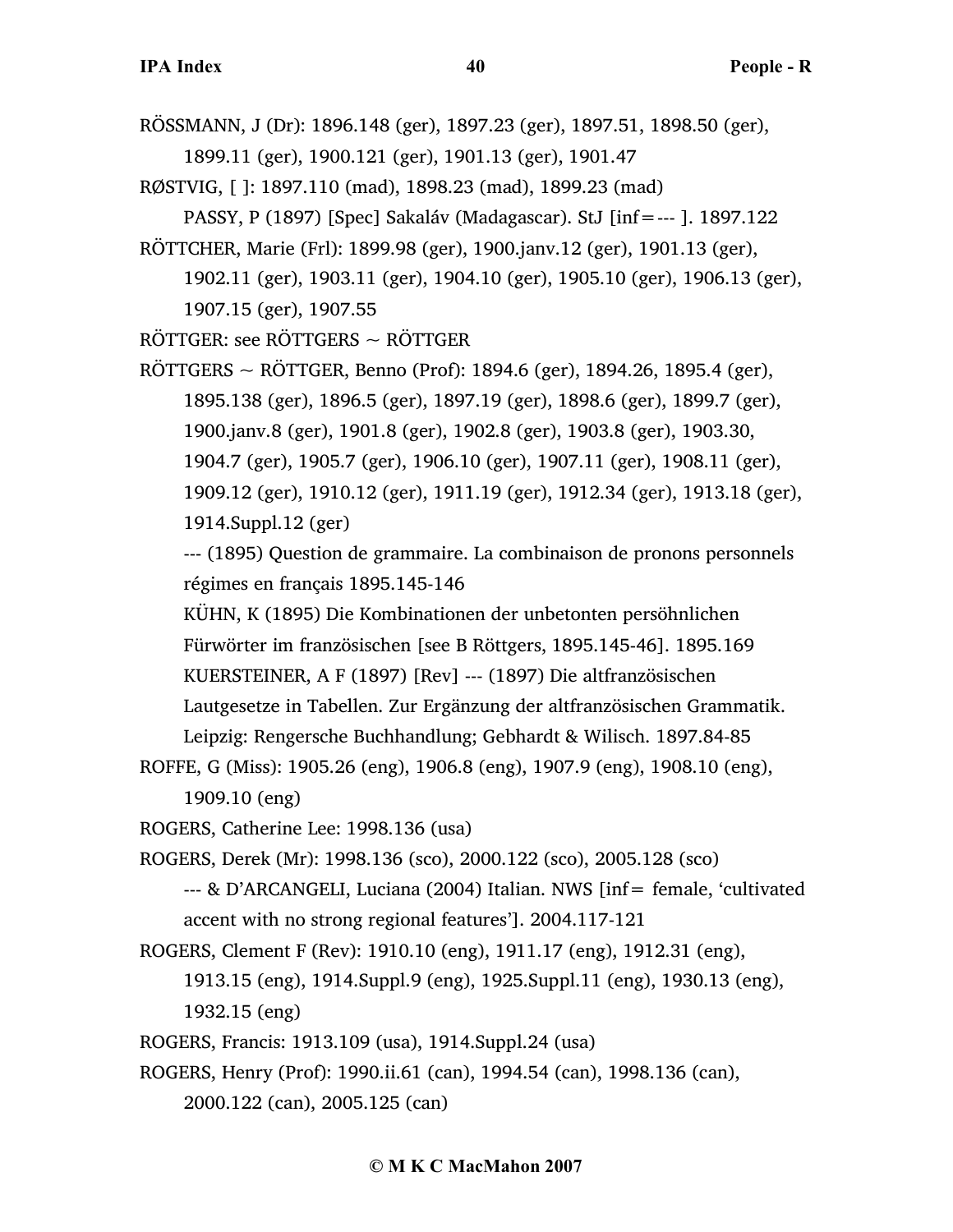RÖSSMANN, J (Dr): 1896.148 (ger), 1897.23 (ger), 1897.51, 1898.50 (ger), 1899.11 (ger), 1900.121 (ger), 1901.13 (ger), 1901.47

RØSTVIG, [ ]: 1897.110 (mad), 1898.23 (mad), 1899.23 (mad)

PASSY, P (1897) [Spec] Sakaláv (Madagascar). StJ [inf= --- ]. 1897.122

RÖTTCHER, Marie (Frl): 1899.98 (ger), 1900.janv.12 (ger), 1901.13 (ger), 1902.11 (ger), 1903.11 (ger), 1904.10 (ger), 1905.10 (ger), 1906.13 (ger), 1907.15 (ger), 1907.55

RÖTTGER: see RÖTTGERS ~ RÖTTGER

RÖTTGERS ~ RÖTTGER, Benno (Prof): 1894.6 (ger), 1894.26, 1895.4 (ger), 1895.138 (ger), 1896.5 (ger), 1897.19 (ger), 1898.6 (ger), 1899.7 (ger), 1900.janv.8 (ger), 1901.8 (ger), 1902.8 (ger), 1903.8 (ger), 1903.30, 1904.7 (ger), 1905.7 (ger), 1906.10 (ger), 1907.11 (ger), 1908.11 (ger), 1909.12 (ger), 1910.12 (ger), 1911.19 (ger), 1912.34 (ger), 1913.18 (ger), 1914.Suppl.12 (ger)

--- (1895) Question de grammaire. La combinaison de pronons personnels régimes en français 1895.145-146

KÜHN, K (1895) Die Kombinationen der unbetonten persöhnlichen Fürwörter im französischen [see B Röttgers, 1895.145-46]. 1895.169

KUERSTEINER, A F (1897) [Rev] --- (1897) Die altfranzösischen Lautgesetze in Tabellen. Zur Ergänzung der altfranzösischen Grammatik. Leipzig: Rengersche Buchhandlung; Gebhardt & Wilisch. 1897.84-85

ROFFE, G (Miss): 1905.26 (eng), 1906.8 (eng), 1907.9 (eng), 1908.10 (eng), 1909.10 (eng)

ROGERS, Catherine Lee: 1998.136 (usa)

ROGERS, Derek (Mr): 1998.136 (sco), 2000.122 (sco), 2005.128 (sco)

--- & D'ARCANGELI, Luciana (2004) Italian. NWS [inf= female, 'cultivated accent with no strong regional features']. 2004.117-121

ROGERS, Clement F (Rev): 1910.10 (eng), 1911.17 (eng), 1912.31 (eng), 1913.15 (eng), 1914.Suppl.9 (eng), 1925.Suppl.11 (eng), 1930.13 (eng), 1932.15 (eng)

ROGERS, Francis: 1913.109 (usa), 1914.Suppl.24 (usa)

ROGERS, Henry (Prof): 1990.ii.61 (can), 1994.54 (can), 1998.136 (can), 2000.122 (can), 2005.125 (can)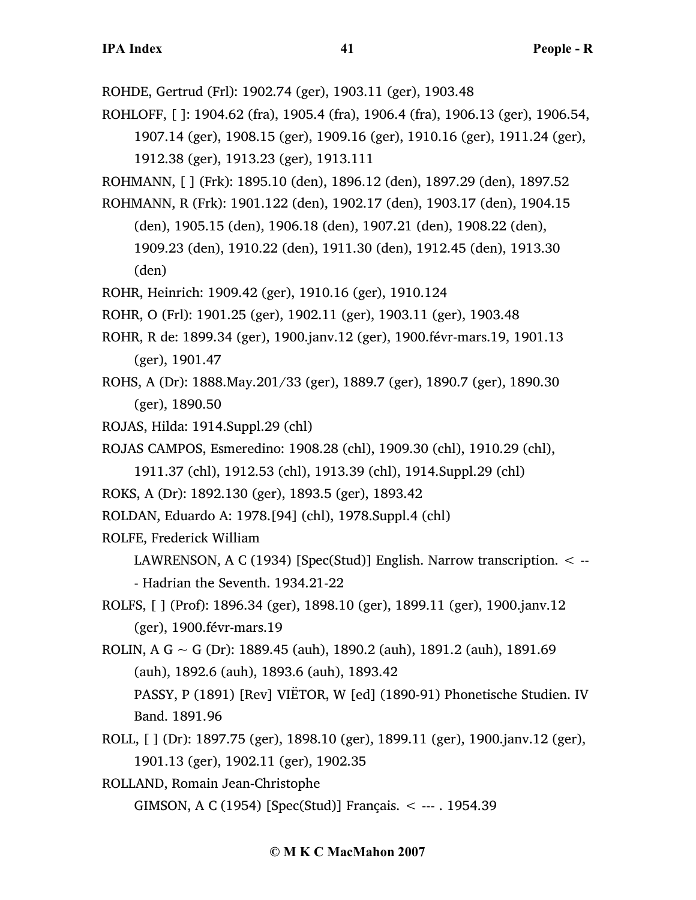ROHDE, Gertrud (Frl): 1902.74 (ger), 1903.11 (ger), 1903.48

ROHLOFF, [ ]: 1904.62 (fra), 1905.4 (fra), 1906.4 (fra), 1906.13 (ger), 1906.54, 1907.14 (ger), 1908.15 (ger), 1909.16 (ger), 1910.16 (ger), 1911.24 (ger), 1912.38 (ger), 1913.23 (ger), 1913.111

ROHMANN, [ ] (Frk): 1895.10 (den), 1896.12 (den), 1897.29 (den), 1897.52

ROHMANN, R (Frk): 1901.122 (den), 1902.17 (den), 1903.17 (den), 1904.15 (den), 1905.15 (den), 1906.18 (den), 1907.21 (den), 1908.22 (den), 1909.23 (den), 1910.22 (den), 1911.30 (den), 1912.45 (den), 1913.30 (den)

ROHR, Heinrich: 1909.42 (ger), 1910.16 (ger), 1910.124

ROHR, O (Frl): 1901.25 (ger), 1902.11 (ger), 1903.11 (ger), 1903.48

ROHR, R de: 1899.34 (ger), 1900.janv.12 (ger), 1900.févr-mars.19, 1901.13 (ger), 1901.47

ROHS, A (Dr): 1888.May.201/33 (ger), 1889.7 (ger), 1890.7 (ger), 1890.30 (ger), 1890.50

ROJAS, Hilda: 1914.Suppl.29 (chl)

ROJAS CAMPOS, Esmeredino: 1908.28 (chl), 1909.30 (chl), 1910.29 (chl), 1911.37 (chl), 1912.53 (chl), 1913.39 (chl), 1914.Suppl.29 (chl)

ROKS, A (Dr): 1892.130 (ger), 1893.5 (ger), 1893.42

ROLDAN, Eduardo A: 1978.[94] (chl), 1978.Suppl.4 (chl)

ROLFE, Frederick William
    LAWRENSON, A C (1934) [Spec(Stud)] English. Narrow transcription. < --- Hadrian the Seventh. 1934.21-22

ROLFS, [ ] (Prof): 1896.34 (ger), 1898.10 (ger), 1899.11 (ger), 1900.janv.12 (ger), 1900.févr-mars.19

ROLIN, A G ~ G (Dr): 1889.45 (auh), 1890.2 (auh), 1891.2 (auh), 1891.69 (auh), 1892.6 (auh), 1893.6 (auh), 1893.42
    PASSY, P (1891) [Rev] VIËTOR, W [ed] (1890-91) Phonetische Studien. IV Band. 1891.96

ROLL, [ ] (Dr): 1897.75 (ger), 1898.10 (ger), 1899.11 (ger), 1900.janv.12 (ger), 1901.13 (ger), 1902.11 (ger), 1902.35

ROLLAND, Romain Jean-Christophe
    GIMSON, A C (1954) [Spec(Stud)] Français. < --- . 1954.39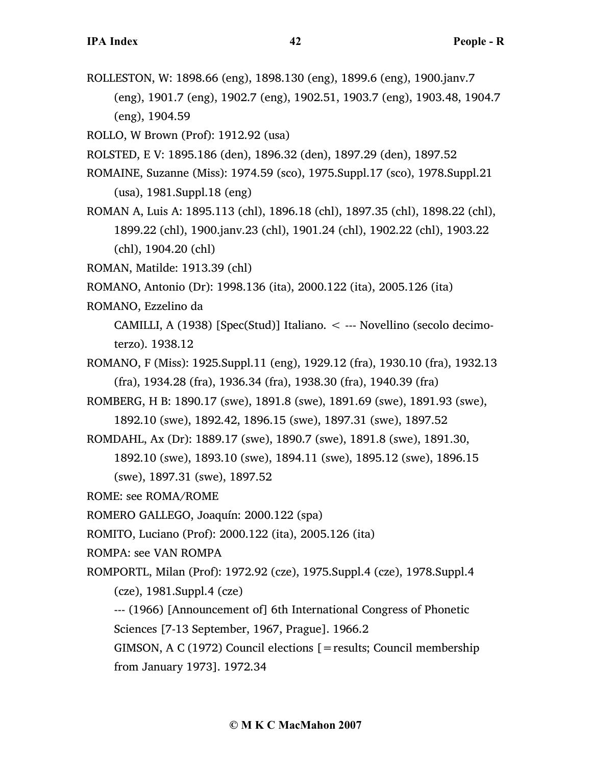ROLLESTON, W: 1898.66 (eng), 1898.130 (eng), 1899.6 (eng), 1900.janv.7 (eng), 1901.7 (eng), 1902.7 (eng), 1902.51, 1903.7 (eng), 1903.48, 1904.7 (eng), 1904.59

ROLLO, W Brown (Prof): 1912.92 (usa)

ROLSTED, E V: 1895.186 (den), 1896.32 (den), 1897.29 (den), 1897.52

ROMAINE, Suzanne (Miss): 1974.59 (sco), 1975.Suppl.17 (sco), 1978.Suppl.21 (usa), 1981.Suppl.18 (eng)

ROMAN A, Luis A: 1895.113 (chl), 1896.18 (chl), 1897.35 (chl), 1898.22 (chl), 1899.22 (chl), 1900.janv.23 (chl), 1901.24 (chl), 1902.22 (chl), 1903.22 (chl), 1904.20 (chl)

ROMAN, Matilde: 1913.39 (chl)

ROMANO, Antonio (Dr): 1998.136 (ita), 2000.122 (ita), 2005.126 (ita)

ROMANO, Ezzelino da

CAMILLI, A (1938) [Spec(Stud)] Italiano. < --- Novellino (secolo decimoterzo). 1938.12

ROMANO, F (Miss): 1925.Suppl.11 (eng), 1929.12 (fra), 1930.10 (fra), 1932.13 (fra), 1934.28 (fra), 1936.34 (fra), 1938.30 (fra), 1940.39 (fra)

ROMBERG, H B: 1890.17 (swe), 1891.8 (swe), 1891.69 (swe), 1891.93 (swe), 1892.10 (swe), 1892.42, 1896.15 (swe), 1897.31 (swe), 1897.52

ROMDAHL, Ax (Dr): 1889.17 (swe), 1890.7 (swe), 1891.8 (swe), 1891.30, 1892.10 (swe), 1893.10 (swe), 1894.11 (swe), 1895.12 (swe), 1896.15 (swe), 1897.31 (swe), 1897.52

ROME: see ROMA/ROME

ROMERO GALLEGO, Joaquín: 2000.122 (spa)

ROMITO, Luciano (Prof): 2000.122 (ita), 2005.126 (ita)

ROMPA: see VAN ROMPA

ROMPORTL, Milan (Prof): 1972.92 (cze), 1975.Suppl.4 (cze), 1978.Suppl.4 (cze), 1981.Suppl.4 (cze)

--- (1966) [Announcement of] 6th International Congress of Phonetic Sciences [7-13 September, 1967, Prague]. 1966.2

GIMSON, A C (1972) Council elections [=results; Council membership from January 1973]. 1972.34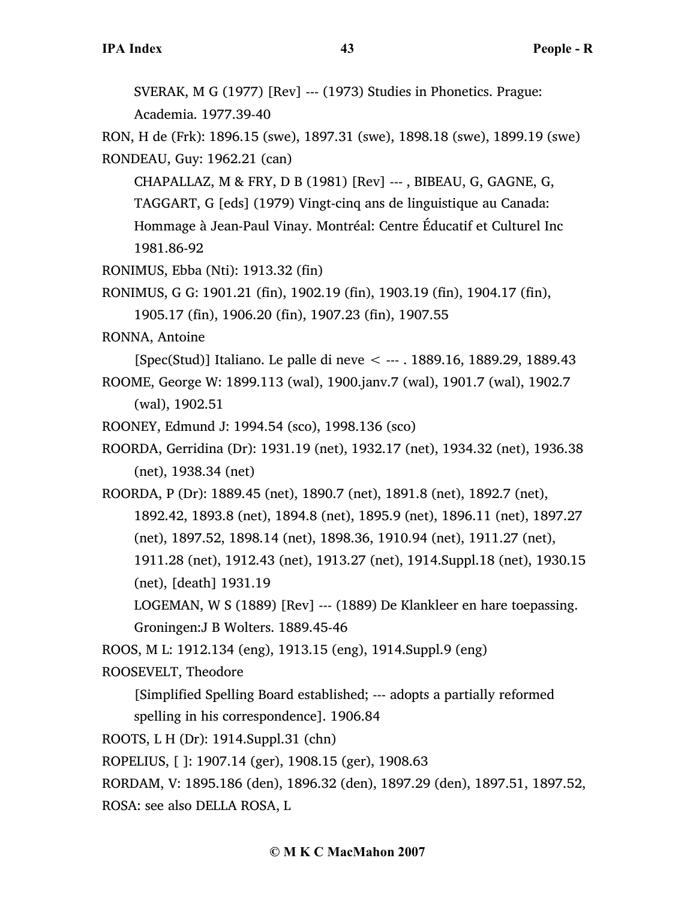SVERAK, M G (1977) [Rev] --- (1973) Studies in Phonetics. Prague: Academia. 1977.39-40

RON, H de (Frk): 1896.15 (swe), 1897.31 (swe), 1898.18 (swe), 1899.19 (swe)

RONDEAU, Guy: 1962.21 (can)

CHAPALLAZ, M & FRY, D B (1981) [Rev] --- , BIBEAU, G, GAGNE, G, TAGGART, G [eds] (1979) Vingt-cinq ans de linguistique au Canada: Hommage à Jean-Paul Vinay. Montréal: Centre Éducatif et Culturel Inc 1981.86-92

RONIMUS, Ebba (Nti): 1913.32 (fin)

RONIMUS, G G: 1901.21 (fin), 1902.19 (fin), 1903.19 (fin), 1904.17 (fin), 1905.17 (fin), 1906.20 (fin), 1907.23 (fin), 1907.55

RONNA, Antoine

[Spec(Stud)] Italiano. Le palle di neve < --- . 1889.16, 1889.29, 1889.43

ROOME, George W: 1899.113 (wal), 1900.janv.7 (wal), 1901.7 (wal), 1902.7 (wal), 1902.51

ROONEY, Edmund J: 1994.54 (sco), 1998.136 (sco)

ROORDA, Gerridina (Dr): 1931.19 (net), 1932.17 (net), 1934.32 (net), 1936.38 (net), 1938.34 (net)

ROORDA, P (Dr): 1889.45 (net), 1890.7 (net), 1891.8 (net), 1892.7 (net), 1892.42, 1893.8 (net), 1894.8 (net), 1895.9 (net), 1896.11 (net), 1897.27 (net), 1897.52, 1898.14 (net), 1898.36, 1910.94 (net), 1911.27 (net), 1911.28 (net), 1912.43 (net), 1913.27 (net), 1914.Suppl.18 (net), 1930.15 (net), [death] 1931.19

LOGEMAN, W S (1889) [Rev] --- (1889) De Klankleer en hare toepassing. Groningen:J B Wolters. 1889.45-46

ROOS, M L: 1912.134 (eng), 1913.15 (eng), 1914.Suppl.9 (eng)

ROOSEVELT, Theodore

[Simplified Spelling Board established; --- adopts a partially reformed spelling in his correspondence]. 1906.84

ROOTS, L H (Dr): 1914.Suppl.31 (chn)

ROPELIUS, [ ]: 1907.14 (ger), 1908.15 (ger), 1908.63

RORDAM, V: 1895.186 (den), 1896.32 (den), 1897.29 (den), 1897.51, 1897.52,

ROSA: see also DELLA ROSA, L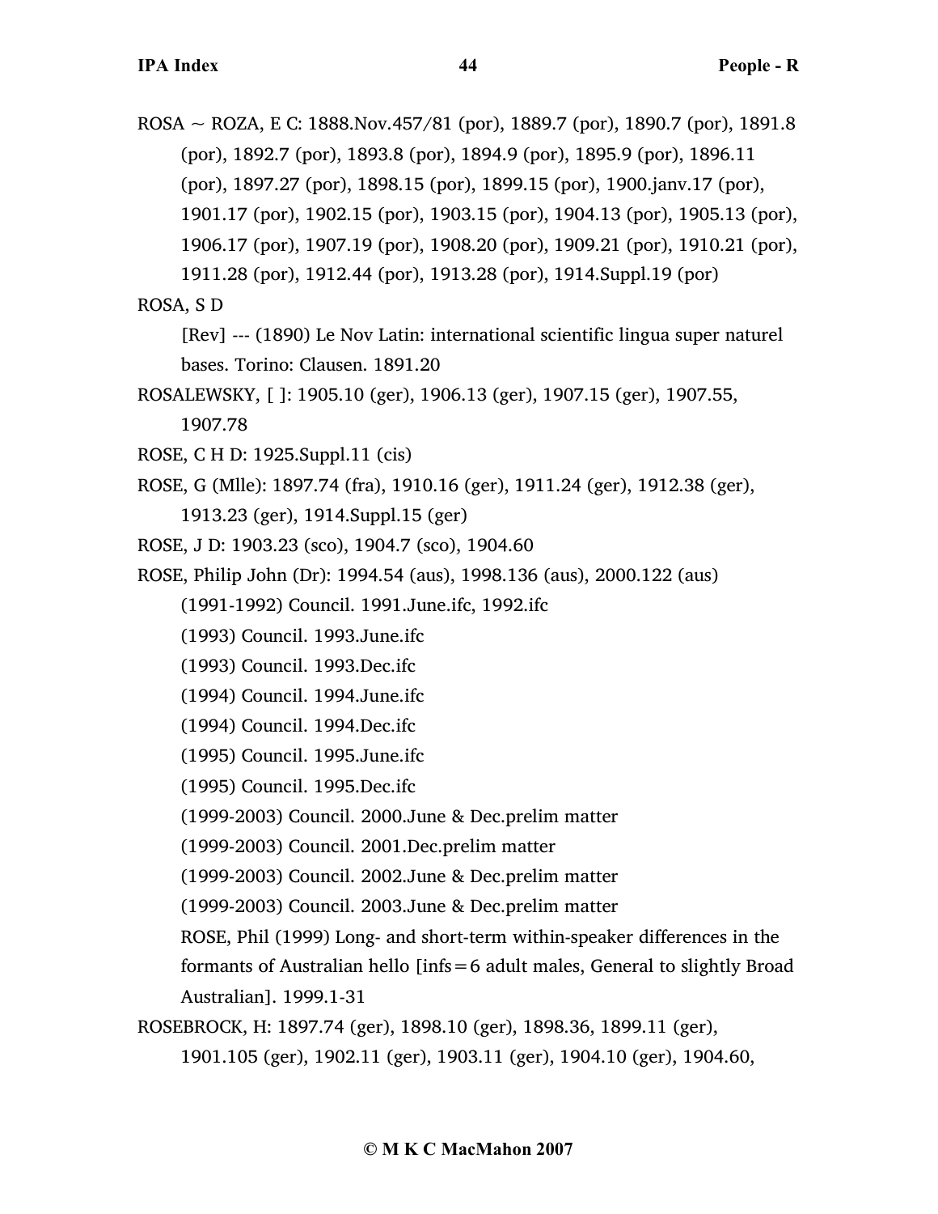ROSA ~ ROZA, E C: 1888.Nov.457/81 (por), 1889.7 (por), 1890.7 (por), 1891.8 (por), 1892.7 (por), 1893.8 (por), 1894.9 (por), 1895.9 (por), 1896.11 (por), 1897.27 (por), 1898.15 (por), 1899.15 (por), 1900.janv.17 (por), 1901.17 (por), 1902.15 (por), 1903.15 (por), 1904.13 (por), 1905.13 (por), 1906.17 (por), 1907.19 (por), 1908.20 (por), 1909.21 (por), 1910.21 (por), 1911.28 (por), 1912.44 (por), 1913.28 (por), 1914.Suppl.19 (por)

ROSA, S D

[Rev] --- (1890) Le Nov Latin: international scientific lingua super naturel bases. Torino: Clausen. 1891.20

ROSALEWSKY, [ ]: 1905.10 (ger), 1906.13 (ger), 1907.15 (ger), 1907.55, 1907.78

ROSE, C H D: 1925.Suppl.11 (cis)

ROSE, G (Mlle): 1897.74 (fra), 1910.16 (ger), 1911.24 (ger), 1912.38 (ger), 1913.23 (ger), 1914.Suppl.15 (ger)

ROSE, J D: 1903.23 (sco), 1904.7 (sco), 1904.60

ROSE, Philip John (Dr): 1994.54 (aus), 1998.136 (aus), 2000.122 (aus)

(1991-1992) Council. 1991.June.ifc, 1992.ifc

(1993) Council. 1993.June.ifc

(1993) Council. 1993.Dec.ifc

(1994) Council. 1994.June.ifc

(1994) Council. 1994.Dec.ifc

(1995) Council. 1995.June.ifc

(1995) Council. 1995.Dec.ifc

(1999-2003) Council. 2000.June & Dec.prelim matter

(1999-2003) Council. 2001.Dec.prelim matter

(1999-2003) Council. 2002.June & Dec.prelim matter

(1999-2003) Council. 2003.June & Dec.prelim matter

ROSE, Phil (1999) Long- and short-term within-speaker differences in the formants of Australian hello [infs=6 adult males, General to slightly Broad Australian]. 1999.1-31

ROSEBROCK, H: 1897.74 (ger), 1898.10 (ger), 1898.36, 1899.11 (ger), 1901.105 (ger), 1902.11 (ger), 1903.11 (ger), 1904.10 (ger), 1904.60,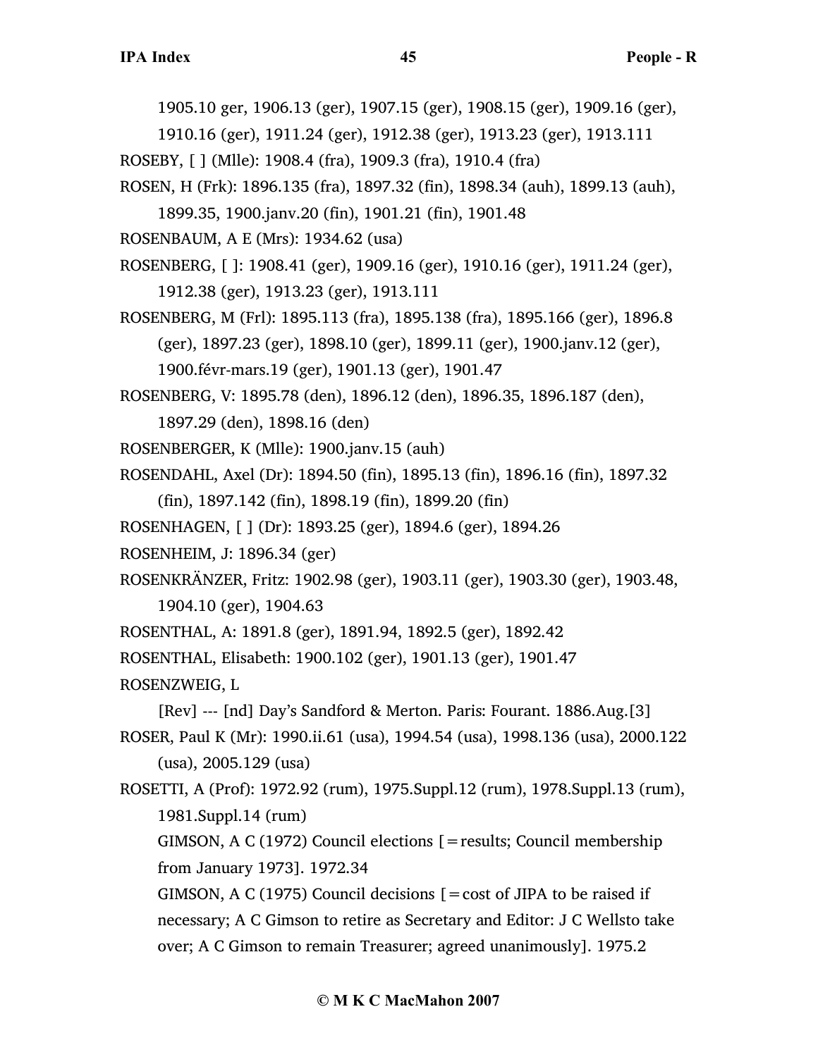1905.10 ger, 1906.13 (ger), 1907.15 (ger), 1908.15 (ger), 1909.16 (ger), 1910.16 (ger), 1911.24 (ger), 1912.38 (ger), 1913.23 (ger), 1913.111

ROSEBY, [ ] (Mlle): 1908.4 (fra), 1909.3 (fra), 1910.4 (fra)

ROSEN, H (Frk): 1896.135 (fra), 1897.32 (fin), 1898.34 (auh), 1899.13 (auh), 1899.35, 1900.janv.20 (fin), 1901.21 (fin), 1901.48

ROSENBAUM, A E (Mrs): 1934.62 (usa)

ROSENBERG, [ ]: 1908.41 (ger), 1909.16 (ger), 1910.16 (ger), 1911.24 (ger), 1912.38 (ger), 1913.23 (ger), 1913.111

ROSENBERG, M (Frl): 1895.113 (fra), 1895.138 (fra), 1895.166 (ger), 1896.8 (ger), 1897.23 (ger), 1898.10 (ger), 1899.11 (ger), 1900.janv.12 (ger), 1900.févr-mars.19 (ger), 1901.13 (ger), 1901.47

ROSENBERG, V: 1895.78 (den), 1896.12 (den), 1896.35, 1896.187 (den), 1897.29 (den), 1898.16 (den)

ROSENBERGER, K (Mlle): 1900.janv.15 (auh)

ROSENDAHL, Axel (Dr): 1894.50 (fin), 1895.13 (fin), 1896.16 (fin), 1897.32 (fin), 1897.142 (fin), 1898.19 (fin), 1899.20 (fin)

ROSENHAGEN, [ ] (Dr): 1893.25 (ger), 1894.6 (ger), 1894.26

ROSENHEIM, J: 1896.34 (ger)

ROSENKRÄNZER, Fritz: 1902.98 (ger), 1903.11 (ger), 1903.30 (ger), 1903.48, 1904.10 (ger), 1904.63

ROSENTHAL, A: 1891.8 (ger), 1891.94, 1892.5 (ger), 1892.42

ROSENTHAL, Elisabeth: 1900.102 (ger), 1901.13 (ger), 1901.47

ROSENZWEIG, L

[Rev] --- [nd] Day's Sandford & Merton. Paris: Fourant. 1886.Aug.[3]

ROSER, Paul K (Mr): 1990.ii.61 (usa), 1994.54 (usa), 1998.136 (usa), 2000.122 (usa), 2005.129 (usa)

ROSETTI, A (Prof): 1972.92 (rum), 1975.Suppl.12 (rum), 1978.Suppl.13 (rum), 1981.Suppl.14 (rum)

GIMSON, A C (1972) Council elections [=results; Council membership from January 1973]. 1972.34

GIMSON, A C (1975) Council decisions [=cost of JIPA to be raised if necessary; A C Gimson to retire as Secretary and Editor: J C Wellsto take over; A C Gimson to remain Treasurer; agreed unanimously]. 1975.2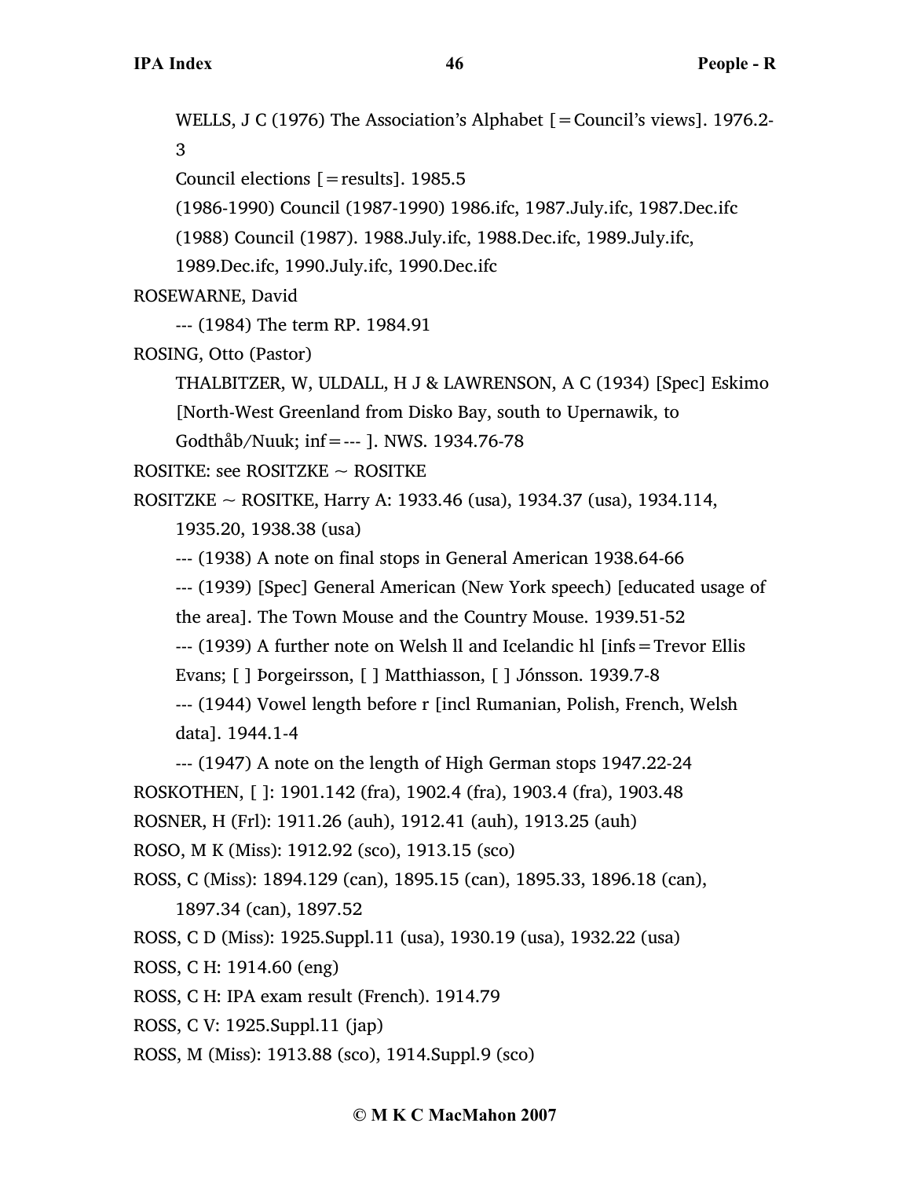WELLS, J C (1976) The Association's Alphabet [=Council's views]. 1976.2-3

Council elections [=results]. 1985.5

(1986-1990) Council (1987-1990) 1986.ifc, 1987.July.ifc, 1987.Dec.ifc

(1988) Council (1987). 1988.July.ifc, 1988.Dec.ifc, 1989.July.ifc, 1989.Dec.ifc, 1990.July.ifc, 1990.Dec.ifc

ROSEWARNE, David

--- (1984) The term RP. 1984.91

ROSING, Otto (Pastor)

THALBITZER, W, ULDALL, H J & LAWRENSON, A C (1934) [Spec] Eskimo [North-West Greenland from Disko Bay, south to Upernawik, to Godthåb/Nuuk; inf=--- ]. NWS. 1934.76-78

ROSITKE: see ROSITZKE ~ ROSITKE

ROSITZKE ~ ROSITKE, Harry A: 1933.46 (usa), 1934.37 (usa), 1934.114, 1935.20, 1938.38 (usa)

--- (1938) A note on final stops in General American 1938.64-66

--- (1939) [Spec] General American (New York speech) [educated usage of the area]. The Town Mouse and the Country Mouse. 1939.51-52

--- (1939) A further note on Welsh ll and Icelandic hl [infs=Trevor Ellis Evans; [ ] Þorgeirsson, [ ] Matthiasson, [ ] Jónsson. 1939.7-8

--- (1944) Vowel length before r [incl Rumanian, Polish, French, Welsh data]. 1944.1-4

--- (1947) A note on the length of High German stops 1947.22-24

ROSKOTHEN, [ ]: 1901.142 (fra), 1902.4 (fra), 1903.4 (fra), 1903.48

ROSNER, H (Frl): 1911.26 (auh), 1912.41 (auh), 1913.25 (auh)

ROSO, M K (Miss): 1912.92 (sco), 1913.15 (sco)

ROSS, C (Miss): 1894.129 (can), 1895.15 (can), 1895.33, 1896.18 (can), 1897.34 (can), 1897.52

ROSS, C D (Miss): 1925.Suppl.11 (usa), 1930.19 (usa), 1932.22 (usa)

ROSS, C H: 1914.60 (eng)

ROSS, C H: IPA exam result (French). 1914.79

ROSS, C V: 1925.Suppl.11 (jap)

ROSS, M (Miss): 1913.88 (sco), 1914.Suppl.9 (sco)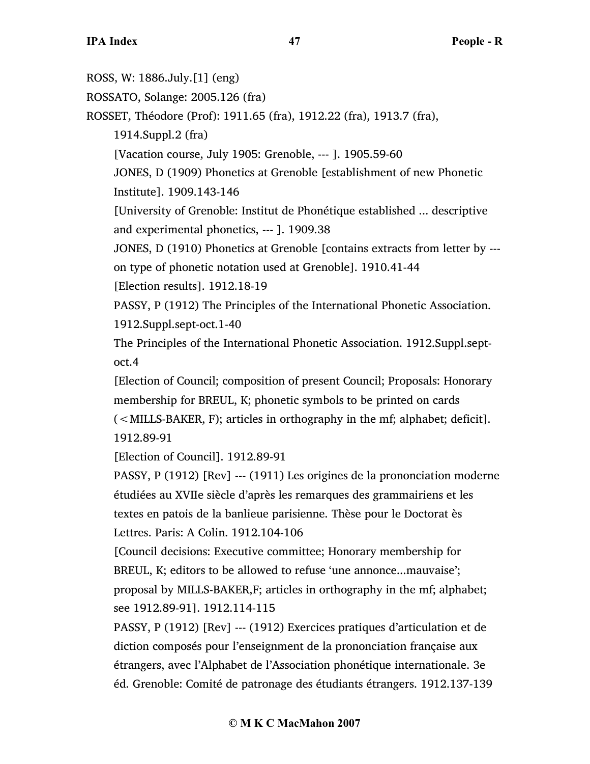ROSS, W: 1886.July.[1] (eng)

ROSSATO, Solange: 2005.126 (fra)

ROSSET, Théodore (Prof): 1911.65 (fra), 1912.22 (fra), 1913.7 (fra), 1914.Suppl.2 (fra)

[Vacation course, July 1905: Grenoble, --- ]. 1905.59-60

JONES, D (1909) Phonetics at Grenoble [establishment of new Phonetic Institute]. 1909.143-146

[University of Grenoble: Institut de Phonétique established ... descriptive and experimental phonetics, --- ]. 1909.38

JONES, D (1910) Phonetics at Grenoble [contains extracts from letter by --- on type of phonetic notation used at Grenoble]. 1910.41-44

[Election results]. 1912.18-19

PASSY, P (1912) The Principles of the International Phonetic Association. 1912.Suppl.sept-oct.1-40

The Principles of the International Phonetic Association. 1912.Suppl.sept-oct.4

[Election of Council; composition of present Council; Proposals: Honorary membership for BREUL, K; phonetic symbols to be printed on cards (<MILLS-BAKER, F); articles in orthography in the mf; alphabet; deficit]. 1912.89-91

[Election of Council]. 1912.89-91

PASSY, P (1912) [Rev] --- (1911) Les origines de la prononciation moderne étudiées au XVIIe siècle d'après les remarques des grammairiens et les textes en patois de la banlieue parisienne. Thèse pour le Doctorat ès Lettres. Paris: A Colin. 1912.104-106

[Council decisions: Executive committee; Honorary membership for BREUL, K; editors to be allowed to refuse 'une annonce...mauvaise'; proposal by MILLS-BAKER,F; articles in orthography in the mf; alphabet; see 1912.89-91]. 1912.114-115

PASSY, P (1912) [Rev] --- (1912) Exercices pratiques d'articulation et de diction composés pour l'enseignment de la prononciation française aux étrangers, avec l'Alphabet de l'Association phonétique internationale. 3e éd. Grenoble: Comité de patronage des étudiants étrangers. 1912.137-139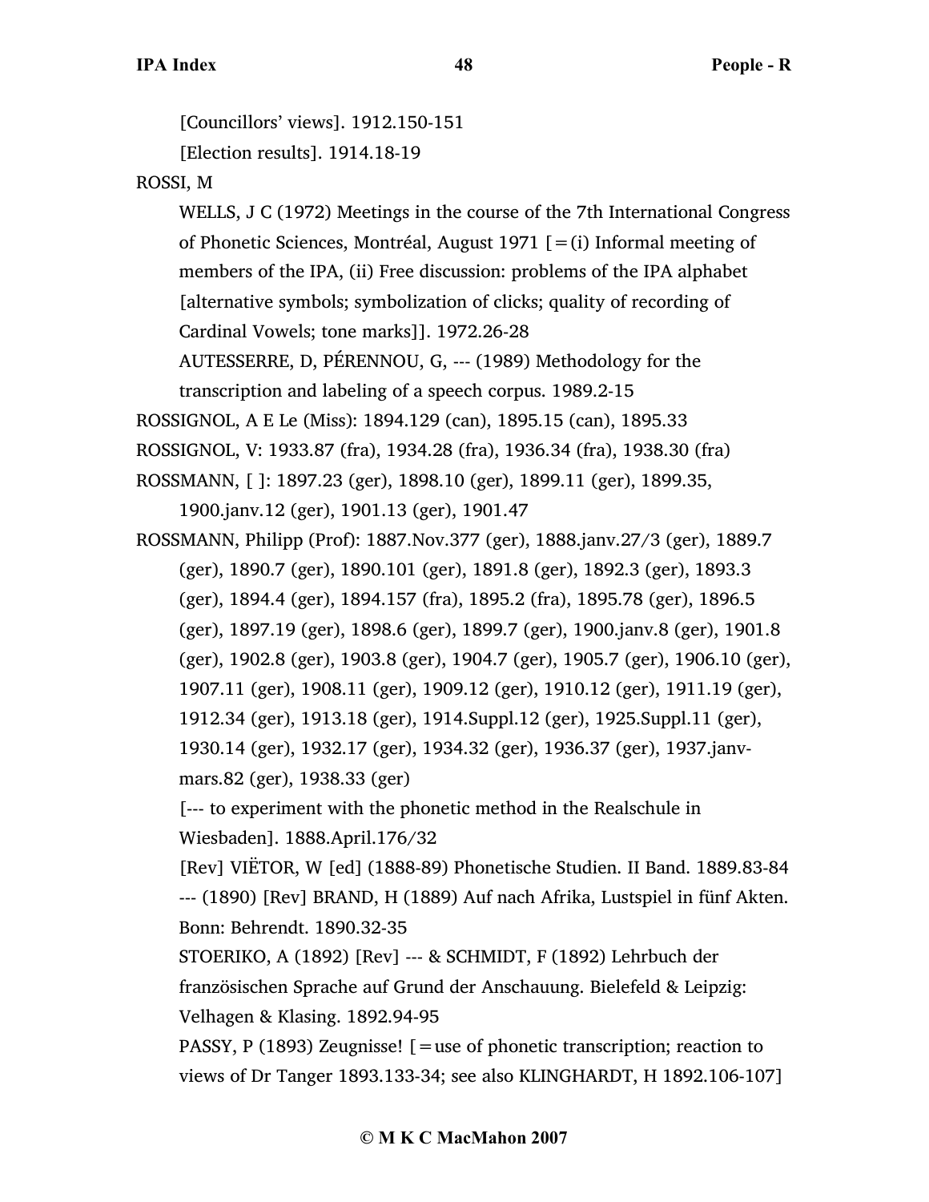[Councillors' views]. 1912.150-151

[Election results]. 1914.18-19

ROSSI, M

WELLS, J C (1972) Meetings in the course of the 7th International Congress of Phonetic Sciences, Montréal, August 1971 [=(i) Informal meeting of members of the IPA, (ii) Free discussion: problems of the IPA alphabet [alternative symbols; symbolization of clicks; quality of recording of Cardinal Vowels; tone marks]]. 1972.26-28

AUTESSERRE, D, PÉRENNOU, G, --- (1989) Methodology for the transcription and labeling of a speech corpus. 1989.2-15

ROSSIGNOL, A E Le (Miss): 1894.129 (can), 1895.15 (can), 1895.33

ROSSIGNOL, V: 1933.87 (fra), 1934.28 (fra), 1936.34 (fra), 1938.30 (fra)

ROSSMANN, [ ]: 1897.23 (ger), 1898.10 (ger), 1899.11 (ger), 1899.35, 1900.janv.12 (ger), 1901.13 (ger), 1901.47

ROSSMANN, Philipp (Prof): 1887.Nov.377 (ger), 1888.janv.27/3 (ger), 1889.7 (ger), 1890.7 (ger), 1890.101 (ger), 1891.8 (ger), 1892.3 (ger), 1893.3 (ger), 1894.4 (ger), 1894.157 (fra), 1895.2 (fra), 1895.78 (ger), 1896.5 (ger), 1897.19 (ger), 1898.6 (ger), 1899.7 (ger), 1900.janv.8 (ger), 1901.8 (ger), 1902.8 (ger), 1903.8 (ger), 1904.7 (ger), 1905.7 (ger), 1906.10 (ger), 1907.11 (ger), 1908.11 (ger), 1909.12 (ger), 1910.12 (ger), 1911.19 (ger), 1912.34 (ger), 1913.18 (ger), 1914.Suppl.12 (ger), 1925.Suppl.11 (ger), 1930.14 (ger), 1932.17 (ger), 1934.32 (ger), 1936.37 (ger), 1937.janv-mars.82 (ger), 1938.33 (ger)

[--- to experiment with the phonetic method in the Realschule in Wiesbaden]. 1888.April.176/32

[Rev] VIËTOR, W [ed] (1888-89) Phonetische Studien. II Band. 1889.83-84

--- (1890) [Rev] BRAND, H (1889) Auf nach Afrika, Lustspiel in fünf Akten. Bonn: Behrendt. 1890.32-35

STOERIKO, A (1892) [Rev] --- & SCHMIDT, F (1892) Lehrbuch der französischen Sprache auf Grund der Anschauung. Bielefeld & Leipzig: Velhagen & Klasing. 1892.94-95

PASSY, P (1893) Zeugnisse! [=use of phonetic transcription; reaction to views of Dr Tanger 1893.133-34; see also KLINGHARDT, H 1892.106-107]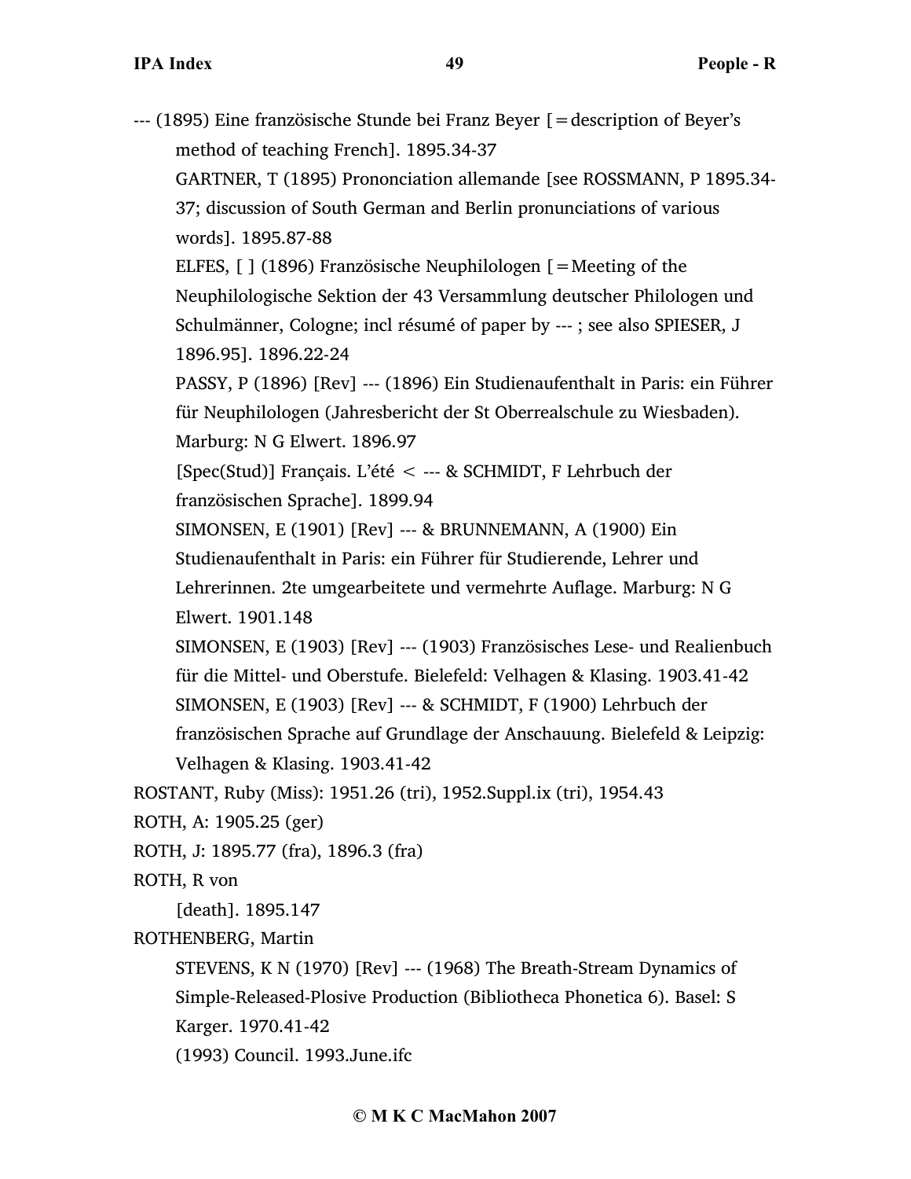--- (1895) Eine französische Stunde bei Franz Beyer [=description of Beyer's method of teaching French]. 1895.34-37

GARTNER, T (1895) Prononciation allemande [see ROSSMANN, P 1895.34-37; discussion of South German and Berlin pronunciations of various words]. 1895.87-88

ELFES, [ ] (1896) Französische Neuphilologen [=Meeting of the Neuphilologische Sektion der 43 Versammlung deutscher Philologen und Schulmänner, Cologne; incl résumé of paper by --- ; see also SPIESER, J 1896.95]. 1896.22-24

PASSY, P (1896) [Rev] --- (1896) Ein Studienaufenthalt in Paris: ein Führer für Neuphilologen (Jahresbericht der St Oberrealschule zu Wiesbaden). Marburg: N G Elwert. 1896.97

[Spec(Stud)] Français. L'été < --- & SCHMIDT, F Lehrbuch der französischen Sprache]. 1899.94

SIMONSEN, E (1901) [Rev] --- & BRUNNEMANN, A (1900) Ein Studienaufenthalt in Paris: ein Führer für Studierende, Lehrer und Lehrerinnen. 2te umgearbeitete und vermehrte Auflage. Marburg: N G Elwert. 1901.148

SIMONSEN, E (1903) [Rev] --- (1903) Französisches Lese- und Realienbuch für die Mittel- und Oberstufe. Bielefeld: Velhagen & Klasing. 1903.41-42

SIMONSEN, E (1903) [Rev] --- & SCHMIDT, F (1900) Lehrbuch der französischen Sprache auf Grundlage der Anschauung. Bielefeld & Leipzig: Velhagen & Klasing. 1903.41-42

ROSTANT, Ruby (Miss): 1951.26 (tri), 1952.Suppl.ix (tri), 1954.43

ROTH, A: 1905.25 (ger)

ROTH, J: 1895.77 (fra), 1896.3 (fra)

ROTH, R von

[death]. 1895.147

ROTHENBERG, Martin

STEVENS, K N (1970) [Rev] --- (1968) The Breath-Stream Dynamics of Simple-Released-Plosive Production (Bibliotheca Phonetica 6). Basel: S Karger. 1970.41-42

(1993) Council. 1993.June.ifc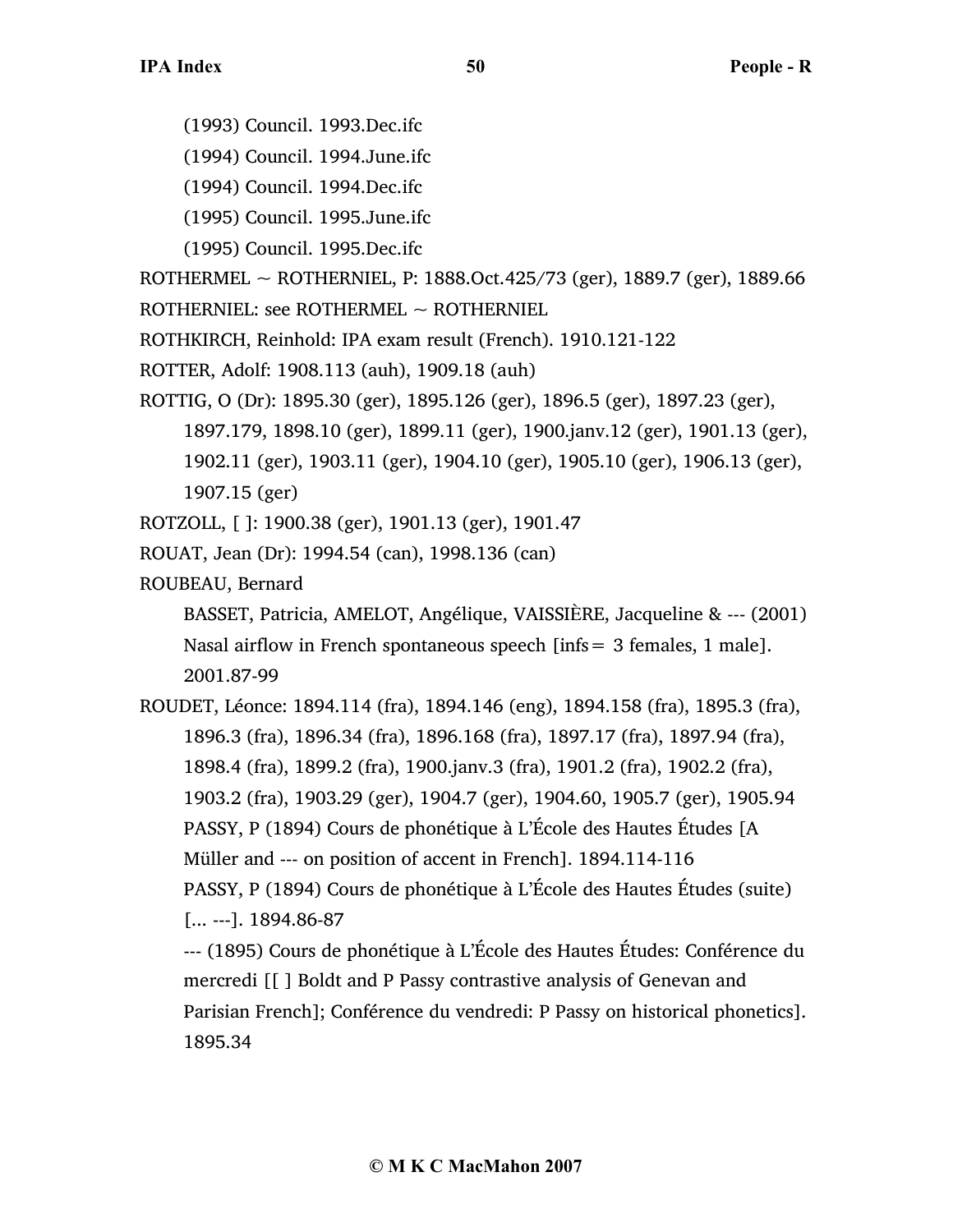(1993) Council. 1993.Dec.ifc

(1994) Council. 1994.June.ifc

(1994) Council. 1994.Dec.ifc

(1995) Council. 1995.June.ifc

(1995) Council. 1995.Dec.ifc

ROTHERMEL ~ ROTHERNIEL, P: 1888.Oct.425/73 (ger), 1889.7 (ger), 1889.66

ROTHERNIEL: see ROTHERMEL ~ ROTHERNIEL

ROTHKIRCH, Reinhold: IPA exam result (French). 1910.121-122

ROTTER, Adolf: 1908.113 (auh), 1909.18 (auh)

ROTTIG, O (Dr): 1895.30 (ger), 1895.126 (ger), 1896.5 (ger), 1897.23 (ger), 1897.179, 1898.10 (ger), 1899.11 (ger), 1900.janv.12 (ger), 1901.13 (ger), 1902.11 (ger), 1903.11 (ger), 1904.10 (ger), 1905.10 (ger), 1906.13 (ger), 1907.15 (ger)

ROTZOLL, [ ]: 1900.38 (ger), 1901.13 (ger), 1901.47

ROUAT, Jean (Dr): 1994.54 (can), 1998.136 (can)

ROUBEAU, Bernard

BASSET, Patricia, AMELOT, Angélique, VAISSIÈRE, Jacqueline & --- (2001) Nasal airflow in French spontaneous speech [infs = 3 females, 1 male]. 2001.87-99

ROUDET, Léonce: 1894.114 (fra), 1894.146 (eng), 1894.158 (fra), 1895.3 (fra), 1896.3 (fra), 1896.34 (fra), 1896.168 (fra), 1897.17 (fra), 1897.94 (fra), 1898.4 (fra), 1899.2 (fra), 1900.janv.3 (fra), 1901.2 (fra), 1902.2 (fra), 1903.2 (fra), 1903.29 (ger), 1904.7 (ger), 1904.60, 1905.7 (ger), 1905.94

PASSY, P (1894) Cours de phonétique à L'École des Hautes Études [A Müller and --- on position of accent in French]. 1894.114-116

PASSY, P (1894) Cours de phonétique à L'École des Hautes Études (suite) [... ---]. 1894.86-87

--- (1895) Cours de phonétique à L'École des Hautes Études: Conférence du mercredi [[ ] Boldt and P Passy contrastive analysis of Genevan and Parisian French]; Conférence du vendredi: P Passy on historical phonetics]. 1895.34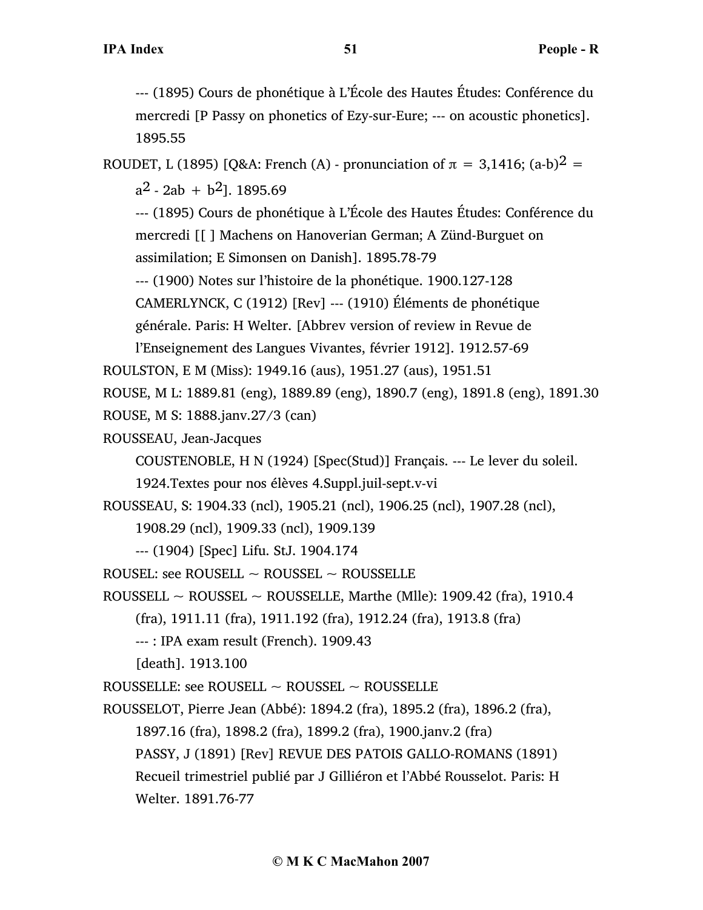--- (1895) Cours de phonétique à L'École des Hautes Études: Conférence du mercredi [P Passy on phonetics of Ezy-sur-Eure; --- on acoustic phonetics]. 1895.55

ROUDET, L (1895) [Q&A: French (A) - pronunciation of $\pi = 3{,}1416$; $(a-b)^2 = a^2 - 2ab + b^2$]. 1895.69

--- (1895) Cours de phonétique à L'École des Hautes Études: Conférence du mercredi [[ ] Machens on Hanoverian German; A Zünd-Burguet on assimilation; E Simonsen on Danish]. 1895.78-79

--- (1900) Notes sur l'histoire de la phonétique. 1900.127-128

CAMERLYNCK, C (1912) [Rev] --- (1910) Éléments de phonétique générale. Paris: H Welter. [Abbrev version of review in Revue de l'Enseignement des Langues Vivantes, février 1912]. 1912.57-69

ROULSTON, E M (Miss): 1949.16 (aus), 1951.27 (aus), 1951.51

ROUSE, M L: 1889.81 (eng), 1889.89 (eng), 1890.7 (eng), 1891.8 (eng), 1891.30

ROUSE, M S: 1888.janv.27/3 (can)

ROUSSEAU, Jean-Jacques

COUSTENOBLE, H N (1924) [Spec(Stud)] Français. --- Le lever du soleil. 1924.Textes pour nos élèves 4.Suppl.juil-sept.v-vi

ROUSSEAU, S: 1904.33 (ncl), 1905.21 (ncl), 1906.25 (ncl), 1907.28 (ncl), 1908.29 (ncl), 1909.33 (ncl), 1909.139

--- (1904) [Spec] Lifu. StJ. 1904.174

ROUSEL: see ROUSELL ~ ROUSSEL ~ ROUSSELLE

ROUSSELL ~ ROUSSEL ~ ROUSSELLE, Marthe (Mlle): 1909.42 (fra), 1910.4 (fra), 1911.11 (fra), 1911.192 (fra), 1912.24 (fra), 1913.8 (fra)

--- : IPA exam result (French). 1909.43

[death]. 1913.100

ROUSSELLE: see ROUSELL ~ ROUSSEL ~ ROUSSELLE

ROUSSELOT, Pierre Jean (Abbé): 1894.2 (fra), 1895.2 (fra), 1896.2 (fra), 1897.16 (fra), 1898.2 (fra), 1899.2 (fra), 1900.janv.2 (fra)

PASSY, J (1891) [Rev] REVUE DES PATOIS GALLO-ROMANS (1891) Recueil trimestriel publié par J Gilliéron et l'Abbé Rousselot. Paris: H Welter. 1891.76-77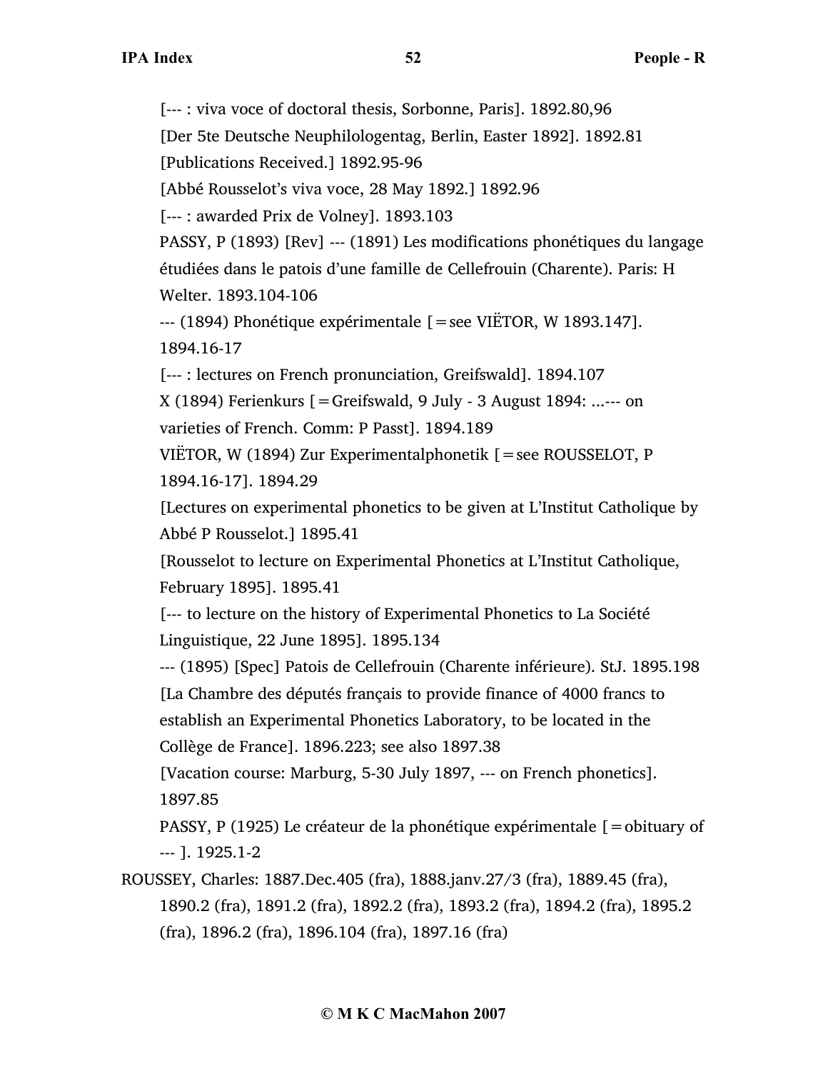[--- : viva voce of doctoral thesis, Sorbonne, Paris]. 1892.80,96

[Der 5te Deutsche Neuphilologentag, Berlin, Easter 1892]. 1892.81

[Publications Received.] 1892.95-96

[Abbé Rousselot's viva voce, 28 May 1892.] 1892.96

[--- : awarded Prix de Volney]. 1893.103

PASSY, P (1893) [Rev] --- (1891) Les modifications phonétiques du langage étudiées dans le patois d'une famille de Cellefrouin (Charente). Paris: H Welter. 1893.104-106

--- (1894) Phonétique expérimentale [=see VIËTOR, W 1893.147]. 1894.16-17

[--- : lectures on French pronunciation, Greifswald]. 1894.107

X (1894) Ferienkurs [=Greifswald, 9 July - 3 August 1894: ...--- on varieties of French. Comm: P Passt]. 1894.189

VIËTOR, W (1894) Zur Experimentalphonetik [=see ROUSSELOT, P 1894.16-17]. 1894.29

[Lectures on experimental phonetics to be given at L'Institut Catholique by Abbé P Rousselot.] 1895.41

[Rousselot to lecture on Experimental Phonetics at L'Institut Catholique, February 1895]. 1895.41

[--- to lecture on the history of Experimental Phonetics to La Société Linguistique, 22 June 1895]. 1895.134

--- (1895) [Spec] Patois de Cellefrouin (Charente inférieure). StJ. 1895.198

[La Chambre des députés français to provide finance of 4000 francs to establish an Experimental Phonetics Laboratory, to be located in the Collège de France]. 1896.223; see also 1897.38

[Vacation course: Marburg, 5-30 July 1897, --- on French phonetics]. 1897.85

PASSY, P (1925) Le créateur de la phonétique expérimentale [=obituary of --- ]. 1925.1-2

ROUSSEY, Charles: 1887.Dec.405 (fra), 1888.janv.27/3 (fra), 1889.45 (fra), 1890.2 (fra), 1891.2 (fra), 1892.2 (fra), 1893.2 (fra), 1894.2 (fra), 1895.2 (fra), 1896.2 (fra), 1896.104 (fra), 1897.16 (fra)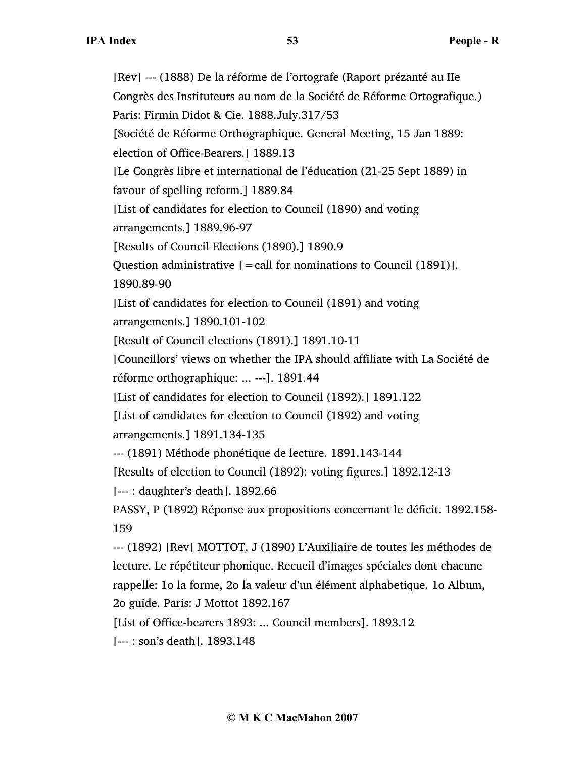[Rev] --- (1888) De la réforme de l'ortografe (Raport prézanté au IIe Congrès des Instituteurs au nom de la Société de Réforme Ortografique.) Paris: Firmin Didot & Cie. 1888.July.317/53

[Société de Réforme Orthographique. General Meeting, 15 Jan 1889: election of Office-Bearers.] 1889.13

[Le Congrès libre et international de l'éducation (21-25 Sept 1889) in favour of spelling reform.] 1889.84

[List of candidates for election to Council (1890) and voting arrangements.] 1889.96-97

[Results of Council Elections (1890).] 1890.9

Question administrative [=call for nominations to Council (1891)]. 1890.89-90

[List of candidates for election to Council (1891) and voting arrangements.] 1890.101-102

[Result of Council elections (1891).] 1891.10-11

[Councillors' views on whether the IPA should affiliate with La Société de réforme orthographique: ... ---]. 1891.44

[List of candidates for election to Council (1892).] 1891.122

[List of candidates for election to Council (1892) and voting arrangements.] 1891.134-135

--- (1891) Méthode phonétique de lecture. 1891.143-144

[Results of election to Council (1892): voting figures.] 1892.12-13

[--- : daughter's death]. 1892.66

PASSY, P (1892) Réponse aux propositions concernant le déficit. 1892.158-159

--- (1892) [Rev] MOTTOT, J (1890) L'Auxiliaire de toutes les méthodes de lecture. Le répétiteur phonique. Recueil d'images spéciales dont chacune rappelle: 1o la forme, 2o la valeur d'un élément alphabetique. 1o Album, 2o guide. Paris: J Mottot 1892.167

[List of Office-bearers 1893: ... Council members]. 1893.12

[--- : son's death]. 1893.148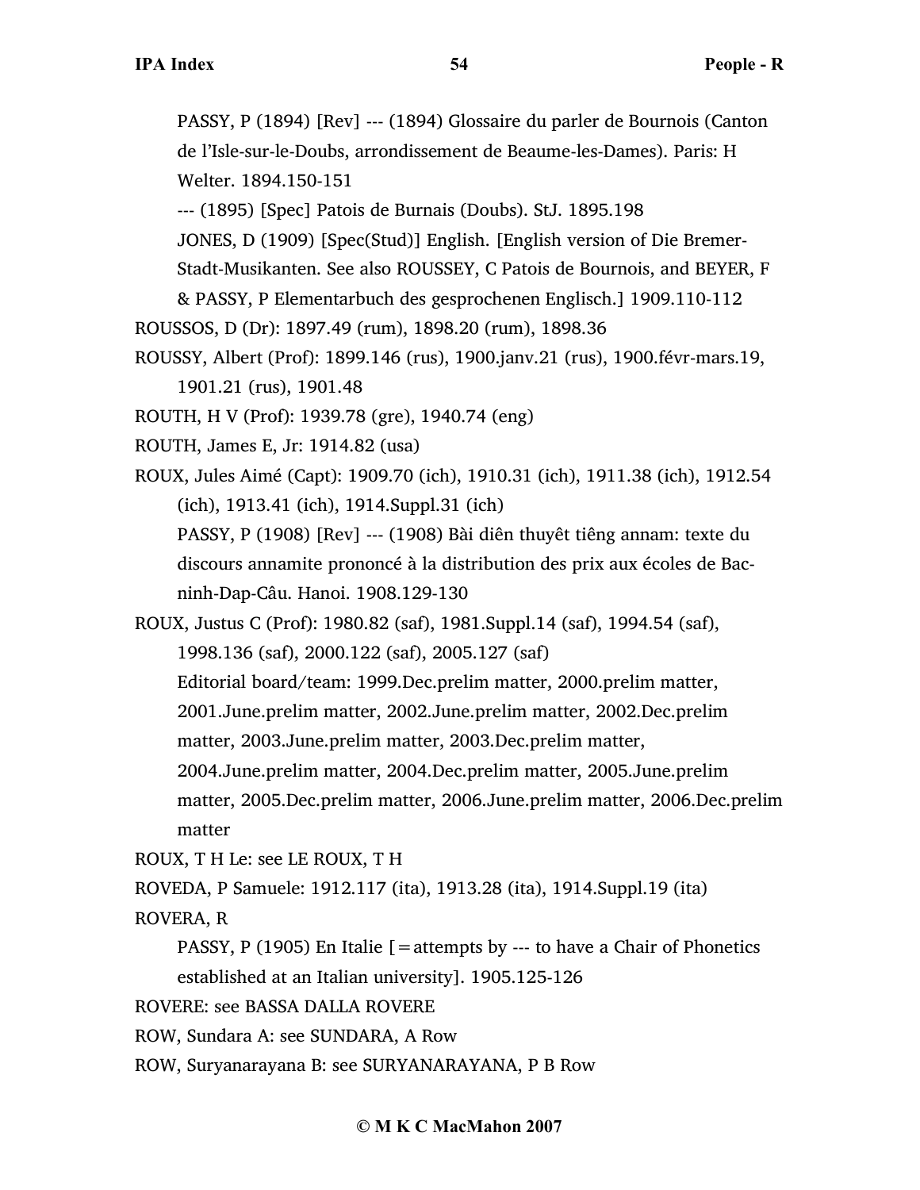PASSY, P (1894) [Rev] --- (1894) Glossaire du parler de Bournois (Canton de l'Isle-sur-le-Doubs, arrondissement de Beaume-les-Dames). Paris: H Welter. 1894.150-151

--- (1895) [Spec] Patois de Burnais (Doubs). StJ. 1895.198

JONES, D (1909) [Spec(Stud)] English. [English version of Die Bremer-Stadt-Musikanten. See also ROUSSEY, C Patois de Bournois, and BEYER, F & PASSY, P Elementarbuch des gesprochenen Englisch.] 1909.110-112

ROUSSOS, D (Dr): 1897.49 (rum), 1898.20 (rum), 1898.36

ROUSSY, Albert (Prof): 1899.146 (rus), 1900.janv.21 (rus), 1900.févr-mars.19, 1901.21 (rus), 1901.48

ROUTH, H V (Prof): 1939.78 (gre), 1940.74 (eng)

ROUTH, James E, Jr: 1914.82 (usa)

ROUX, Jules Aimé (Capt): 1909.70 (ich), 1910.31 (ich), 1911.38 (ich), 1912.54 (ich), 1913.41 (ich), 1914.Suppl.31 (ich)

PASSY, P (1908) [Rev] --- (1908) Bài diên thuyêt tiêng annam: texte du discours annamite prononcé à la distribution des prix aux écoles de Bac-ninh-Dap-Câu. Hanoi. 1908.129-130

ROUX, Justus C (Prof): 1980.82 (saf), 1981.Suppl.14 (saf), 1994.54 (saf), 1998.136 (saf), 2000.122 (saf), 2005.127 (saf)

Editorial board/team: 1999.Dec.prelim matter, 2000.prelim matter, 2001.June.prelim matter, 2002.June.prelim matter, 2002.Dec.prelim matter, 2003.June.prelim matter, 2003.Dec.prelim matter, 2004.June.prelim matter, 2004.Dec.prelim matter, 2005.June.prelim matter, 2005.Dec.prelim matter, 2006.June.prelim matter, 2006.Dec.prelim matter

ROUX, T H Le: see LE ROUX, T H

ROVEDA, P Samuele: 1912.117 (ita), 1913.28 (ita), 1914.Suppl.19 (ita)

ROVERA, R

PASSY, P (1905) En Italie [=attempts by --- to have a Chair of Phonetics established at an Italian university]. 1905.125-126

ROVERE: see BASSA DALLA ROVERE

ROW, Sundara A: see SUNDARA, A Row

ROW, Suryanarayana B: see SURYANARAYANA, P B Row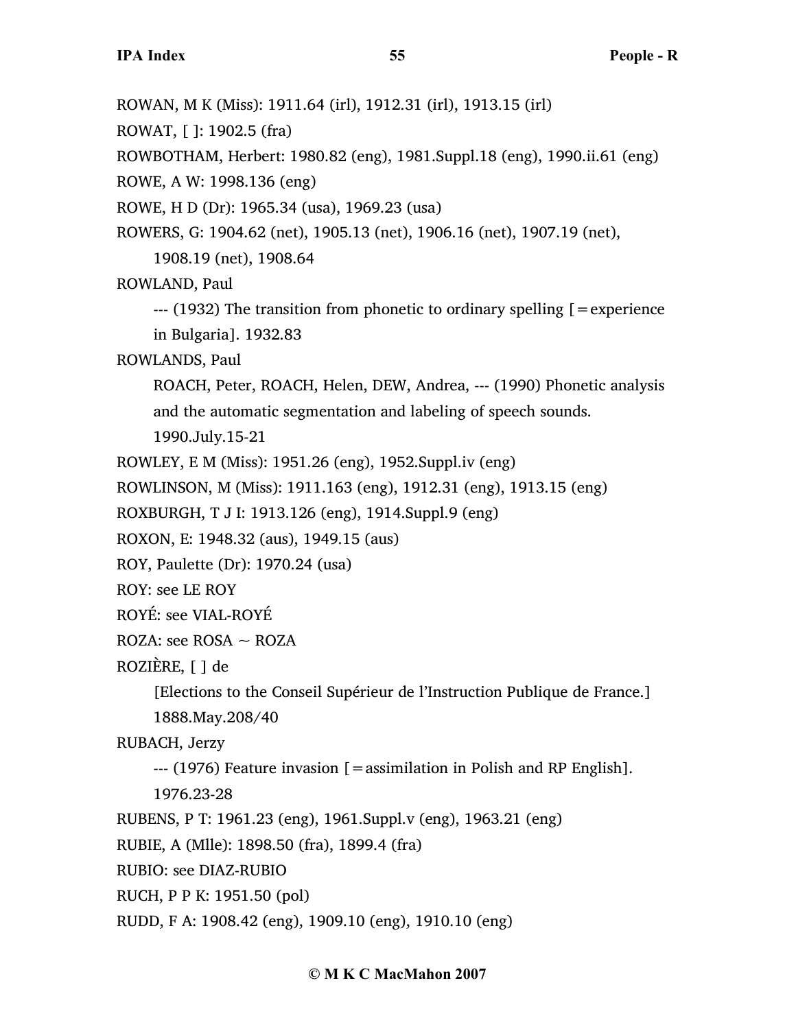ROWAN, M K (Miss): 1911.64 (irl), 1912.31 (irl), 1913.15 (irl)

ROWAT, [ ]: 1902.5 (fra)

ROWBOTHAM, Herbert: 1980.82 (eng), 1981.Suppl.18 (eng), 1990.ii.61 (eng)

ROWE, A W: 1998.136 (eng)

ROWE, H D (Dr): 1965.34 (usa), 1969.23 (usa)

ROWERS, G: 1904.62 (net), 1905.13 (net), 1906.16 (net), 1907.19 (net), 1908.19 (net), 1908.64

ROWLAND, Paul

--- (1932) The transition from phonetic to ordinary spelling [=experience in Bulgaria]. 1932.83

ROWLANDS, Paul

ROACH, Peter, ROACH, Helen, DEW, Andrea, --- (1990) Phonetic analysis and the automatic segmentation and labeling of speech sounds. 1990.July.15-21

ROWLEY, E M (Miss): 1951.26 (eng), 1952.Suppl.iv (eng)

ROWLINSON, M (Miss): 1911.163 (eng), 1912.31 (eng), 1913.15 (eng)

ROXBURGH, T J I: 1913.126 (eng), 1914.Suppl.9 (eng)

ROXON, E: 1948.32 (aus), 1949.15 (aus)

ROY, Paulette (Dr): 1970.24 (usa)

ROY: see LE ROY

ROYÉ: see VIAL-ROYÉ

ROZA: see ROSA ~ ROZA

ROZIÈRE, [ ] de

[Elections to the Conseil Supérieur de l'Instruction Publique de France.] 1888.May.208/40

RUBACH, Jerzy

--- (1976) Feature invasion [=assimilation in Polish and RP English]. 1976.23-28

RUBENS, P T: 1961.23 (eng), 1961.Suppl.v (eng), 1963.21 (eng)

RUBIE, A (Mlle): 1898.50 (fra), 1899.4 (fra)

RUBIO: see DIAZ-RUBIO

RUCH, P P K: 1951.50 (pol)

RUDD, F A: 1908.42 (eng), 1909.10 (eng), 1910.10 (eng)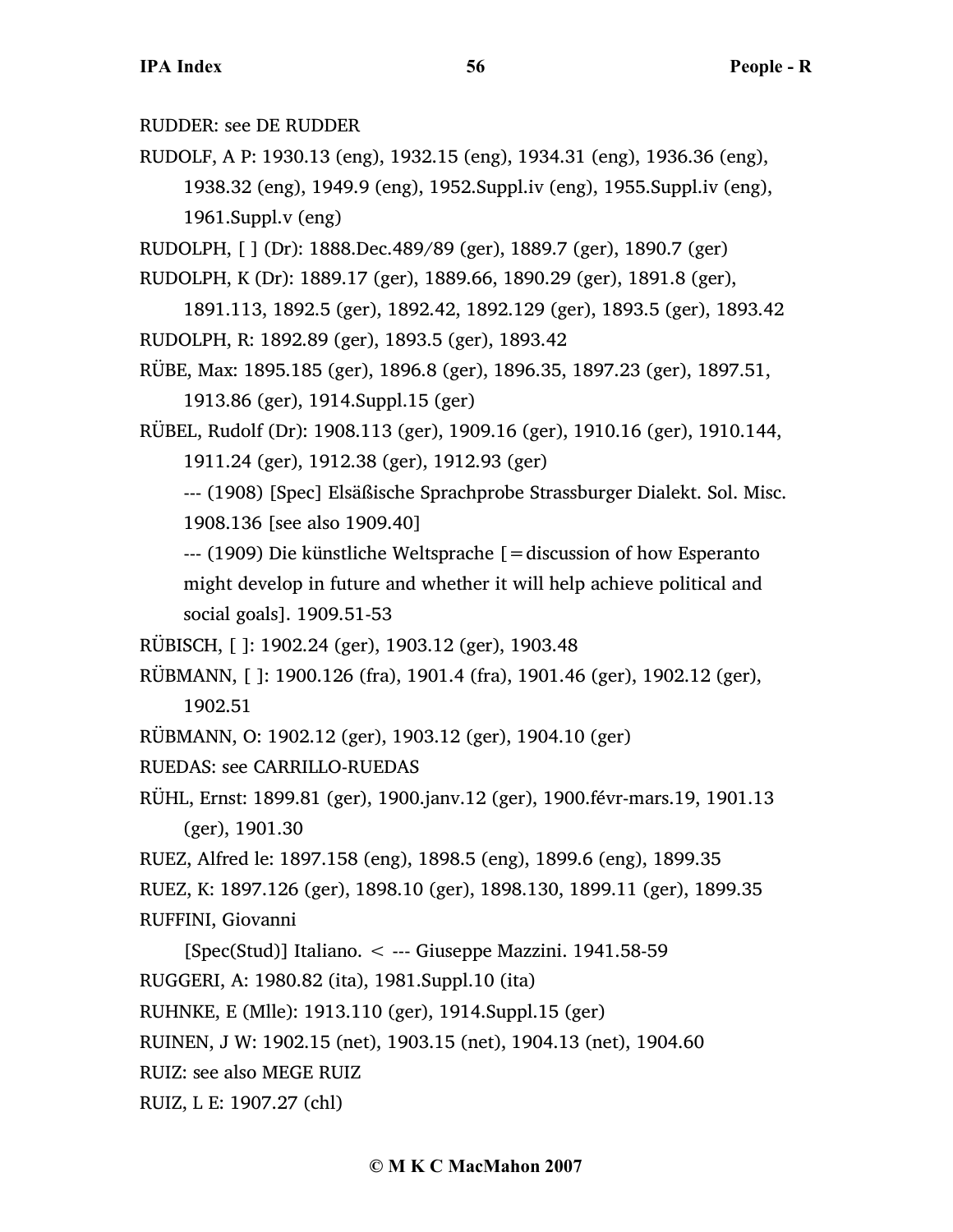RUDDER: see DE RUDDER

RUDOLF, A P: 1930.13 (eng), 1932.15 (eng), 1934.31 (eng), 1936.36 (eng), 1938.32 (eng), 1949.9 (eng), 1952.Suppl.iv (eng), 1955.Suppl.iv (eng), 1961.Suppl.v (eng)

RUDOLPH, [ ] (Dr): 1888.Dec.489/89 (ger), 1889.7 (ger), 1890.7 (ger)

RUDOLPH, K (Dr): 1889.17 (ger), 1889.66, 1890.29 (ger), 1891.8 (ger), 1891.113, 1892.5 (ger), 1892.42, 1892.129 (ger), 1893.5 (ger), 1893.42

RUDOLPH, R: 1892.89 (ger), 1893.5 (ger), 1893.42

RÜBE, Max: 1895.185 (ger), 1896.8 (ger), 1896.35, 1897.23 (ger), 1897.51, 1913.86 (ger), 1914.Suppl.15 (ger)

RÜBEL, Rudolf (Dr): 1908.113 (ger), 1909.16 (ger), 1910.16 (ger), 1910.144, 1911.24 (ger), 1912.38 (ger), 1912.93 (ger)

--- (1908) [Spec] Elsäßische Sprachprobe Strassburger Dialekt. Sol. Misc. 1908.136 [see also 1909.40]

--- (1909) Die künstliche Weltsprache [=discussion of how Esperanto might develop in future and whether it will help achieve political and social goals]. 1909.51-53

RÜBISCH, [ ]: 1902.24 (ger), 1903.12 (ger), 1903.48

RÜBMANN, [ ]: 1900.126 (fra), 1901.4 (fra), 1901.46 (ger), 1902.12 (ger), 1902.51

RÜBMANN, O: 1902.12 (ger), 1903.12 (ger), 1904.10 (ger)

RUEDAS: see CARRILLO-RUEDAS

RÜHL, Ernst: 1899.81 (ger), 1900.janv.12 (ger), 1900.févr-mars.19, 1901.13 (ger), 1901.30

RUEZ, Alfred le: 1897.158 (eng), 1898.5 (eng), 1899.6 (eng), 1899.35

RUEZ, K: 1897.126 (ger), 1898.10 (ger), 1898.130, 1899.11 (ger), 1899.35

RUFFINI, Giovanni

[Spec(Stud)] Italiano. < --- Giuseppe Mazzini. 1941.58-59

RUGGERI, A: 1980.82 (ita), 1981.Suppl.10 (ita)

RUHNKE, E (Mlle): 1913.110 (ger), 1914.Suppl.15 (ger)

RUINEN, J W: 1902.15 (net), 1903.15 (net), 1904.13 (net), 1904.60

RUIZ: see also MEGE RUIZ

RUIZ, L E: 1907.27 (chl)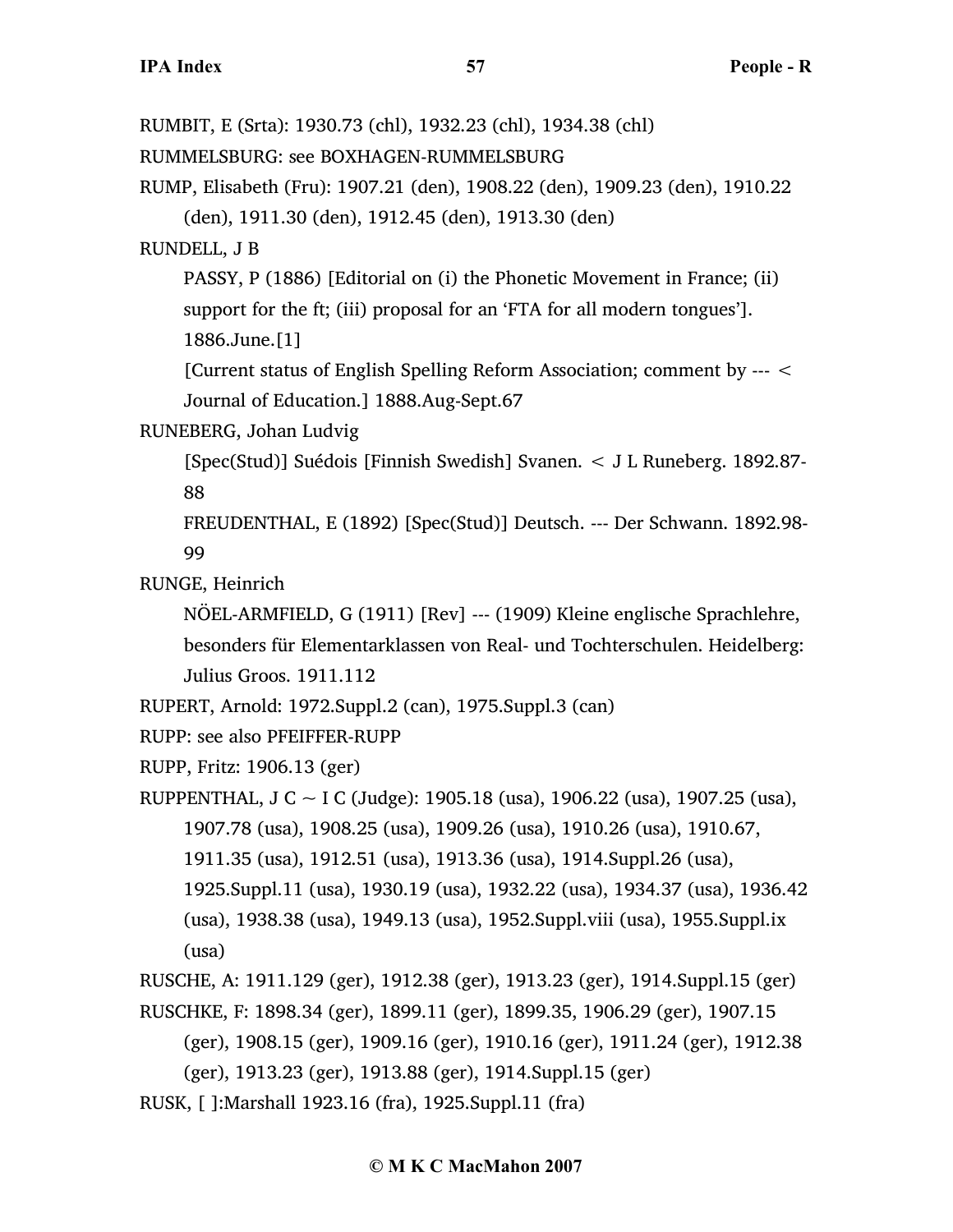RUMBIT, E (Srta): 1930.73 (chl), 1932.23 (chl), 1934.38 (chl)

RUMMELSBURG: see BOXHAGEN-RUMMELSBURG

RUMP, Elisabeth (Fru): 1907.21 (den), 1908.22 (den), 1909.23 (den), 1910.22 (den), 1911.30 (den), 1912.45 (den), 1913.30 (den)

RUNDELL, J B

PASSY, P (1886) [Editorial on (i) the Phonetic Movement in France; (ii) support for the ft; (iii) proposal for an 'FTA for all modern tongues']. 1886.June.[1]

[Current status of English Spelling Reform Association; comment by --- < Journal of Education.] 1888.Aug-Sept.67

RUNEBERG, Johan Ludvig

[Spec(Stud)] Suédois [Finnish Swedish] Svanen. < J L Runeberg. 1892.87-88

FREUDENTHAL, E (1892) [Spec(Stud)] Deutsch. --- Der Schwann. 1892.98-99

RUNGE, Heinrich

NÖEL-ARMFIELD, G (1911) [Rev] --- (1909) Kleine englische Sprachlehre, besonders für Elementarklassen von Real- und Tochterschulen. Heidelberg: Julius Groos. 1911.112

RUPERT, Arnold: 1972.Suppl.2 (can), 1975.Suppl.3 (can)

RUPP: see also PFEIFFER-RUPP

RUPP, Fritz: 1906.13 (ger)

RUPPENTHAL, J C ~ I C (Judge): 1905.18 (usa), 1906.22 (usa), 1907.25 (usa), 1907.78 (usa), 1908.25 (usa), 1909.26 (usa), 1910.26 (usa), 1910.67, 1911.35 (usa), 1912.51 (usa), 1913.36 (usa), 1914.Suppl.26 (usa), 1925.Suppl.11 (usa), 1930.19 (usa), 1932.22 (usa), 1934.37 (usa), 1936.42 (usa), 1938.38 (usa), 1949.13 (usa), 1952.Suppl.viii (usa), 1955.Suppl.ix (usa)

RUSCHE, A: 1911.129 (ger), 1912.38 (ger), 1913.23 (ger), 1914.Suppl.15 (ger)

RUSCHKE, F: 1898.34 (ger), 1899.11 (ger), 1899.35, 1906.29 (ger), 1907.15 (ger), 1908.15 (ger), 1909.16 (ger), 1910.16 (ger), 1911.24 (ger), 1912.38 (ger), 1913.23 (ger), 1913.88 (ger), 1914.Suppl.15 (ger)

RUSK, [ ]:Marshall 1923.16 (fra), 1925.Suppl.11 (fra)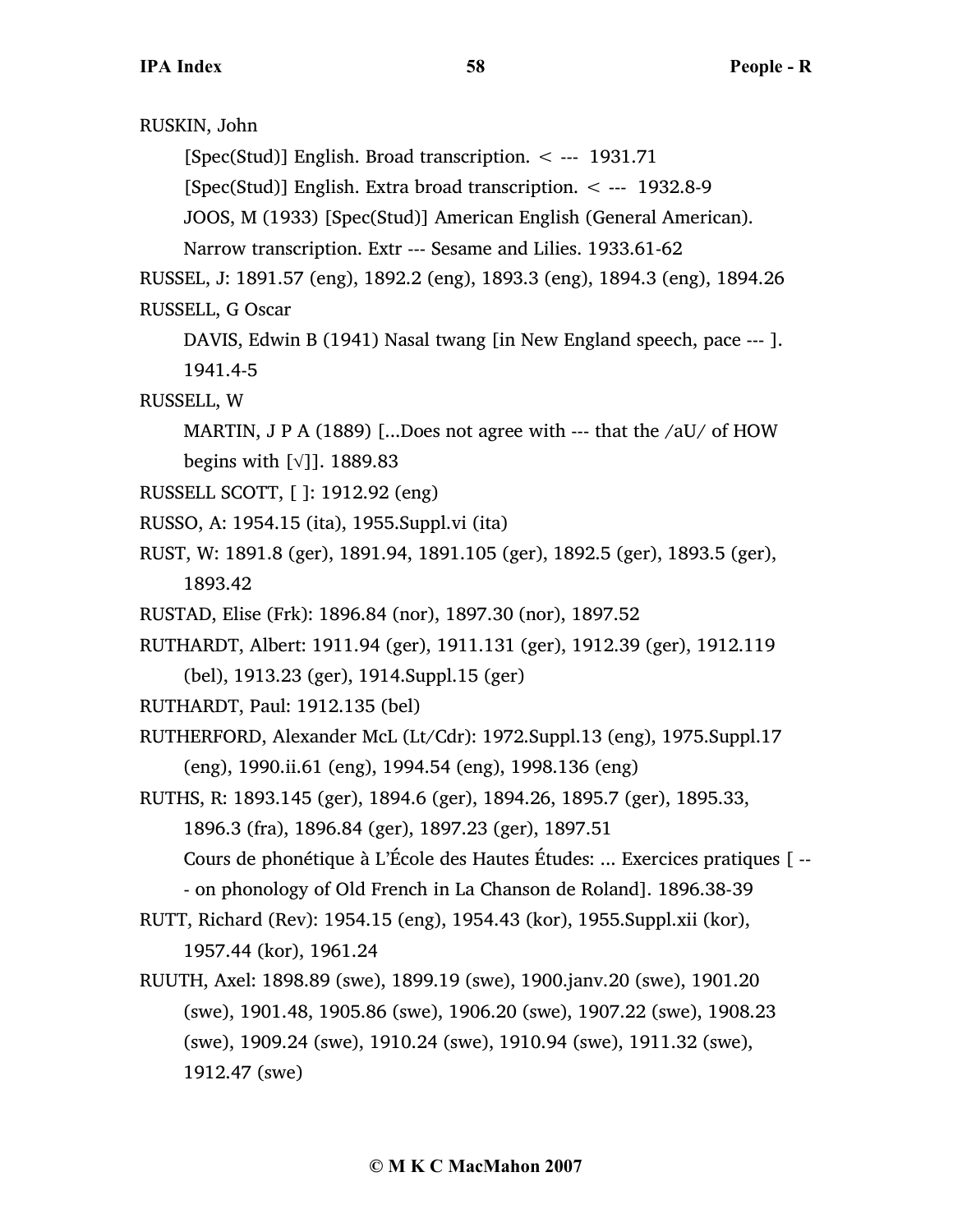RUSKIN, John

[Spec(Stud)] English. Broad transcription. < --- 1931.71

[Spec(Stud)] English. Extra broad transcription. < --- 1932.8-9

JOOS, M (1933) [Spec(Stud)] American English (General American). Narrow transcription. Extr --- Sesame and Lilies. 1933.61-62

RUSSEL, J: 1891.57 (eng), 1892.2 (eng), 1893.3 (eng), 1894.3 (eng), 1894.26

RUSSELL, G Oscar

DAVIS, Edwin B (1941) Nasal twang [in New England speech, pace --- ]. 1941.4-5

RUSSELL, W

MARTIN, J P A (1889) [...Does not agree with --- that the /aU/ of HOW begins with [√]]. 1889.83

RUSSELL SCOTT, [ ]: 1912.92 (eng)

RUSSO, A: 1954.15 (ita), 1955.Suppl.vi (ita)

RUST, W: 1891.8 (ger), 1891.94, 1891.105 (ger), 1892.5 (ger), 1893.5 (ger), 1893.42

RUSTAD, Elise (Frk): 1896.84 (nor), 1897.30 (nor), 1897.52

RUTHARDT, Albert: 1911.94 (ger), 1911.131 (ger), 1912.39 (ger), 1912.119 (bel), 1913.23 (ger), 1914.Suppl.15 (ger)

RUTHARDT, Paul: 1912.135 (bel)

RUTHERFORD, Alexander McL (Lt/Cdr): 1972.Suppl.13 (eng), 1975.Suppl.17 (eng), 1990.ii.61 (eng), 1994.54 (eng), 1998.136 (eng)

RUTHS, R: 1893.145 (ger), 1894.6 (ger), 1894.26, 1895.7 (ger), 1895.33, 1896.3 (fra), 1896.84 (ger), 1897.23 (ger), 1897.51

Cours de phonétique à L'École des Hautes Études: ... Exercices pratiques [ --- on phonology of Old French in La Chanson de Roland]. 1896.38-39

RUTT, Richard (Rev): 1954.15 (eng), 1954.43 (kor), 1955.Suppl.xii (kor), 1957.44 (kor), 1961.24

RUUTH, Axel: 1898.89 (swe), 1899.19 (swe), 1900.janv.20 (swe), 1901.20 (swe), 1901.48, 1905.86 (swe), 1906.20 (swe), 1907.22 (swe), 1908.23 (swe), 1909.24 (swe), 1910.24 (swe), 1910.94 (swe), 1911.32 (swe), 1912.47 (swe)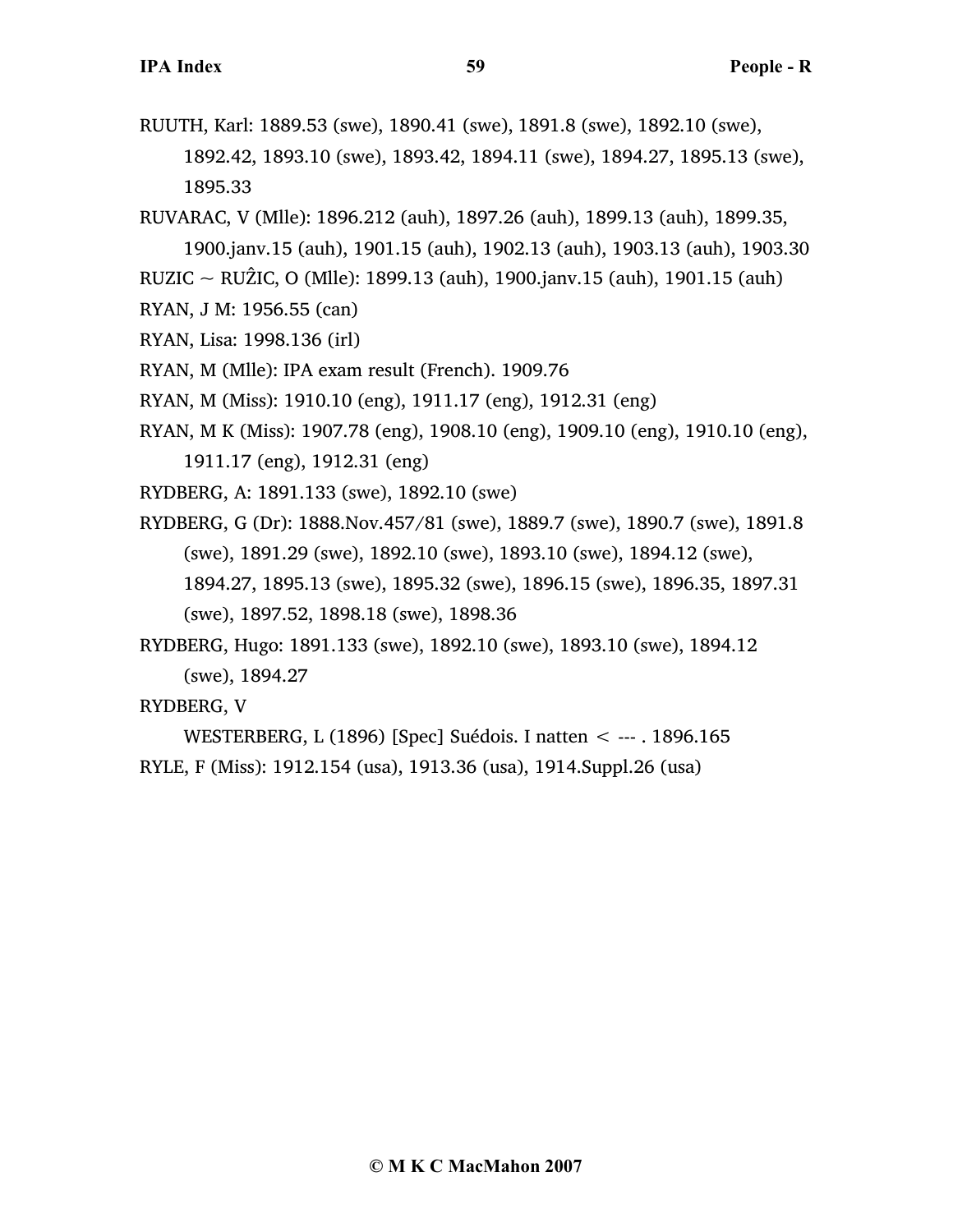RUUTH, Karl: 1889.53 (swe), 1890.41 (swe), 1891.8 (swe), 1892.10 (swe), 1892.42, 1893.10 (swe), 1893.42, 1894.11 (swe), 1894.27, 1895.13 (swe), 1895.33

RUVARAC, V (Mlle): 1896.212 (auh), 1897.26 (auh), 1899.13 (auh), 1899.35, 1900.janv.15 (auh), 1901.15 (auh), 1902.13 (auh), 1903.13 (auh), 1903.30

RUZIC ~ RUẐIC, O (Mlle): 1899.13 (auh), 1900.janv.15 (auh), 1901.15 (auh)

RYAN, J M: 1956.55 (can)

RYAN, Lisa: 1998.136 (irl)

RYAN, M (Mlle): IPA exam result (French). 1909.76

RYAN, M (Miss): 1910.10 (eng), 1911.17 (eng), 1912.31 (eng)

RYAN, M K (Miss): 1907.78 (eng), 1908.10 (eng), 1909.10 (eng), 1910.10 (eng), 1911.17 (eng), 1912.31 (eng)

RYDBERG, A: 1891.133 (swe), 1892.10 (swe)

RYDBERG, G (Dr): 1888.Nov.457/81 (swe), 1889.7 (swe), 1890.7 (swe), 1891.8 (swe), 1891.29 (swe), 1892.10 (swe), 1893.10 (swe), 1894.12 (swe), 1894.27, 1895.13 (swe), 1895.32 (swe), 1896.15 (swe), 1896.35, 1897.31 (swe), 1897.52, 1898.18 (swe), 1898.36

RYDBERG, Hugo: 1891.133 (swe), 1892.10 (swe), 1893.10 (swe), 1894.12 (swe), 1894.27

RYDBERG, V

WESTERBERG, L (1896) [Spec] Suédois. I natten < --- . 1896.165

RYLE, F (Miss): 1912.154 (usa), 1913.36 (usa), 1914.Suppl.26 (usa)